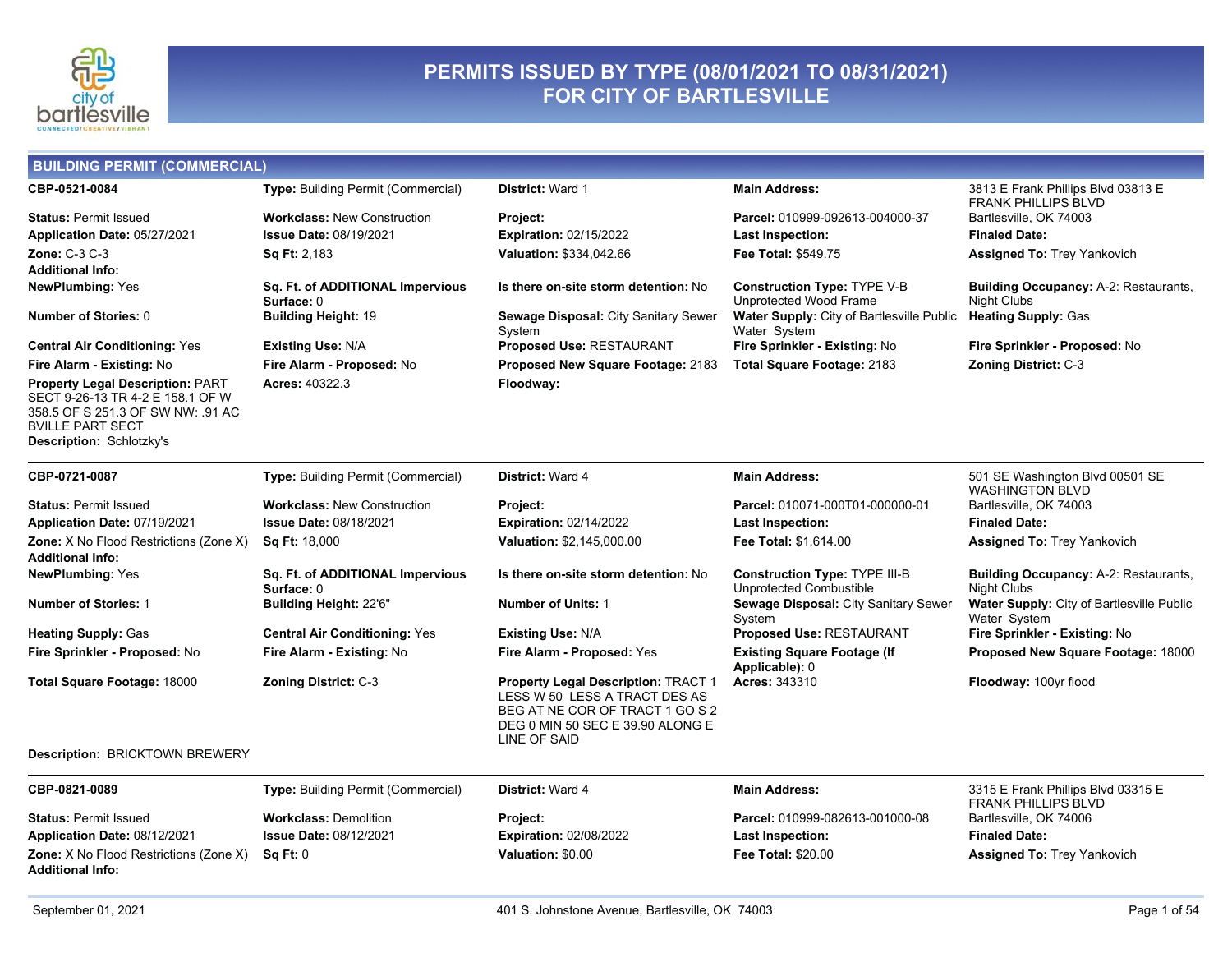# PERMITS ISSUED BY TYPE (08/01/2021 TO 08/31/2021) FOR CITY OF BARTLESVILLE

## BUILDING PERMIT (COMMERCIAL)

**CBP-0521-0084**
**Type:** Building Permit (Commercial)
**District:** Ward 1
**Main Address:** 3813 E Frank Phillips Blvd 03813 E FRANK PHILLIPS BLVD Bartlesville, OK 74003
**Status:** Permit Issued
**Workclass:** New Construction
**Project:**
**Parcel:** 010999-092613-004000-37
**Application Date:** 05/27/2021
**Issue Date:** 08/19/2021
**Expiration:** 02/15/2022
**Last Inspection:**
**Finaled Date:**
**Zone:** C-3 C-3
**Sq Ft:** 2,183
**Valuation:** $334,042.66
**Fee Total:** $549.75
**Assigned To:** Trey Yankovich
**Additional Info:**
**NewPlumbing:** Yes
**Sq. Ft. of ADDITIONAL Impervious Surface:** 0
**Is there on-site storm detention:** No
**Construction Type:** TYPE V-B Unprotected Wood Frame
**Building Occupancy:** A-2: Restaurants, Night Clubs
**Number of Stories:** 0
**Building Height:** 19
**Sewage Disposal:** City Sanitary Sewer System
**Water Supply:** City of Bartlesville Public Water System
**Heating Supply:** Gas
**Central Air Conditioning:** Yes
**Existing Use:** N/A
**Proposed Use:** RESTAURANT
**Fire Sprinkler - Existing:** No
**Fire Sprinkler - Proposed:** No
**Fire Alarm - Existing:** No
**Fire Alarm - Proposed:** No
**Proposed New Square Footage:** 2183
**Total Square Footage:** 2183
**Zoning District:** C-3
**Property Legal Description:** PART SECT 9-26-13 TR 4-2 E 158.1 OF W 358.5 OF S 251.3 OF SW NW: .91 AC BVILLE PART SECT
**Acres:** 40322.3
**Floodway:**
**Description:** Schlotzky's

---

**CBP-0721-0087**
**Type:** Building Permit (Commercial)
**District:** Ward 4
**Main Address:** 501 SE Washington Blvd 00501 SE WASHINGTON BLVD Bartlesville, OK 74003
**Status:** Permit Issued
**Workclass:** New Construction
**Project:**
**Parcel:** 010071-000T01-000000-01
**Application Date:** 07/19/2021
**Issue Date:** 08/18/2021
**Expiration:** 02/14/2022
**Last Inspection:**
**Finaled Date:**
**Zone:** X No Flood Restrictions (Zone X)
**Sq Ft:** 18,000
**Valuation:** $2,145,000.00
**Fee Total:** $1,614.00
**Assigned To:** Trey Yankovich
**Additional Info:**
**NewPlumbing:** Yes
**Sq. Ft. of ADDITIONAL Impervious Surface:** 0
**Is there on-site storm detention:** No
**Construction Type:** TYPE III-B Unprotected Combustible
**Building Occupancy:** A-2: Restaurants, Night Clubs
**Number of Stories:** 1
**Building Height:** 22'6"
**Number of Units:** 1
**Sewage Disposal:** City Sanitary Sewer System
**Water Supply:** City of Bartlesville Public Water System
**Heating Supply:** Gas
**Central Air Conditioning:** Yes
**Existing Use:** N/A
**Proposed Use:** RESTAURANT
**Fire Sprinkler - Existing:** No
**Fire Sprinkler - Proposed:** No
**Fire Alarm - Existing:** No
**Fire Alarm - Proposed:** Yes
**Existing Square Footage (If Applicable):** 0
**Proposed New Square Footage:** 18000
**Total Square Footage:** 18000
**Zoning District:** C-3
**Property Legal Description:** TRACT 1 LESS W 50 LESS A TRACT DES AS BEG AT NE COR OF TRACT 1 GO S 2 DEG 0 MIN 50 SEC E 39.90 ALONG E LINE OF SAID
**Acres:** 343310
**Floodway:** 100yr flood
**Description:** BRICKTOWN BREWERY

---

**CBP-0821-0089**
**Type:** Building Permit (Commercial)
**District:** Ward 4
**Main Address:** 3315 E Frank Phillips Blvd 03315 E FRANK PHILLIPS BLVD Bartlesville, OK 74006
**Status:** Permit Issued
**Workclass:** Demolition
**Project:**
**Parcel:** 010999-082613-001000-08
**Application Date:** 08/12/2021
**Issue Date:** 08/12/2021
**Expiration:** 02/08/2022
**Last Inspection:**
**Finaled Date:**
**Zone:** X No Flood Restrictions (Zone X)
**Sq Ft:** 0
**Valuation:** $0.00
**Fee Total:** $20.00
**Assigned To:** Trey Yankovich
**Additional Info:**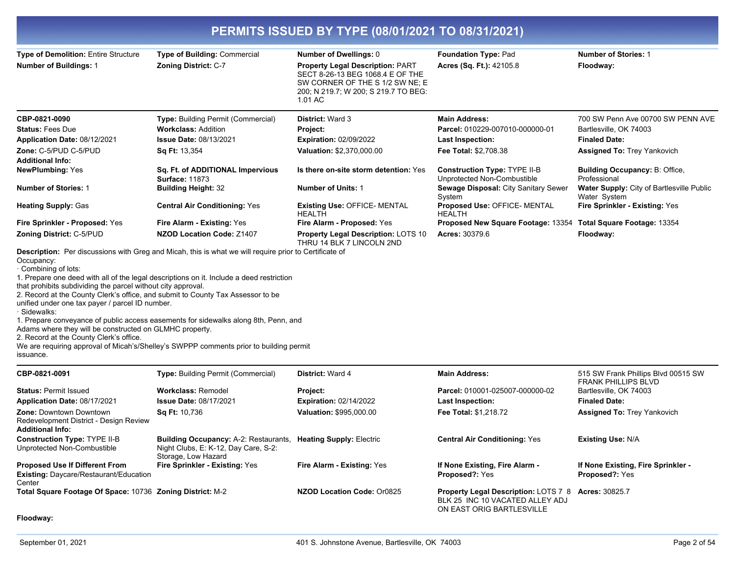## PERMITS ISSUED BY TYPE (08/01/2021 TO 08/31/2021)

| | | | | |
|---|---|---|---|---|
| **Type of Demolition:** Entire Structure | **Type of Building:** Commercial | **Number of Dwellings:** 0 | **Foundation Type:** Pad | **Number of Stories:** 1 |
| **Number of Buildings:** 1 | **Zoning District:** C-7 | **Property Legal Description:** PART SECT 8-26-13 BEG 1068.4 E OF THE SW CORNER OF THE S 1/2 SW NE; E 200; N 219.7; W 200; S 219.7 TO BEG: 1.01 AC | **Acres (Sq. Ft.):** 42105.8 | **Floodway:** |

---

| | | | | |
|---|---|---|---|---|
| **CBP-0821-0090** | **Type:** Building Permit (Commercial) | **District:** Ward 3 | **Main Address:** | 700 SW Penn Ave 00700 SW PENN AVE |
| **Status:** Fees Due | **Workclass:** Addition | **Project:** | **Parcel:** 010229-007010-000000-01 | Bartlesville, OK 74003 |
| **Application Date:** 08/12/2021 | **Issue Date:** 08/13/2021 | **Expiration:** 02/09/2022 | **Last Inspection:** | **Finaled Date:** |
| **Zone:** C-5/PUD C-5/PUD | **Sq Ft:** 13,354 | **Valuation:** $2,370,000.00 | **Fee Total:** $2,708.38 | **Assigned To:** Trey Yankovich |
| **Additional Info:** | | | | |
| **NewPlumbing:** Yes | **Sq. Ft. of ADDITIONAL Impervious Surface:** 11873 | **Is there on-site storm detention:** Yes | **Construction Type:** TYPE II-B Unprotected Non-Combustible | **Building Occupancy:** B: Office, Professional |
| **Number of Stories:** 1 | **Building Height:** 32 | **Number of Units:** 1 | **Sewage Disposal:** City Sanitary Sewer System | **Water Supply:** City of Bartlesville Public Water System |
| **Heating Supply:** Gas | **Central Air Conditioning:** Yes | **Existing Use:** OFFICE- MENTAL HEALTH | **Proposed Use:** OFFICE- MENTAL HEALTH | **Fire Sprinkler - Existing:** Yes |
| **Fire Sprinkler - Proposed:** Yes | **Fire Alarm - Existing:** Yes | **Fire Alarm - Proposed:** Yes | **Proposed New Square Footage:** 13354 | **Total Square Footage:** 13354 |
| **Zoning District:** C-5/PUD | **NZOD Location Code:** Z1407 | **Property Legal Description:** LOTS 10 THRU 14 BLK 7 LINCOLN 2ND | **Acres:** 30379.6 | **Floodway:** |

**Description:** Per discussions with Greg and Micah, this is what we will require prior to Certificate of Occupancy:

· Combining of lots:

1. Prepare one deed with all of the legal descriptions on it. Include a deed restriction that prohibits subdividing the parcel without city approval.
2. Record at the County Clerk's office, and submit to County Tax Assessor to be unified under one tax payer / parcel ID number.

· Sidewalks:

1. Prepare conveyance of public access easements for sidewalks along 8th, Penn, and Adams where they will be constructed on GLMHC property.
2. Record at the County Clerk's office.

We are requiring approval of Micah's/Shelley's SWPPP comments prior to building permit issuance.

---

| | | | | |
|---|---|---|---|---|
| **CBP-0821-0091** | **Type:** Building Permit (Commercial) | **District:** Ward 4 | **Main Address:** | 515 SW Frank Phillips Blvd 00515 SW FRANK PHILLIPS BLVD |
| **Status:** Permit Issued | **Workclass:** Remodel | **Project:** | **Parcel:** 010001-025007-000000-02 | Bartlesville, OK 74003 |
| **Application Date:** 08/17/2021 | **Issue Date:** 08/17/2021 | **Expiration:** 02/14/2022 | **Last Inspection:** | **Finaled Date:** |
| **Zone:** Downtown Downtown Redevelopment District - Design Review | **Sq Ft:** 10,736 | **Valuation:** $995,000.00 | **Fee Total:** $1,218.72 | **Assigned To:** Trey Yankovich |
| **Additional Info:** | | | | |
| **Construction Type:** TYPE II-B Unprotected Non-Combustible | **Building Occupancy:** A-2: Restaurants, Night Clubs, E: K-12, Day Care, S-2: Storage, Low Hazard | **Heating Supply:** Electric | **Central Air Conditioning:** Yes | **Existing Use:** N/A |
| **Proposed Use If Different From Existing:** Daycare/Restaurant/Education Center | **Fire Sprinkler - Existing:** Yes | **Fire Alarm - Existing:** Yes | **If None Existing, Fire Alarm - Proposed?:** Yes | **If None Existing, Fire Sprinkler - Proposed?:** Yes |
| **Total Square Footage Of Space:** 10736 | **Zoning District:** M-2 | **NZOD Location Code:** Or0825 | **Property Legal Description:** LOTS 7 8 BLK 25 INC 10 VACATED ALLEY ADJ ON EAST ORIG BARTLESVILLE | **Acres:** 30825.7 |
| **Floodway:** | | | | |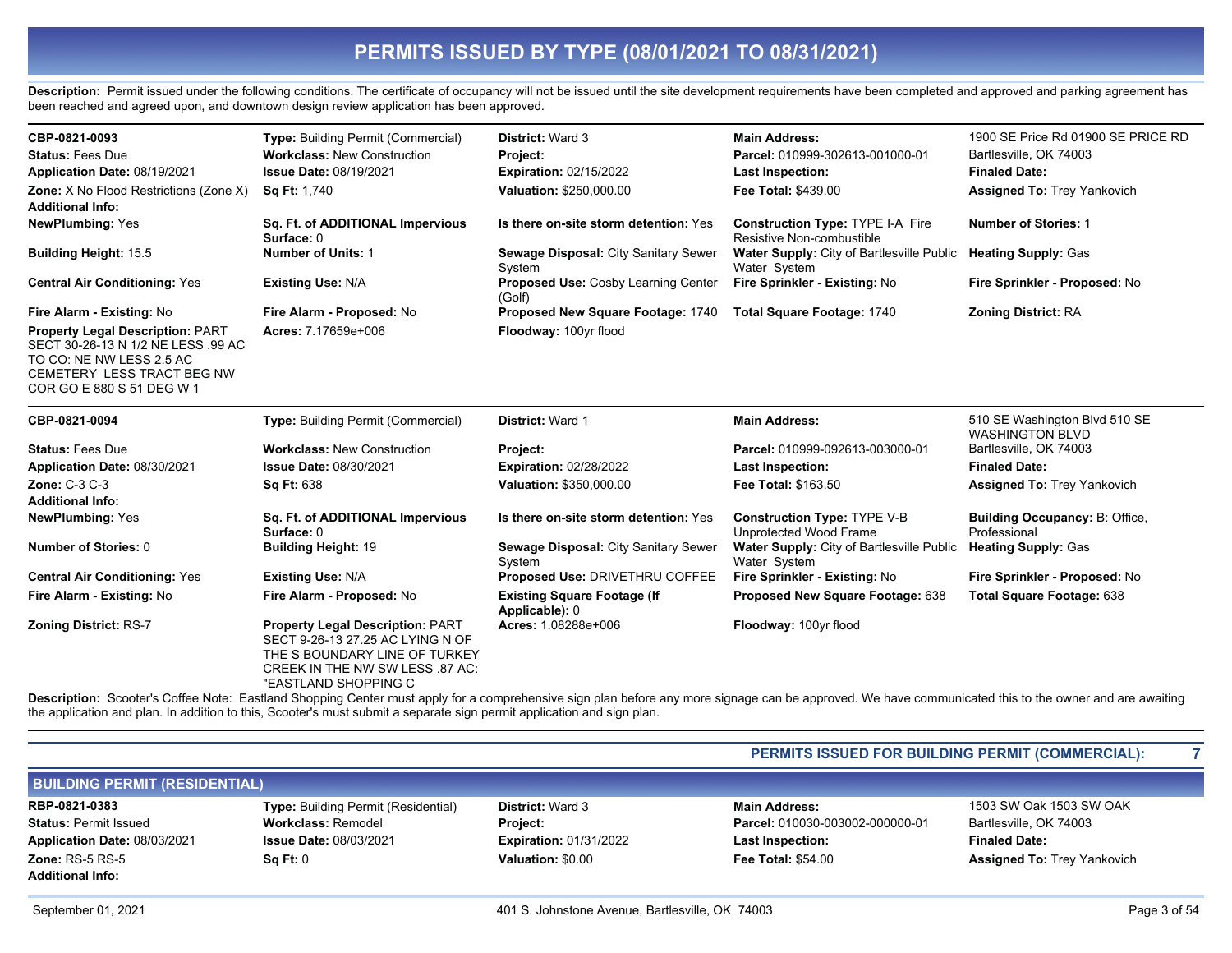# PERMITS ISSUED BY TYPE (08/01/2021 TO 08/31/2021)

**Description:** Permit issued under the following conditions. The certificate of occupancy will not be issued until the site development requirements have been completed and approved and parking agreement has been reached and agreed upon, and downtown design review application has been approved.

| | | | | |
|---|---|---|---|---|
| **CBP-0821-0093** | **Type:** Building Permit (Commercial) | **District:** Ward 3 | **Main Address:** | 1900 SE Price Rd 01900 SE PRICE RD |
| **Status:** Fees Due | **Workclass:** New Construction | **Project:** | **Parcel:** 010999-302613-001000-01 | Bartlesville, OK 74003 |
| **Application Date:** 08/19/2021 | **Issue Date:** 08/19/2021 | **Expiration:** 02/15/2022 | **Last Inspection:** | **Finaled Date:** |
| **Zone:** X No Flood Restrictions (Zone X) | **Sq Ft:** 1,740 | **Valuation:** $250,000.00 | **Fee Total:** $439.00 | **Assigned To:** Trey Yankovich |
| **Additional Info:** | | | | |
| **NewPlumbing:** Yes | **Sq. Ft. of ADDITIONAL Impervious Surface:** 0 | **Is there on-site storm detention:** Yes | **Construction Type:** TYPE I-A Fire Resistive Non-combustible | **Number of Stories:** 1 |
| **Building Height:** 15.5 | **Number of Units:** 1 | **Sewage Disposal:** City Sanitary Sewer System | **Water Supply:** City of Bartlesville Public Water System | **Heating Supply:** Gas |
| **Central Air Conditioning:** Yes | **Existing Use:** N/A | **Proposed Use:** Cosby Learning Center (Golf) | **Fire Sprinkler - Existing:** No | **Fire Sprinkler - Proposed:** No |
| **Fire Alarm - Existing:** No | **Fire Alarm - Proposed:** No | **Proposed New Square Footage:** 1740 | **Total Square Footage:** 1740 | **Zoning District:** RA |
| **Property Legal Description:** PART SECT 30-26-13 N 1/2 NE LESS .99 AC TO CO: NE NW LESS 2.5 AC CEMETERY LESS TRACT BEG NW COR GO E 880 S 51 DEG W 1 | **Acres:** 7.17659e+006 | **Floodway:** 100yr flood | | |

| | | | | |
|---|---|---|---|---|
| **CBP-0821-0094** | **Type:** Building Permit (Commercial) | **District:** Ward 1 | **Main Address:** | 510 SE Washington Blvd 510 SE WASHINGTON BLVD |
| **Status:** Fees Due | **Workclass:** New Construction | **Project:** | **Parcel:** 010999-092613-003000-01 | Bartlesville, OK 74003 |
| **Application Date:** 08/30/2021 | **Issue Date:** 08/30/2021 | **Expiration:** 02/28/2022 | **Last Inspection:** | **Finaled Date:** |
| **Zone:** C-3 C-3 | **Sq Ft:** 638 | **Valuation:** $350,000.00 | **Fee Total:** $163.50 | **Assigned To:** Trey Yankovich |
| **Additional Info:** | | | | |
| **NewPlumbing:** Yes | **Sq. Ft. of ADDITIONAL Impervious Surface:** 0 | **Is there on-site storm detention:** Yes | **Construction Type:** TYPE V-B Unprotected Wood Frame | **Building Occupancy:** B: Office, Professional |
| **Number of Stories:** 0 | **Building Height:** 19 | **Sewage Disposal:** City Sanitary Sewer System | **Water Supply:** City of Bartlesville Public Water System | **Heating Supply:** Gas |
| **Central Air Conditioning:** Yes | **Existing Use:** N/A | **Proposed Use:** DRIVETHRU COFFEE | **Fire Sprinkler - Existing:** No | **Fire Sprinkler - Proposed:** No |
| **Fire Alarm - Existing:** No | **Fire Alarm - Proposed:** No | **Existing Square Footage (If Applicable):** 0 | **Proposed New Square Footage:** 638 | **Total Square Footage:** 638 |
| **Zoning District:** RS-7 | **Property Legal Description:** PART SECT 9-26-13 27.25 AC LYING N OF THE S BOUNDARY LINE OF TURKEY CREEK IN THE NW SW LESS .87 AC: "EASTLAND SHOPPING C | **Acres:** 1.08288e+006 | **Floodway:** 100yr flood | |

**Description:** Scooter's Coffee Note: Eastland Shopping Center must apply for a comprehensive sign plan before any more signage can be approved. We have communicated this to the owner and are awaiting the application and plan. In addition to this, Scooter's must submit a separate sign permit application and sign plan.

**PERMITS ISSUED FOR BUILDING PERMIT (COMMERCIAL): 7**

## BUILDING PERMIT (RESIDENTIAL)

| | | | | |
|---|---|---|---|---|
| **RBP-0821-0383** | **Type:** Building Permit (Residential) | **District:** Ward 3 | **Main Address:** | 1503 SW Oak 1503 SW OAK |
| **Status:** Permit Issued | **Workclass:** Remodel | **Project:** | **Parcel:** 010030-003002-000000-01 | Bartlesville, OK 74003 |
| **Application Date:** 08/03/2021 | **Issue Date:** 08/03/2021 | **Expiration:** 01/31/2022 | **Last Inspection:** | **Finaled Date:** |
| **Zone:** RS-5 RS-5 | **Sq Ft:** 0 | **Valuation:** $0.00 | **Fee Total:** $54.00 | **Assigned To:** Trey Yankovich |
| **Additional Info:** | | | | |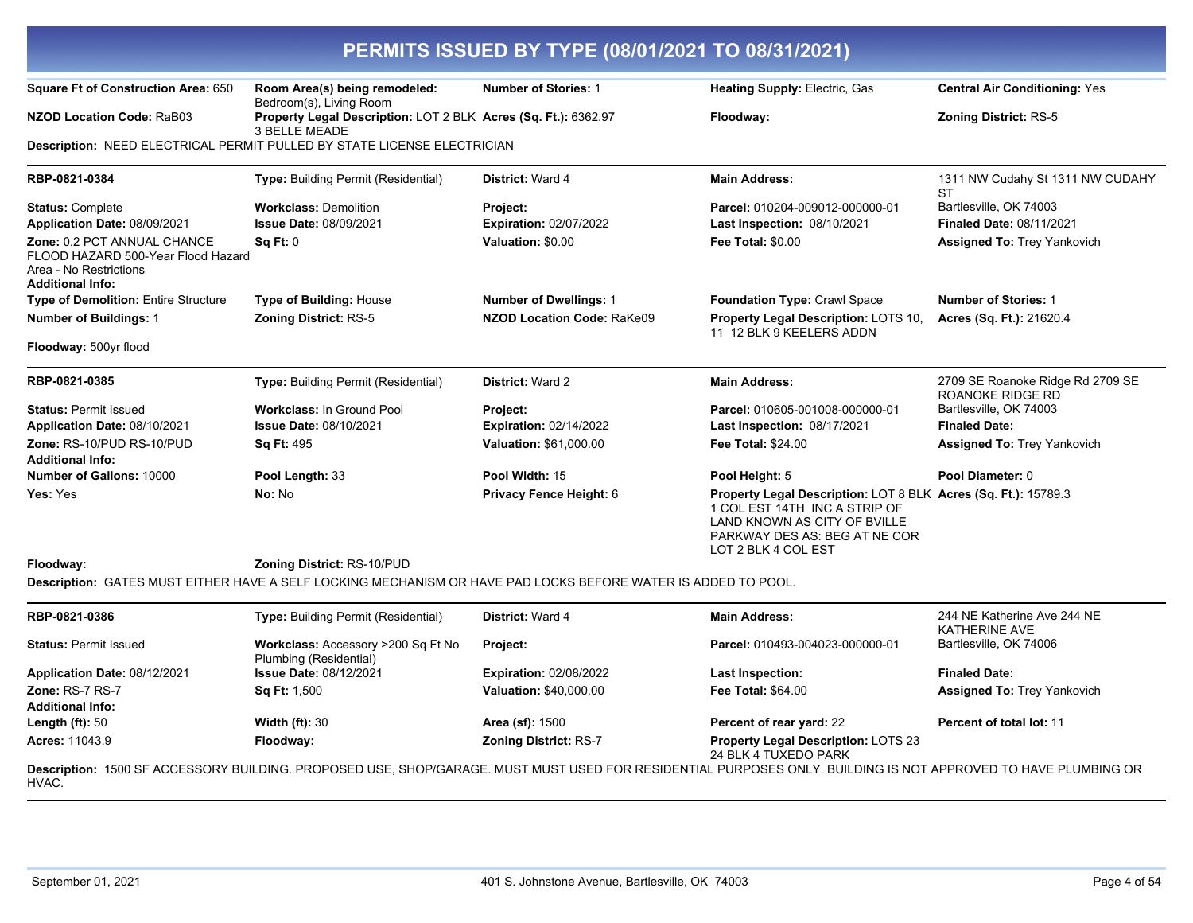# PERMITS ISSUED BY TYPE (08/01/2021 TO 08/31/2021)

| | | | | |
|---|---|---|---|---|
| **Square Ft of Construction Area:** 650 | **Room Area(s) being remodeled:** Bedroom(s), Living Room | **Number of Stories:** 1 | **Heating Supply:** Electric, Gas | **Central Air Conditioning:** Yes |
| **NZOD Location Code:** RaB03 | **Property Legal Description:** LOT 2 BLK 3 BELLE MEADE | **Acres (Sq. Ft.):** 6362.97 | **Floodway:** | **Zoning District:** RS-5 |

**Description:** NEED ELECTRICAL PERMIT PULLED BY STATE LICENSE ELECTRICIAN

---

| | | | | |
|---|---|---|---|---|
| **RBP-0821-0384** | **Type:** Building Permit (Residential) | **District:** Ward 4 | **Main Address:** | 1311 NW Cudahy St 1311 NW CUDAHY ST Bartlesville, OK 74003 |
| **Status:** Complete | **Workclass:** Demolition | **Project:** | **Parcel:** 010204-009012-000000-01 | |
| **Application Date:** 08/09/2021 | **Issue Date:** 08/09/2021 | **Expiration:** 02/07/2022 | **Last Inspection:** 08/10/2021 | **Finaled Date:** 08/11/2021 |
| **Zone:** 0.2 PCT ANNUAL CHANCE FLOOD HAZARD 500-Year Flood Hazard Area - No Restrictions | **Sq Ft:** 0 | **Valuation:** $0.00 | **Fee Total:** $0.00 | **Assigned To:** Trey Yankovich |
| **Additional Info:** | | | | |
| **Type of Demolition:** Entire Structure | **Type of Building:** House | **Number of Dwellings:** 1 | **Foundation Type:** Crawl Space | **Number of Stories:** 1 |
| **Number of Buildings:** 1 | **Zoning District:** RS-5 | **NZOD Location Code:** RaKe09 | **Property Legal Description:** LOTS 10, 11 12 BLK 9 KEELERS ADDN | **Acres (Sq. Ft.):** 21620.4 |
| **Floodway:** 500yr flood | | | | |

---

| | | | | |
|---|---|---|---|---|
| **RBP-0821-0385** | **Type:** Building Permit (Residential) | **District:** Ward 2 | **Main Address:** | 2709 SE Roanoke Ridge Rd 2709 SE ROANOKE RIDGE RD Bartlesville, OK 74003 |
| **Status:** Permit Issued | **Workclass:** In Ground Pool | **Project:** | **Parcel:** 010605-001008-000000-01 | |
| **Application Date:** 08/10/2021 | **Issue Date:** 08/10/2021 | **Expiration:** 02/14/2022 | **Last Inspection:** 08/17/2021 | **Finaled Date:** |
| **Zone:** RS-10/PUD RS-10/PUD | **Sq Ft:** 495 | **Valuation:** $61,000.00 | **Fee Total:** $24.00 | **Assigned To:** Trey Yankovich |
| **Additional Info:** | | | | |
| **Number of Gallons:** 10000 | **Pool Length:** 33 | **Pool Width:** 15 | **Pool Height:** 5 | **Pool Diameter:** 0 |
| **Yes:** Yes | **No:** No | **Privacy Fence Height:** 6 | **Property Legal Description:** LOT 8 BLK 1 COL EST 14TH INC A STRIP OF LAND KNOWN AS CITY OF BVILLE PARKWAY DES AS: BEG AT NE COR LOT 2 BLK 4 COL EST | **Acres (Sq. Ft.):** 15789.3 |
| **Floodway:** | **Zoning District:** RS-10/PUD | | | |

**Description:** GATES MUST EITHER HAVE A SELF LOCKING MECHANISM OR HAVE PAD LOCKS BEFORE WATER IS ADDED TO POOL.

---

| | | | | |
|---|---|---|---|---|
| **RBP-0821-0386** | **Type:** Building Permit (Residential) | **District:** Ward 4 | **Main Address:** | 244 NE Katherine Ave 244 NE KATHERINE AVE Bartlesville, OK 74006 |
| **Status:** Permit Issued | **Workclass:** Accessory >200 Sq Ft No Plumbing (Residential) | **Project:** | **Parcel:** 010493-004023-000000-01 | |
| **Application Date:** 08/12/2021 | **Issue Date:** 08/12/2021 | **Expiration:** 02/08/2022 | **Last Inspection:** | **Finaled Date:** |
| **Zone:** RS-7 RS-7 | **Sq Ft:** 1,500 | **Valuation:** $40,000.00 | **Fee Total:** $64.00 | **Assigned To:** Trey Yankovich |
| **Additional Info:** | | | | |
| **Length (ft):** 50 | **Width (ft):** 30 | **Area (sf):** 1500 | **Percent of rear yard:** 22 | **Percent of total lot:** 11 |
| **Acres:** 11043.9 | **Floodway:** | **Zoning District:** RS-7 | **Property Legal Description:** LOTS 23 24 BLK 4 TUXEDO PARK | |

**Description:** 1500 SF ACCESSORY BUILDING. PROPOSED USE, SHOP/GARAGE. MUST MUST USED FOR RESIDENTIAL PURPOSES ONLY. BUILDING IS NOT APPROVED TO HAVE PLUMBING OR HVAC.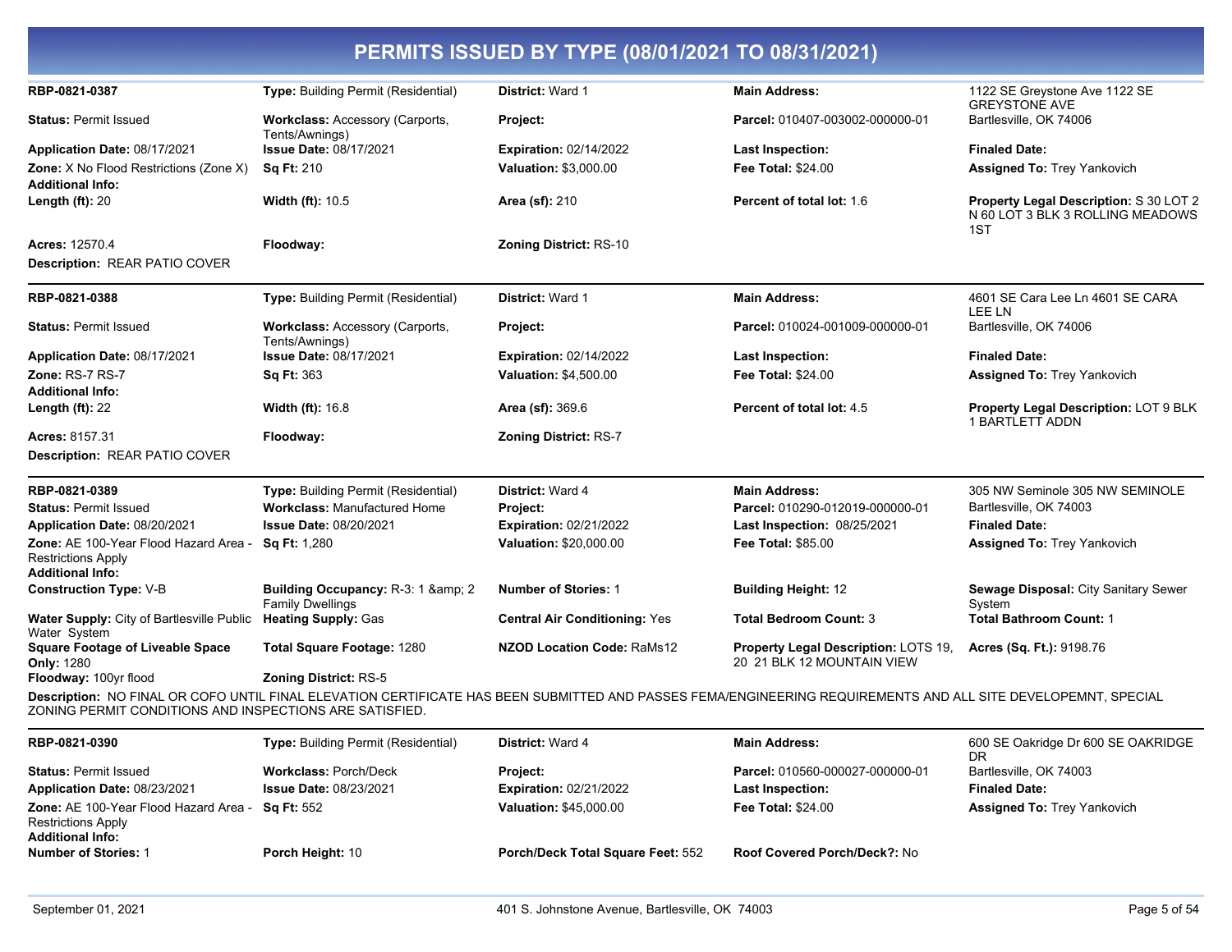# PERMITS ISSUED BY TYPE (08/01/2021 TO 08/31/2021)

| | | | | |
|---|---|---|---|---|
| **RBP-0821-0387** | **Type:** Building Permit (Residential) | **District:** Ward 1 | **Main Address:** | 1122 SE Greystone Ave 1122 SE GREYSTONE AVE |
| **Status:** Permit Issued | **Workclass:** Accessory (Carports, Tents/Awnings) | **Project:** | **Parcel:** 010407-003002-000000-01 | Bartlesville, OK 74006 |
| **Application Date:** 08/17/2021 | **Issue Date:** 08/17/2021 | **Expiration:** 02/14/2022 | **Last Inspection:** | **Finaled Date:** |
| **Zone:** X No Flood Restrictions (Zone X) | **Sq Ft:** 210 | **Valuation:** $3,000.00 | **Fee Total:** $24.00 | **Assigned To:** Trey Yankovich |
| **Additional Info:** | | | | |
| **Length (ft):** 20 | **Width (ft):** 10.5 | **Area (sf):** 210 | **Percent of total lot:** 1.6 | **Property Legal Description:** S 30 LOT 2 N 60 LOT 3 BLK 3 ROLLING MEADOWS 1ST |
| **Acres:** 12570.4 | **Floodway:** | **Zoning District:** RS-10 | | |

**Description:** REAR PATIO COVER

---

| | | | | |
|---|---|---|---|---|
| **RBP-0821-0388** | **Type:** Building Permit (Residential) | **District:** Ward 1 | **Main Address:** | 4601 SE Cara Lee Ln 4601 SE CARA LEE LN |
| **Status:** Permit Issued | **Workclass:** Accessory (Carports, Tents/Awnings) | **Project:** | **Parcel:** 010024-001009-000000-01 | Bartlesville, OK 74006 |
| **Application Date:** 08/17/2021 | **Issue Date:** 08/17/2021 | **Expiration:** 02/14/2022 | **Last Inspection:** | **Finaled Date:** |
| **Zone:** RS-7 RS-7 | **Sq Ft:** 363 | **Valuation:** $4,500.00 | **Fee Total:** $24.00 | **Assigned To:** Trey Yankovich |
| **Additional Info:** | | | | |
| **Length (ft):** 22 | **Width (ft):** 16.8 | **Area (sf):** 369.6 | **Percent of total lot:** 4.5 | **Property Legal Description:** LOT 9 BLK 1 BARTLETT ADDN |
| **Acres:** 8157.31 | **Floodway:** | **Zoning District:** RS-7 | | |

**Description:** REAR PATIO COVER

---

| | | | | |
|---|---|---|---|---|
| **RBP-0821-0389** | **Type:** Building Permit (Residential) | **District:** Ward 4 | **Main Address:** | 305 NW Seminole 305 NW SEMINOLE |
| **Status:** Permit Issued | **Workclass:** Manufactured Home | **Project:** | **Parcel:** 010290-012019-000000-01 | Bartlesville, OK 74003 |
| **Application Date:** 08/20/2021 | **Issue Date:** 08/20/2021 | **Expiration:** 02/21/2022 | **Last Inspection:** 08/25/2021 | **Finaled Date:** |
| **Zone:** AE 100-Year Flood Hazard Area - Restrictions Apply | **Sq Ft:** 1,280 | **Valuation:** $20,000.00 | **Fee Total:** $85.00 | **Assigned To:** Trey Yankovich |
| **Additional Info:** | | | | |
| **Construction Type:** V-B | **Building Occupancy:** R-3: 1 &amp; 2 Family Dwellings | **Number of Stories:** 1 | **Building Height:** 12 | **Sewage Disposal:** City Sanitary Sewer System |
| **Water Supply:** City of Bartlesville Public Water System | **Heating Supply:** Gas | **Central Air Conditioning:** Yes | **Total Bedroom Count:** 3 | **Total Bathroom Count:** 1 |
| **Square Footage of Liveable Space Only:** 1280 | **Total Square Footage:** 1280 | **NZOD Location Code:** RaMs12 | **Property Legal Description:** LOTS 19, 20 21 BLK 12 MOUNTAIN VIEW | **Acres (Sq. Ft.):** 9198.76 |
| **Floodway:** 100yr flood | **Zoning District:** RS-5 | | | |

**Description:** NO FINAL OR COFO UNTIL FINAL ELEVATION CERTIFICATE HAS BEEN SUBMITTED AND PASSES FEMA/ENGINEERING REQUIREMENTS AND ALL SITE DEVELOPEMNT, SPECIAL ZONING PERMIT CONDITIONS AND INSPECTIONS ARE SATISFIED.

---

| | | | | |
|---|---|---|---|---|
| **RBP-0821-0390** | **Type:** Building Permit (Residential) | **District:** Ward 4 | **Main Address:** | 600 SE Oakridge Dr 600 SE OAKRIDGE DR |
| **Status:** Permit Issued | **Workclass:** Porch/Deck | **Project:** | **Parcel:** 010560-000027-000000-01 | Bartlesville, OK 74003 |
| **Application Date:** 08/23/2021 | **Issue Date:** 08/23/2021 | **Expiration:** 02/21/2022 | **Last Inspection:** | **Finaled Date:** |
| **Zone:** AE 100-Year Flood Hazard Area - Restrictions Apply | **Sq Ft:** 552 | **Valuation:** $45,000.00 | **Fee Total:** $24.00 | **Assigned To:** Trey Yankovich |
| **Additional Info:** | | | | |
| **Number of Stories:** 1 | **Porch Height:** 10 | **Porch/Deck Total Square Feet:** 552 | **Roof Covered Porch/Deck?:** No | |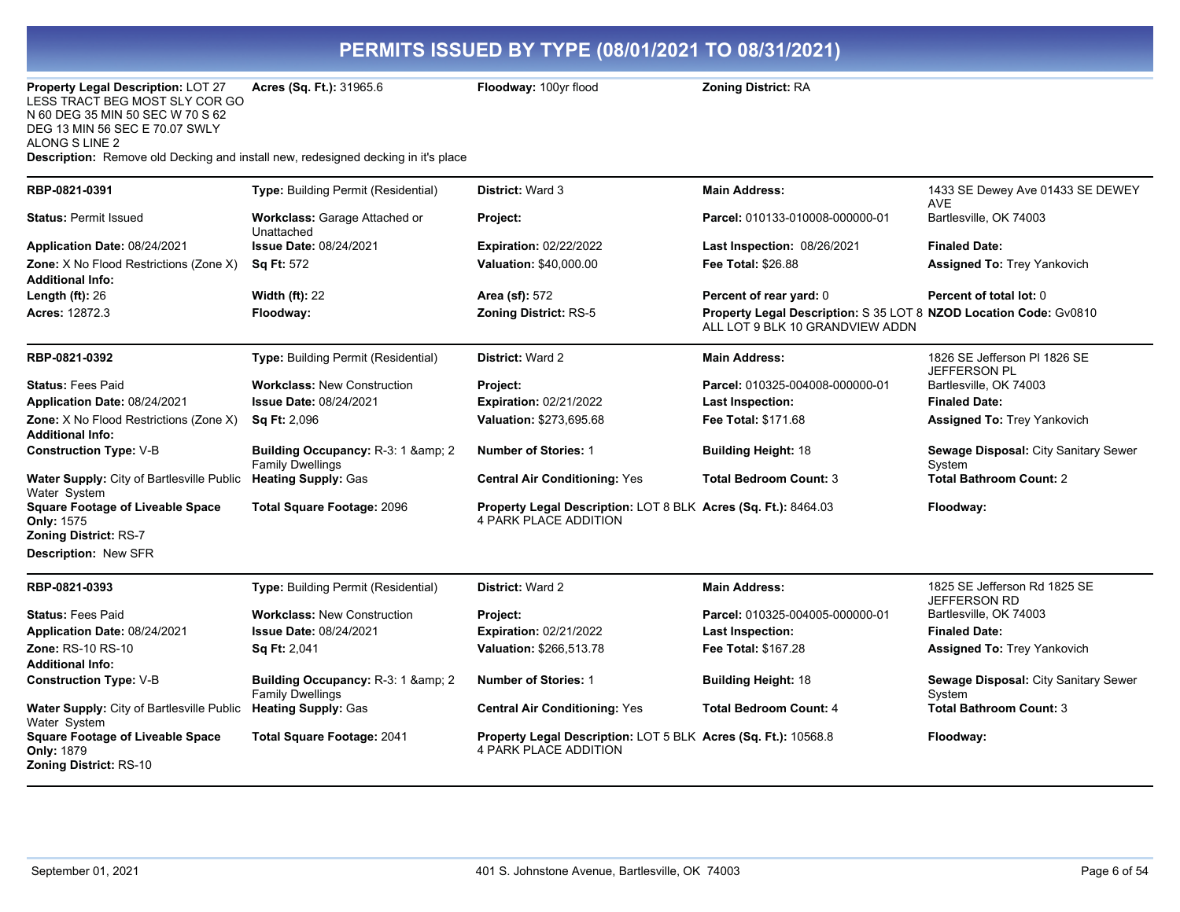## PERMITS ISSUED BY TYPE (08/01/2021 TO 08/31/2021)

| | | | | |
|---|---|---|---|---|
| **Property Legal Description:** LOT 27 LESS TRACT BEG MOST SLY COR GO N 60 DEG 35 MIN 50 SEC W 70 S 62 DEG 13 MIN 56 SEC E 70.07 SWLY ALONG S LINE 2 | **Acres (Sq. Ft.):** 31965.6 | **Floodway:** 100yr flood | **Zoning District:** RA | |

**Description:** Remove old Decking and install new, redesigned decking in it's place

---

| | | | | |
|---|---|---|---|---|
| **RBP-0821-0391** | **Type:** Building Permit (Residential) | **District:** Ward 3 | **Main Address:** | 1433 SE Dewey Ave 01433 SE DEWEY AVE |
| **Status:** Permit Issued | **Workclass:** Garage Attached or Unattached | **Project:** | **Parcel:** 010133-010008-000000-01 | Bartlesville, OK 74003 |
| **Application Date:** 08/24/2021 | **Issue Date:** 08/24/2021 | **Expiration:** 02/22/2022 | **Last Inspection:** 08/26/2021 | **Finaled Date:** |
| **Zone:** X No Flood Restrictions (Zone X) | **Sq Ft:** 572 | **Valuation:** $40,000.00 | **Fee Total:** $26.88 | **Assigned To:** Trey Yankovich |
| **Additional Info:** | | | | |
| **Length (ft):** 26 | **Width (ft):** 22 | **Area (sf):** 572 | **Percent of rear yard:** 0 | **Percent of total lot:** 0 |
| **Acres:** 12872.3 | **Floodway:** | **Zoning District:** RS-5 | **Property Legal Description:** S 35 LOT 8 ALL LOT 9 BLK 10 GRANDVIEW ADDN | **NZOD Location Code:** Gv0810 |

---

| | | | | |
|---|---|---|---|---|
| **RBP-0821-0392** | **Type:** Building Permit (Residential) | **District:** Ward 2 | **Main Address:** | 1826 SE Jefferson Pl 1826 SE JEFFERSON PL |
| **Status:** Fees Paid | **Workclass:** New Construction | **Project:** | **Parcel:** 010325-004008-000000-01 | Bartlesville, OK 74003 |
| **Application Date:** 08/24/2021 | **Issue Date:** 08/24/2021 | **Expiration:** 02/21/2022 | **Last Inspection:** | **Finaled Date:** |
| **Zone:** X No Flood Restrictions (Zone X) | **Sq Ft:** 2,096 | **Valuation:** $273,695.68 | **Fee Total:** $171.68 | **Assigned To:** Trey Yankovich |
| **Additional Info:** | | | | |
| **Construction Type:** V-B | **Building Occupancy:** R-3: 1 &amp; 2 Family Dwellings | **Number of Stories:** 1 | **Building Height:** 18 | **Sewage Disposal:** City Sanitary Sewer System |
| **Water Supply:** City of Bartlesville Public Water System | **Heating Supply:** Gas | **Central Air Conditioning:** Yes | **Total Bedroom Count:** 3 | **Total Bathroom Count:** 2 |
| **Square Footage of Liveable Space Only:** 1575 | **Total Square Footage:** 2096 | **Property Legal Description:** LOT 8 BLK 4 PARK PLACE ADDITION | **Acres (Sq. Ft.):** 8464.03 | **Floodway:** |
| **Zoning District:** RS-7 | | | | |

**Description:** New SFR

---

| | | | | |
|---|---|---|---|---|
| **RBP-0821-0393** | **Type:** Building Permit (Residential) | **District:** Ward 2 | **Main Address:** | 1825 SE Jefferson Rd 1825 SE JEFFERSON RD |
| **Status:** Fees Paid | **Workclass:** New Construction | **Project:** | **Parcel:** 010325-004005-000000-01 | Bartlesville, OK 74003 |
| **Application Date:** 08/24/2021 | **Issue Date:** 08/24/2021 | **Expiration:** 02/21/2022 | **Last Inspection:** | **Finaled Date:** |
| **Zone:** RS-10 RS-10 | **Sq Ft:** 2,041 | **Valuation:** $266,513.78 | **Fee Total:** $167.28 | **Assigned To:** Trey Yankovich |
| **Additional Info:** | | | | |
| **Construction Type:** V-B | **Building Occupancy:** R-3: 1 &amp; 2 Family Dwellings | **Number of Stories:** 1 | **Building Height:** 18 | **Sewage Disposal:** City Sanitary Sewer System |
| **Water Supply:** City of Bartlesville Public Water System | **Heating Supply:** Gas | **Central Air Conditioning:** Yes | **Total Bedroom Count:** 4 | **Total Bathroom Count:** 3 |
| **Square Footage of Liveable Space Only:** 1879 | **Total Square Footage:** 2041 | **Property Legal Description:** LOT 5 BLK 4 PARK PLACE ADDITION | **Acres (Sq. Ft.):** 10568.8 | **Floodway:** |
| **Zoning District:** RS-10 | | | | |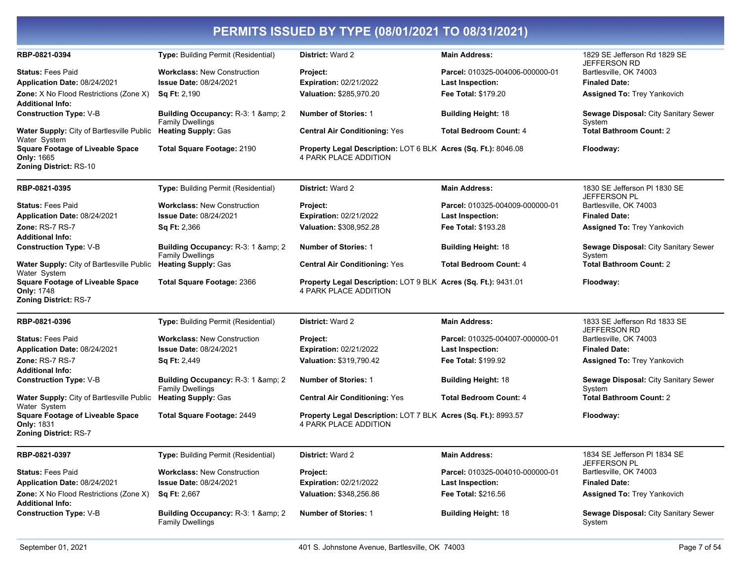# PERMITS ISSUED BY TYPE (08/01/2021 TO 08/31/2021)

| | | | | |
|---|---|---|---|---|
| **RBP-0821-0394** | **Type:** Building Permit (Residential) | **District:** Ward 2 | **Main Address:** | 1829 SE Jefferson Rd 1829 SE JEFFERSON RD Bartlesville, OK 74003 |
| **Status:** Fees Paid | **Workclass:** New Construction | **Project:** | **Parcel:** 010325-004006-000000-01 | |
| **Application Date:** 08/24/2021 | **Issue Date:** 08/24/2021 | **Expiration:** 02/21/2022 | **Last Inspection:** | **Finaled Date:** |
| **Zone:** X No Flood Restrictions (Zone X) | **Sq Ft:** 2,190 | **Valuation:** $285,970.20 | **Fee Total:** $179.20 | **Assigned To:** Trey Yankovich |
| **Additional Info:** | | | | |
| **Construction Type:** V-B | **Building Occupancy:** R-3: 1 &amp; 2 Family Dwellings | **Number of Stories:** 1 | **Building Height:** 18 | **Sewage Disposal:** City Sanitary Sewer System |
| **Water Supply:** City of Bartlesville Public Water System | **Heating Supply:** Gas | **Central Air Conditioning:** Yes | **Total Bedroom Count:** 4 | **Total Bathroom Count:** 2 |
| **Square Footage of Liveable Space Only:** 1665 | **Total Square Footage:** 2190 | **Property Legal Description:** LOT 6 BLK 4 PARK PLACE ADDITION | **Acres (Sq. Ft.):** 8046.08 | **Floodway:** |
| **Zoning District:** RS-10 | | | | |

| | | | | |
|---|---|---|---|---|
| **RBP-0821-0395** | **Type:** Building Permit (Residential) | **District:** Ward 2 | **Main Address:** | 1830 SE Jefferson Pl 1830 SE JEFFERSON PL Bartlesville, OK 74003 |
| **Status:** Fees Paid | **Workclass:** New Construction | **Project:** | **Parcel:** 010325-004009-000000-01 | |
| **Application Date:** 08/24/2021 | **Issue Date:** 08/24/2021 | **Expiration:** 02/21/2022 | **Last Inspection:** | **Finaled Date:** |
| **Zone:** RS-7 RS-7 | **Sq Ft:** 2,366 | **Valuation:** $308,952.28 | **Fee Total:** $193.28 | **Assigned To:** Trey Yankovich |
| **Additional Info:** | | | | |
| **Construction Type:** V-B | **Building Occupancy:** R-3: 1 &amp; 2 Family Dwellings | **Number of Stories:** 1 | **Building Height:** 18 | **Sewage Disposal:** City Sanitary Sewer System |
| **Water Supply:** City of Bartlesville Public Water System | **Heating Supply:** Gas | **Central Air Conditioning:** Yes | **Total Bedroom Count:** 4 | **Total Bathroom Count:** 2 |
| **Square Footage of Liveable Space Only:** 1748 | **Total Square Footage:** 2366 | **Property Legal Description:** LOT 9 BLK 4 PARK PLACE ADDITION | **Acres (Sq. Ft.):** 9431.01 | **Floodway:** |
| **Zoning District:** RS-7 | | | | |

| | | | | |
|---|---|---|---|---|
| **RBP-0821-0396** | **Type:** Building Permit (Residential) | **District:** Ward 2 | **Main Address:** | 1833 SE Jefferson Rd 1833 SE JEFFERSON RD Bartlesville, OK 74003 |
| **Status:** Fees Paid | **Workclass:** New Construction | **Project:** | **Parcel:** 010325-004007-000000-01 | |
| **Application Date:** 08/24/2021 | **Issue Date:** 08/24/2021 | **Expiration:** 02/21/2022 | **Last Inspection:** | **Finaled Date:** |
| **Zone:** RS-7 RS-7 | **Sq Ft:** 2,449 | **Valuation:** $319,790.42 | **Fee Total:** $199.92 | **Assigned To:** Trey Yankovich |
| **Additional Info:** | | | | |
| **Construction Type:** V-B | **Building Occupancy:** R-3: 1 &amp; 2 Family Dwellings | **Number of Stories:** 1 | **Building Height:** 18 | **Sewage Disposal:** City Sanitary Sewer System |
| **Water Supply:** City of Bartlesville Public Water System | **Heating Supply:** Gas | **Central Air Conditioning:** Yes | **Total Bedroom Count:** 4 | **Total Bathroom Count:** 2 |
| **Square Footage of Liveable Space Only:** 1831 | **Total Square Footage:** 2449 | **Property Legal Description:** LOT 7 BLK 4 PARK PLACE ADDITION | **Acres (Sq. Ft.):** 8993.57 | **Floodway:** |
| **Zoning District:** RS-7 | | | | |

| | | | | |
|---|---|---|---|---|
| **RBP-0821-0397** | **Type:** Building Permit (Residential) | **District:** Ward 2 | **Main Address:** | 1834 SE Jefferson Pl 1834 SE JEFFERSON PL Bartlesville, OK 74003 |
| **Status:** Fees Paid | **Workclass:** New Construction | **Project:** | **Parcel:** 010325-004010-000000-01 | |
| **Application Date:** 08/24/2021 | **Issue Date:** 08/24/2021 | **Expiration:** 02/21/2022 | **Last Inspection:** | **Finaled Date:** |
| **Zone:** X No Flood Restrictions (Zone X) | **Sq Ft:** 2,667 | **Valuation:** $348,256.86 | **Fee Total:** $216.56 | **Assigned To:** Trey Yankovich |
| **Additional Info:** | | | | |
| **Construction Type:** V-B | **Building Occupancy:** R-3: 1 &amp; 2 Family Dwellings | **Number of Stories:** 1 | **Building Height:** 18 | **Sewage Disposal:** City Sanitary Sewer System |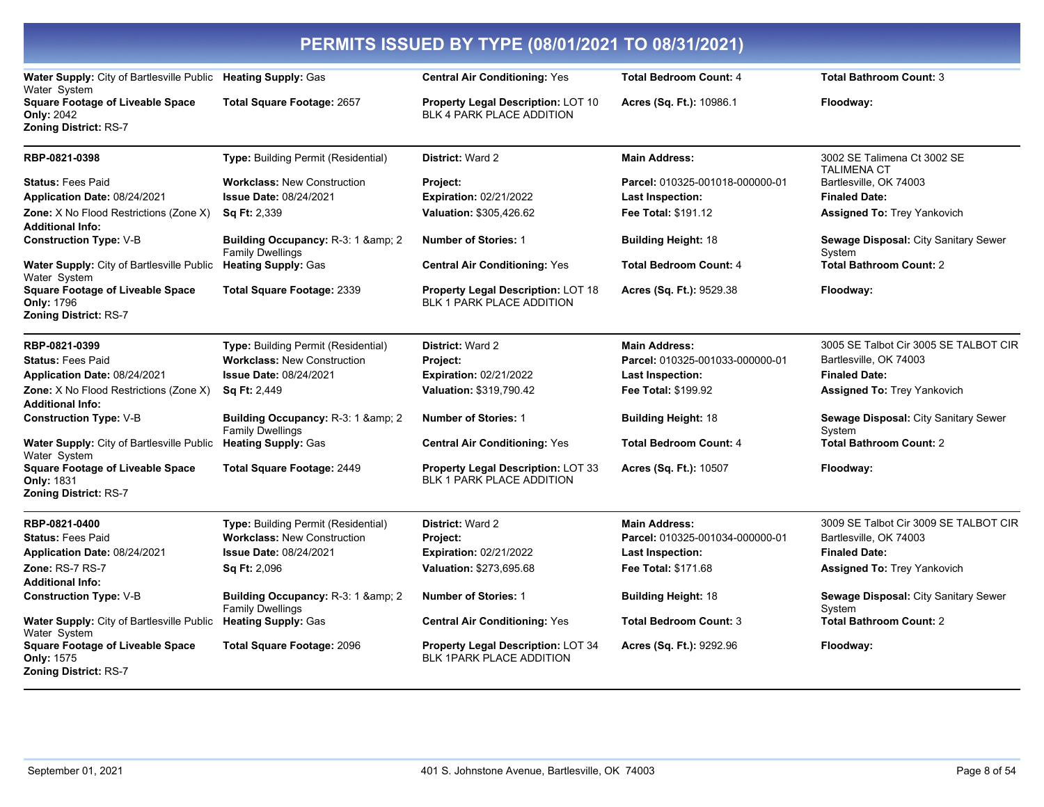# PERMITS ISSUED BY TYPE (08/01/2021 TO 08/31/2021)

| | | | | |
|---|---|---|---|---|
| **Water Supply:** City of Bartlesville Public Water System | **Heating Supply:** Gas | **Central Air Conditioning:** Yes | **Total Bedroom Count:** 4 | **Total Bathroom Count:** 3 |
| **Square Footage of Liveable Space Only:** 2042 | **Total Square Footage:** 2657 | **Property Legal Description:** LOT 10 BLK 4 PARK PLACE ADDITION | **Acres (Sq. Ft.):** 10986.1 | **Floodway:** |
| **Zoning District:** RS-7 | | | | |

| | | | | |
|---|---|---|---|---|
| **RBP-0821-0398** | **Type:** Building Permit (Residential) | **District:** Ward 2 | **Main Address:** | 3002 SE Talimena Ct 3002 SE TALIMENA CT |
| **Status:** Fees Paid | **Workclass:** New Construction | **Project:** | **Parcel:** 010325-001018-000000-01 | Bartlesville, OK 74003 |
| **Application Date:** 08/24/2021 | **Issue Date:** 08/24/2021 | **Expiration:** 02/21/2022 | **Last Inspection:** | **Finaled Date:** |
| **Zone:** X No Flood Restrictions (Zone X) | **Sq Ft:** 2,339 | **Valuation:** $305,426.62 | **Fee Total:** $191.12 | **Assigned To:** Trey Yankovich |
| **Additional Info:** | | | | |
| **Construction Type:** V-B | **Building Occupancy:** R-3: 1 &amp; 2 Family Dwellings | **Number of Stories:** 1 | **Building Height:** 18 | **Sewage Disposal:** City Sanitary Sewer System |
| **Water Supply:** City of Bartlesville Public Water System | **Heating Supply:** Gas | **Central Air Conditioning:** Yes | **Total Bedroom Count:** 4 | **Total Bathroom Count:** 2 |
| **Square Footage of Liveable Space Only:** 1796 | **Total Square Footage:** 2339 | **Property Legal Description:** LOT 18 BLK 1 PARK PLACE ADDITION | **Acres (Sq. Ft.):** 9529.38 | **Floodway:** |
| **Zoning District:** RS-7 | | | | |

| | | | | |
|---|---|---|---|---|
| **RBP-0821-0399** | **Type:** Building Permit (Residential) | **District:** Ward 2 | **Main Address:** | 3005 SE Talbot Cir 3005 SE TALBOT CIR |
| **Status:** Fees Paid | **Workclass:** New Construction | **Project:** | **Parcel:** 010325-001033-000000-01 | Bartlesville, OK 74003 |
| **Application Date:** 08/24/2021 | **Issue Date:** 08/24/2021 | **Expiration:** 02/21/2022 | **Last Inspection:** | **Finaled Date:** |
| **Zone:** X No Flood Restrictions (Zone X) | **Sq Ft:** 2,449 | **Valuation:** $319,790.42 | **Fee Total:** $199.92 | **Assigned To:** Trey Yankovich |
| **Additional Info:** | | | | |
| **Construction Type:** V-B | **Building Occupancy:** R-3: 1 &amp; 2 Family Dwellings | **Number of Stories:** 1 | **Building Height:** 18 | **Sewage Disposal:** City Sanitary Sewer System |
| **Water Supply:** City of Bartlesville Public Water System | **Heating Supply:** Gas | **Central Air Conditioning:** Yes | **Total Bedroom Count:** 4 | **Total Bathroom Count:** 2 |
| **Square Footage of Liveable Space Only:** 1831 | **Total Square Footage:** 2449 | **Property Legal Description:** LOT 33 BLK 1 PARK PLACE ADDITION | **Acres (Sq. Ft.):** 10507 | **Floodway:** |
| **Zoning District:** RS-7 | | | | |

| | | | | |
|---|---|---|---|---|
| **RBP-0821-0400** | **Type:** Building Permit (Residential) | **District:** Ward 2 | **Main Address:** | 3009 SE Talbot Cir 3009 SE TALBOT CIR |
| **Status:** Fees Paid | **Workclass:** New Construction | **Project:** | **Parcel:** 010325-001034-000000-01 | Bartlesville, OK 74003 |
| **Application Date:** 08/24/2021 | **Issue Date:** 08/24/2021 | **Expiration:** 02/21/2022 | **Last Inspection:** | **Finaled Date:** |
| **Zone:** RS-7 RS-7 | **Sq Ft:** 2,096 | **Valuation:** $273,695.68 | **Fee Total:** $171.68 | **Assigned To:** Trey Yankovich |
| **Additional Info:** | | | | |
| **Construction Type:** V-B | **Building Occupancy:** R-3: 1 &amp; 2 Family Dwellings | **Number of Stories:** 1 | **Building Height:** 18 | **Sewage Disposal:** City Sanitary Sewer System |
| **Water Supply:** City of Bartlesville Public Water System | **Heating Supply:** Gas | **Central Air Conditioning:** Yes | **Total Bedroom Count:** 3 | **Total Bathroom Count:** 2 |
| **Square Footage of Liveable Space Only:** 1575 | **Total Square Footage:** 2096 | **Property Legal Description:** LOT 34 BLK 1PARK PLACE ADDITION | **Acres (Sq. Ft.):** 9292.96 | **Floodway:** |
| **Zoning District:** RS-7 | | | | |

September 01, 2021 — 401 S. Johnstone Avenue, Bartlesville, OK 74003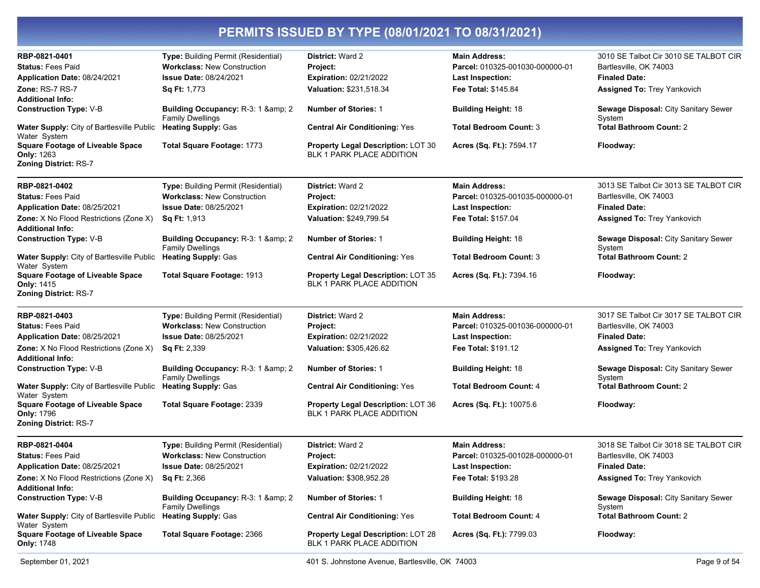# PERMITS ISSUED BY TYPE (08/01/2021 TO 08/31/2021)

**RBP-0821-0401**
**Status:** Fees Paid
**Application Date:** 08/24/2021
**Zone:** RS-7 RS-7
**Additional Info:**
**Construction Type:** V-B
**Water Supply:** City of Bartlesville Public Water System
**Square Footage of Liveable Space Only:** 1263
**Zoning District:** RS-7

**Type:** Building Permit (Residential)
**Workclass:** New Construction
**Issue Date:** 08/24/2021
**Sq Ft:** 1,773
**Building Occupancy:** R-3: 1 &amp; 2 Family Dwellings
**Heating Supply:** Gas
**Total Square Footage:** 1773

**District:** Ward 2
**Project:**
**Expiration:** 02/21/2022
**Valuation:** $231,518.34
**Number of Stories:** 1
**Central Air Conditioning:** Yes
**Property Legal Description:** LOT 30 BLK 1 PARK PLACE ADDITION

**Main Address:** 3010 SE Talbot Cir 3010 SE TALBOT CIR Bartlesville, OK 74003
**Parcel:** 010325-001030-000000-01
**Last Inspection:**
**Fee Total:** $145.84
**Building Height:** 18
**Total Bedroom Count:** 3
**Acres (Sq. Ft.):** 7594.17

**Finaled Date:**
**Assigned To:** Trey Yankovich
**Sewage Disposal:** City Sanitary Sewer System
**Total Bathroom Count:** 2
**Floodway:**

---

**RBP-0821-0402**
**Status:** Fees Paid
**Application Date:** 08/25/2021
**Zone:** X No Flood Restrictions (Zone X)
**Additional Info:**
**Construction Type:** V-B
**Water Supply:** City of Bartlesville Public Water System
**Square Footage of Liveable Space Only:** 1415
**Zoning District:** RS-7

**Type:** Building Permit (Residential)
**Workclass:** New Construction
**Issue Date:** 08/25/2021
**Sq Ft:** 1,913
**Building Occupancy:** R-3: 1 &amp; 2 Family Dwellings
**Heating Supply:** Gas
**Total Square Footage:** 1913

**District:** Ward 2
**Project:**
**Expiration:** 02/21/2022
**Valuation:** $249,799.54
**Number of Stories:** 1
**Central Air Conditioning:** Yes
**Property Legal Description:** LOT 35 BLK 1 PARK PLACE ADDITION

**Main Address:** 3013 SE Talbot Cir 3013 SE TALBOT CIR Bartlesville, OK 74003
**Parcel:** 010325-001035-000000-01
**Last Inspection:**
**Fee Total:** $157.04
**Building Height:** 18
**Total Bedroom Count:** 3
**Acres (Sq. Ft.):** 7394.16

**Finaled Date:**
**Assigned To:** Trey Yankovich
**Sewage Disposal:** City Sanitary Sewer System
**Total Bathroom Count:** 2
**Floodway:**

---

**RBP-0821-0403**
**Status:** Fees Paid
**Application Date:** 08/25/2021
**Zone:** X No Flood Restrictions (Zone X)
**Additional Info:**
**Construction Type:** V-B
**Water Supply:** City of Bartlesville Public Water System
**Square Footage of Liveable Space Only:** 1796
**Zoning District:** RS-7

**Type:** Building Permit (Residential)
**Workclass:** New Construction
**Issue Date:** 08/25/2021
**Sq Ft:** 2,339
**Building Occupancy:** R-3: 1 &amp; 2 Family Dwellings
**Heating Supply:** Gas
**Total Square Footage:** 2339

**District:** Ward 2
**Project:**
**Expiration:** 02/21/2022
**Valuation:** $305,426.62
**Number of Stories:** 1
**Central Air Conditioning:** Yes
**Property Legal Description:** LOT 36 BLK 1 PARK PLACE ADDITION

**Main Address:** 3017 SE Talbot Cir 3017 SE TALBOT CIR Bartlesville, OK 74003
**Parcel:** 010325-001036-000000-01
**Last Inspection:**
**Fee Total:** $191.12
**Building Height:** 18
**Total Bedroom Count:** 4
**Acres (Sq. Ft.):** 10075.6

**Finaled Date:**
**Assigned To:** Trey Yankovich
**Sewage Disposal:** City Sanitary Sewer System
**Total Bathroom Count:** 2
**Floodway:**

---

**RBP-0821-0404**
**Status:** Fees Paid
**Application Date:** 08/25/2021
**Zone:** X No Flood Restrictions (Zone X)
**Additional Info:**
**Construction Type:** V-B
**Water Supply:** City of Bartlesville Public Water System
**Square Footage of Liveable Space Only:** 1748

**Type:** Building Permit (Residential)
**Workclass:** New Construction
**Issue Date:** 08/25/2021
**Sq Ft:** 2,366
**Building Occupancy:** R-3: 1 &amp; 2 Family Dwellings
**Heating Supply:** Gas
**Total Square Footage:** 2366

**District:** Ward 2
**Project:**
**Expiration:** 02/21/2022
**Valuation:** $308,952.28
**Number of Stories:** 1
**Central Air Conditioning:** Yes
**Property Legal Description:** LOT 28 BLK 1 PARK PLACE ADDITION

**Main Address:** 3018 SE Talbot Cir 3018 SE TALBOT CIR Bartlesville, OK 74003
**Parcel:** 010325-001028-000000-01
**Last Inspection:**
**Fee Total:** $193.28
**Building Height:** 18
**Total Bedroom Count:** 4
**Acres (Sq. Ft.):** 7799.03

**Finaled Date:**
**Assigned To:** Trey Yankovich
**Sewage Disposal:** City Sanitary Sewer System
**Total Bathroom Count:** 2
**Floodway:**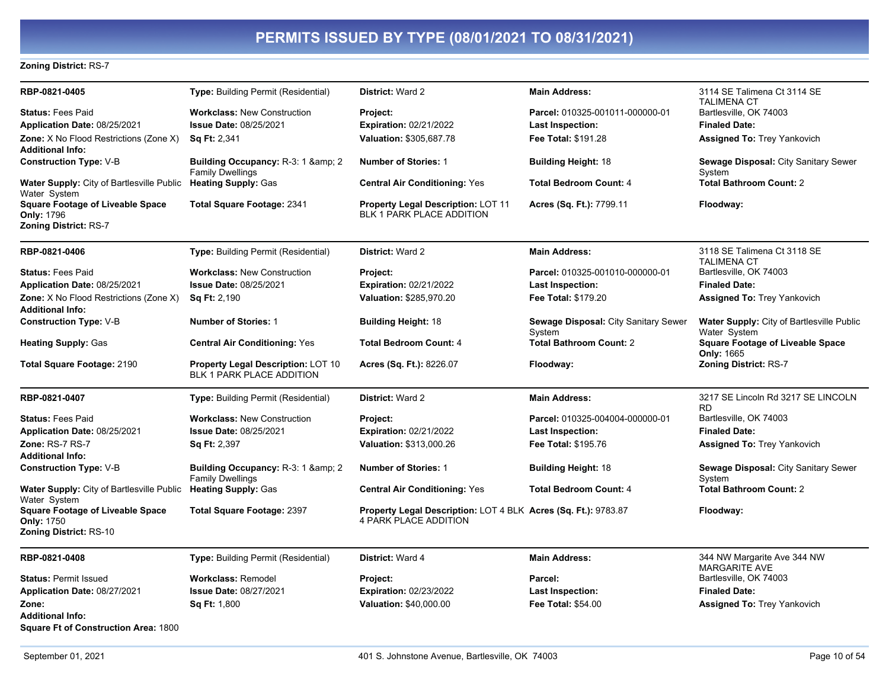# PERMITS ISSUED BY TYPE (08/01/2021 TO 08/31/2021)

**Zoning District:** RS-7

---

**RBP-0821-0405**

**Type:** Building Permit (Residential)
**District:** Ward 2
**Main Address:** 3114 SE Talimena Ct 3114 SE TALIMENA CT Bartlesville, OK 74003
**Status:** Fees Paid
**Workclass:** New Construction
**Project:**
**Parcel:** 010325-001011-000000-01
**Application Date:** 08/25/2021
**Issue Date:** 08/25/2021
**Expiration:** 02/21/2022
**Last Inspection:**
**Finaled Date:**
**Zone:** X No Flood Restrictions (Zone X)
**Sq Ft:** 2,341
**Valuation:** $305,687.78
**Fee Total:** $191.28
**Assigned To:** Trey Yankovich
**Additional Info:**
**Construction Type:** V-B
**Building Occupancy:** R-3: 1 &amp; 2 Family Dwellings
**Number of Stories:** 1
**Building Height:** 18
**Sewage Disposal:** City Sanitary Sewer System
**Water Supply:** City of Bartlesville Public Water System
**Heating Supply:** Gas
**Central Air Conditioning:** Yes
**Total Bedroom Count:** 4
**Total Bathroom Count:** 2
**Square Footage of Liveable Space Only:** 1796
**Total Square Footage:** 2341
**Property Legal Description:** LOT 11 BLK 1 PARK PLACE ADDITION
**Acres (Sq. Ft.):** 7799.11
**Floodway:**
**Zoning District:** RS-7

---

**RBP-0821-0406**

**Type:** Building Permit (Residential)
**District:** Ward 2
**Main Address:** 3118 SE Talimena Ct 3118 SE TALIMENA CT Bartlesville, OK 74003
**Status:** Fees Paid
**Workclass:** New Construction
**Project:**
**Parcel:** 010325-001010-000000-01
**Application Date:** 08/25/2021
**Issue Date:** 08/25/2021
**Expiration:** 02/21/2022
**Last Inspection:**
**Finaled Date:**
**Zone:** X No Flood Restrictions (Zone X)
**Sq Ft:** 2,190
**Valuation:** $285,970.20
**Fee Total:** $179.20
**Assigned To:** Trey Yankovich
**Additional Info:**
**Construction Type:** V-B
**Number of Stories:** 1
**Building Height:** 18
**Sewage Disposal:** City Sanitary Sewer System
**Water Supply:** City of Bartlesville Public Water System
**Heating Supply:** Gas
**Central Air Conditioning:** Yes
**Total Bedroom Count:** 4
**Total Bathroom Count:** 2
**Square Footage of Liveable Space Only:** 1665
**Total Square Footage:** 2190
**Property Legal Description:** LOT 10 BLK 1 PARK PLACE ADDITION
**Acres (Sq. Ft.):** 8226.07
**Floodway:**
**Zoning District:** RS-7

---

**RBP-0821-0407**

**Type:** Building Permit (Residential)
**District:** Ward 2
**Main Address:** 3217 SE Lincoln Rd 3217 SE LINCOLN RD Bartlesville, OK 74003
**Status:** Fees Paid
**Workclass:** New Construction
**Project:**
**Parcel:** 010325-004004-000000-01
**Application Date:** 08/25/2021
**Issue Date:** 08/25/2021
**Expiration:** 02/21/2022
**Last Inspection:**
**Finaled Date:**
**Zone:** RS-7 RS-7
**Sq Ft:** 2,397
**Valuation:** $313,000.26
**Fee Total:** $195.76
**Assigned To:** Trey Yankovich
**Additional Info:**
**Construction Type:** V-B
**Building Occupancy:** R-3: 1 &amp; 2 Family Dwellings
**Number of Stories:** 1
**Building Height:** 18
**Sewage Disposal:** City Sanitary Sewer System
**Water Supply:** City of Bartlesville Public Water System
**Heating Supply:** Gas
**Central Air Conditioning:** Yes
**Total Bedroom Count:** 4
**Total Bathroom Count:** 2
**Square Footage of Liveable Space Only:** 1750
**Total Square Footage:** 2397
**Property Legal Description:** LOT 4 BLK 4 PARK PLACE ADDITION
**Acres (Sq. Ft.):** 9783.87
**Floodway:**
**Zoning District:** RS-10

---

**RBP-0821-0408**

**Type:** Building Permit (Residential)
**District:** Ward 4
**Main Address:** 344 NW Margarite Ave 344 NW MARGARITE AVE Bartlesville, OK 74003
**Status:** Permit Issued
**Workclass:** Remodel
**Project:**
**Parcel:**
**Application Date:** 08/27/2021
**Issue Date:** 08/27/2021
**Expiration:** 02/23/2022
**Last Inspection:**
**Finaled Date:**
**Zone:**
**Sq Ft:** 1,800
**Valuation:** $40,000.00
**Fee Total:** $54.00
**Assigned To:** Trey Yankovich
**Additional Info:**
**Square Ft of Construction Area:** 1800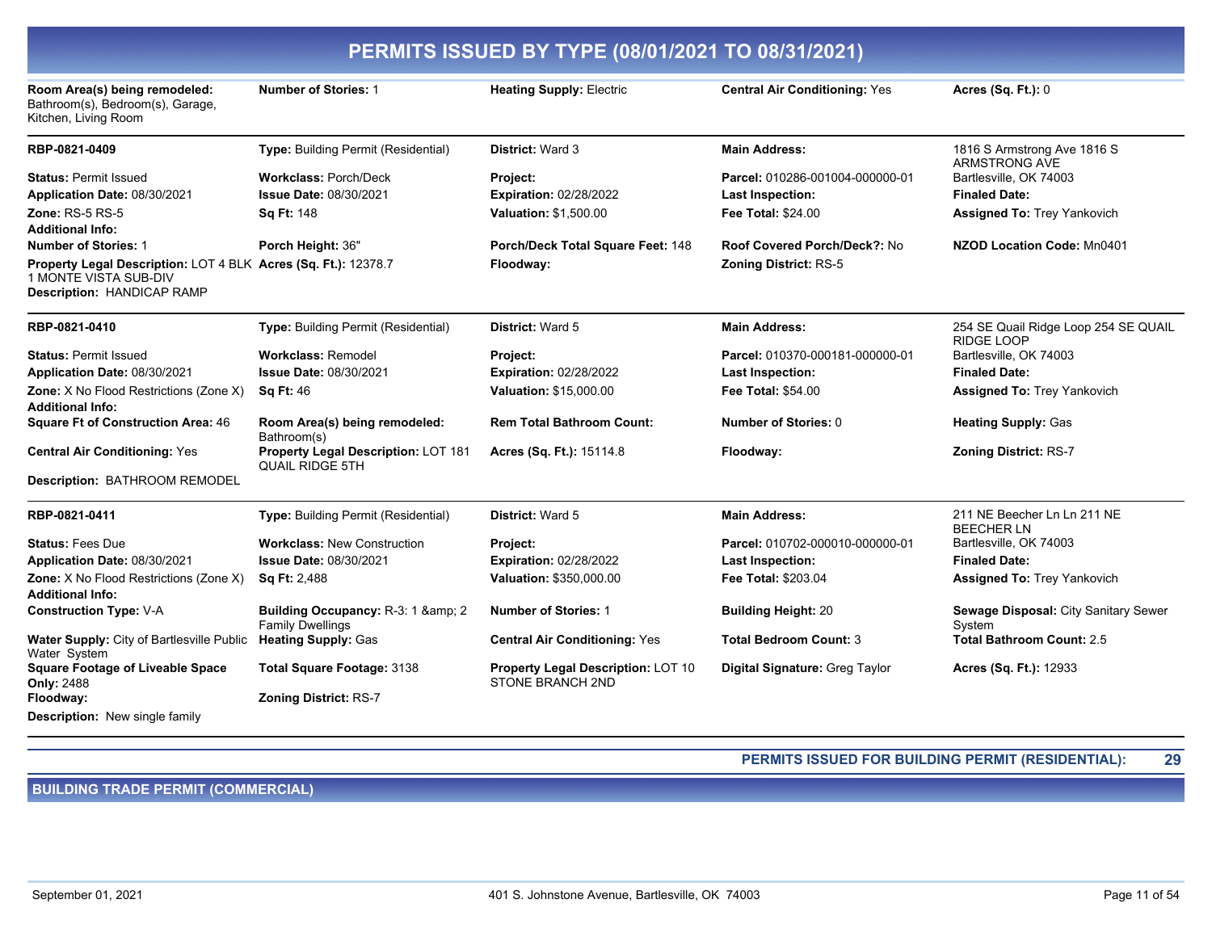# PERMITS ISSUED BY TYPE (08/01/2021 TO 08/31/2021)

| | | | | |
|---|---|---|---|---|
| **Room Area(s) being remodeled:** Bathroom(s), Bedroom(s), Garage, Kitchen, Living Room | **Number of Stories:** 1 | **Heating Supply:** Electric | **Central Air Conditioning:** Yes | **Acres (Sq. Ft.):** 0 |

| | | | | |
|---|---|---|---|---|
| **RBP-0821-0409** | **Type:** Building Permit (Residential) | **District:** Ward 3 | **Main Address:** | 1816 S Armstrong Ave 1816 S ARMSTRONG AVE Bartlesville, OK 74003 |
| **Status:** Permit Issued | **Workclass:** Porch/Deck | **Project:** | **Parcel:** 010286-001004-000000-01 | |
| **Application Date:** 08/30/2021 | **Issue Date:** 08/30/2021 | **Expiration:** 02/28/2022 | **Last Inspection:** | **Finaled Date:** |
| **Zone:** RS-5 RS-5 | **Sq Ft:** 148 | **Valuation:** $1,500.00 | **Fee Total:** $24.00 | **Assigned To:** Trey Yankovich |
| **Additional Info:** | | | | |
| **Number of Stories:** 1 | **Porch Height:** 36" | **Porch/Deck Total Square Feet:** 148 | **Roof Covered Porch/Deck?:** No | **NZOD Location Code:** Mn0401 |
| **Property Legal Description:** LOT 4 BLK 1 MONTE VISTA SUB-DIV | **Acres (Sq. Ft.):** 12378.7 | **Floodway:** | **Zoning District:** RS-5 | |
| **Description:** HANDICAP RAMP | | | | |

| | | | | |
|---|---|---|---|---|
| **RBP-0821-0410** | **Type:** Building Permit (Residential) | **District:** Ward 5 | **Main Address:** | 254 SE Quail Ridge Loop 254 SE QUAIL RIDGE LOOP Bartlesville, OK 74003 |
| **Status:** Permit Issued | **Workclass:** Remodel | **Project:** | **Parcel:** 010370-000181-000000-01 | |
| **Application Date:** 08/30/2021 | **Issue Date:** 08/30/2021 | **Expiration:** 02/28/2022 | **Last Inspection:** | **Finaled Date:** |
| **Zone:** X No Flood Restrictions (Zone X) | **Sq Ft:** 46 | **Valuation:** $15,000.00 | **Fee Total:** $54.00 | **Assigned To:** Trey Yankovich |
| **Additional Info:** | | | | |
| **Square Ft of Construction Area:** 46 | **Room Area(s) being remodeled:** Bathroom(s) | **Rem Total Bathroom Count:** | **Number of Stories:** 0 | **Heating Supply:** Gas |
| **Central Air Conditioning:** Yes | **Property Legal Description:** LOT 181 QUAIL RIDGE 5TH | **Acres (Sq. Ft.):** 15114.8 | **Floodway:** | **Zoning District:** RS-7 |
| **Description:** BATHROOM REMODEL | | | | |

| | | | | |
|---|---|---|---|---|
| **RBP-0821-0411** | **Type:** Building Permit (Residential) | **District:** Ward 5 | **Main Address:** | 211 NE Beecher Ln Ln 211 NE BEECHER LN Bartlesville, OK 74003 |
| **Status:** Fees Due | **Workclass:** New Construction | **Project:** | **Parcel:** 010702-000010-000000-01 | |
| **Application Date:** 08/30/2021 | **Issue Date:** 08/30/2021 | **Expiration:** 02/28/2022 | **Last Inspection:** | **Finaled Date:** |
| **Zone:** X No Flood Restrictions (Zone X) | **Sq Ft:** 2,488 | **Valuation:** $350,000.00 | **Fee Total:** $203.04 | **Assigned To:** Trey Yankovich |
| **Additional Info:** | | | | |
| **Construction Type:** V-A | **Building Occupancy:** R-3: 1 &amp; 2 Family Dwellings | **Number of Stories:** 1 | **Building Height:** 20 | **Sewage Disposal:** City Sanitary Sewer System |
| **Water Supply:** City of Bartlesville Public Water System | **Heating Supply:** Gas | **Central Air Conditioning:** Yes | **Total Bedroom Count:** 3 | **Total Bathroom Count:** 2.5 |
| **Square Footage of Liveable Space Only:** 2488 | **Total Square Footage:** 3138 | **Property Legal Description:** LOT 10 STONE BRANCH 2ND | **Digital Signature:** Greg Taylor | **Acres (Sq. Ft.):** 12933 |
| **Floodway:** | **Zoning District:** RS-7 | | | |
| **Description:** New single family | | | | |

**PERMITS ISSUED FOR BUILDING PERMIT (RESIDENTIAL): 29**

## BUILDING TRADE PERMIT (COMMERCIAL)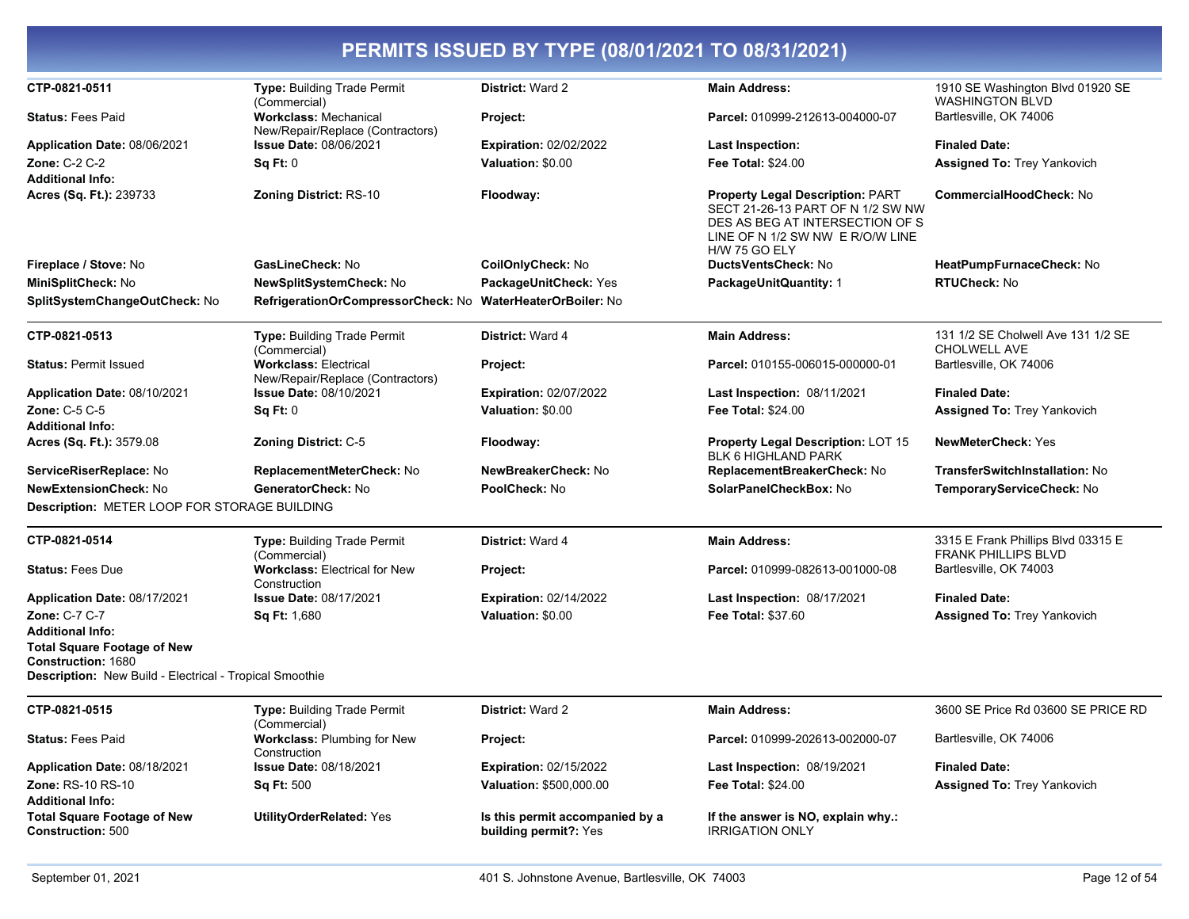# PERMITS ISSUED BY TYPE (08/01/2021 TO 08/31/2021)

| | | | | |
|---|---|---|---|---|
| **CTP-0821-0511** | **Type:** Building Trade Permit (Commercial) | **District:** Ward 2 | **Main Address:** | 1910 SE Washington Blvd 01920 SE WASHINGTON BLVD |
| **Status:** Fees Paid | **Workclass:** Mechanical New/Repair/Replace (Contractors) | **Project:** | **Parcel:** 010999-212613-004000-07 | Bartlesville, OK 74006 |
| **Application Date:** 08/06/2021 | **Issue Date:** 08/06/2021 | **Expiration:** 02/02/2022 | **Last Inspection:** | **Finaled Date:** |
| **Zone:** C-2 C-2 | **Sq Ft:** 0 | **Valuation:** $0.00 | **Fee Total:** $24.00 | **Assigned To:** Trey Yankovich |
| **Additional Info:** | | | | |
| **Acres (Sq. Ft.):** 239733 | **Zoning District:** RS-10 | **Floodway:** | **Property Legal Description:** PART SECT 21-26-13 PART OF N 1/2 SW NW DES AS BEG AT INTERSECTION OF S LINE OF N 1/2 SW NW E R/O/W LINE H/W 75 GO ELY | **CommercialHoodCheck:** No |
| **Fireplace / Stove:** No | **GasLineCheck:** No | **CoilOnlyCheck:** No | **DuctsVentsCheck:** No | **HeatPumpFurnaceCheck:** No |
| **MiniSplitCheck:** No | **NewSplitSystemCheck:** No | **PackageUnitCheck:** Yes | **PackageUnitQuantity:** 1 | **RTUCheck:** No |
| **SplitSystemChangeOutCheck:** No | **RefrigerationOrCompressorCheck:** No | **WaterHeaterOrBoiler:** No | | |

| | | | | |
|---|---|---|---|---|
| **CTP-0821-0513** | **Type:** Building Trade Permit (Commercial) | **District:** Ward 4 | **Main Address:** | 131 1/2 SE Cholwell Ave 131 1/2 SE CHOLWELL AVE |
| **Status:** Permit Issued | **Workclass:** Electrical New/Repair/Replace (Contractors) | **Project:** | **Parcel:** 010155-006015-000000-01 | Bartlesville, OK 74006 |
| **Application Date:** 08/10/2021 | **Issue Date:** 08/10/2021 | **Expiration:** 02/07/2022 | **Last Inspection:** 08/11/2021 | **Finaled Date:** |
| **Zone:** C-5 C-5 | **Sq Ft:** 0 | **Valuation:** $0.00 | **Fee Total:** $24.00 | **Assigned To:** Trey Yankovich |
| **Additional Info:** | | | | |
| **Acres (Sq. Ft.):** 3579.08 | **Zoning District:** C-5 | **Floodway:** | **Property Legal Description:** LOT 15 BLK 6 HIGHLAND PARK | **NewMeterCheck:** Yes |
| **ServiceRiserReplace:** No | **ReplacementMeterCheck:** No | **NewBreakerCheck:** No | **ReplacementBreakerCheck:** No | **TransferSwitchInstallation:** No |
| **NewExtensionCheck:** No | **GeneratorCheck:** No | **PoolCheck:** No | **SolarPanelCheckBox:** No | **TemporaryServiceCheck:** No |

**Description:** METER LOOP FOR STORAGE BUILDING

| | | | | |
|---|---|---|---|---|
| **CTP-0821-0514** | **Type:** Building Trade Permit (Commercial) | **District:** Ward 4 | **Main Address:** | 3315 E Frank Phillips Blvd 03315 E FRANK PHILLIPS BLVD |
| **Status:** Fees Due | **Workclass:** Electrical for New Construction | **Project:** | **Parcel:** 010999-082613-001000-08 | Bartlesville, OK 74003 |
| **Application Date:** 08/17/2021 | **Issue Date:** 08/17/2021 | **Expiration:** 02/14/2022 | **Last Inspection:** 08/17/2021 | **Finaled Date:** |
| **Zone:** C-7 C-7 | **Sq Ft:** 1,680 | **Valuation:** $0.00 | **Fee Total:** $37.60 | **Assigned To:** Trey Yankovich |
| **Additional Info:** | | | | |
| **Total Square Footage of New Construction:** 1680 | | | | |

**Description:** New Build - Electrical - Tropical Smoothie

| | | | | |
|---|---|---|---|---|
| **CTP-0821-0515** | **Type:** Building Trade Permit (Commercial) | **District:** Ward 2 | **Main Address:** | 3600 SE Price Rd 03600 SE PRICE RD |
| **Status:** Fees Paid | **Workclass:** Plumbing for New Construction | **Project:** | **Parcel:** 010999-202613-002000-07 | Bartlesville, OK 74006 |
| **Application Date:** 08/18/2021 | **Issue Date:** 08/18/2021 | **Expiration:** 02/15/2022 | **Last Inspection:** 08/19/2021 | **Finaled Date:** |
| **Zone:** RS-10 RS-10 | **Sq Ft:** 500 | **Valuation:** $500,000.00 | **Fee Total:** $24.00 | **Assigned To:** Trey Yankovich |
| **Additional Info:** | | | | |
| **Total Square Footage of New Construction:** 500 | **UtilityOrderRelated:** Yes | **Is this permit accompanied by a building permit?:** Yes | **If the answer is NO, explain why.:** IRRIGATION ONLY | |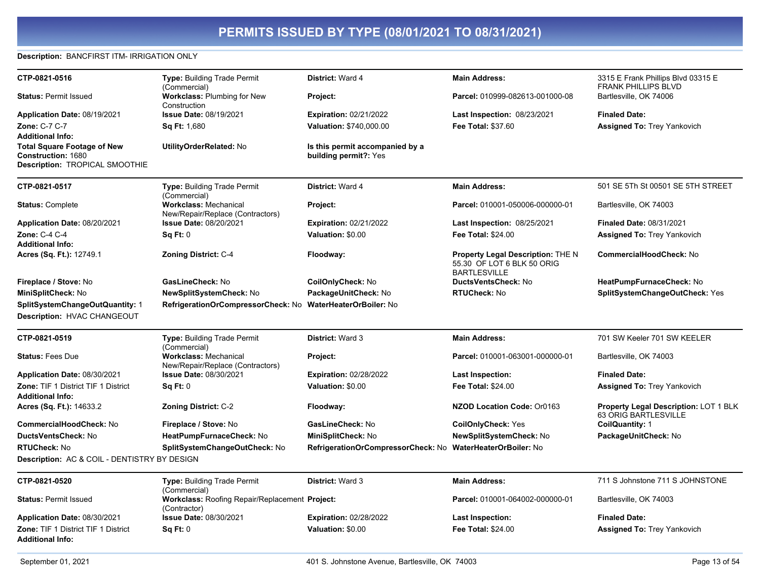# PERMITS ISSUED BY TYPE (08/01/2021 TO 08/31/2021)

**Description:** BANCFIRST ITM- IRRIGATION ONLY

| | | | | |
|---|---|---|---|---|
| **CTP-0821-0516** | **Type:** Building Trade Permit (Commercial) | **District:** Ward 4 | **Main Address:** | 3315 E Frank Phillips Blvd 03315 E FRANK PHILLIPS BLVD |
| **Status:** Permit Issued | **Workclass:** Plumbing for New Construction | **Project:** | **Parcel:** 010999-082613-001000-08 | Bartlesville, OK 74006 |
| **Application Date:** 08/19/2021 | **Issue Date:** 08/19/2021 | **Expiration:** 02/21/2022 | **Last Inspection:** 08/23/2021 | **Finaled Date:** |
| **Zone:** C-7 C-7 | **Sq Ft:** 1,680 | **Valuation:** $740,000.00 | **Fee Total:** $37.60 | **Assigned To:** Trey Yankovich |
| **Additional Info:** | | | | |
| **Total Square Footage of New Construction:** 1680 | **UtilityOrderRelated:** No | **Is this permit accompanied by a building permit?:** Yes | | |

**Description:** TROPICAL SMOOTHIE

| | | | | |
|---|---|---|---|---|
| **CTP-0821-0517** | **Type:** Building Trade Permit (Commercial) | **District:** Ward 4 | **Main Address:** | 501 SE 5Th St 00501 SE 5TH STREET |
| **Status:** Complete | **Workclass:** Mechanical New/Repair/Replace (Contractors) | **Project:** | **Parcel:** 010001-050006-000000-01 | Bartlesville, OK 74003 |
| **Application Date:** 08/20/2021 | **Issue Date:** 08/20/2021 | **Expiration:** 02/21/2022 | **Last Inspection:** 08/25/2021 | **Finaled Date:** 08/31/2021 |
| **Zone:** C-4 C-4 | **Sq Ft:** 0 | **Valuation:** $0.00 | **Fee Total:** $24.00 | **Assigned To:** Trey Yankovich |
| **Additional Info:** | | | | |
| **Acres (Sq. Ft.):** 12749.1 | **Zoning District:** C-4 | **Floodway:** | **Property Legal Description:** THE N 55.30 OF LOT 6 BLK 50 ORIG BARTLESVILLE | **CommercialHoodCheck:** No |
| **Fireplace / Stove:** No | **GasLineCheck:** No | **CoilOnlyCheck:** No | **DuctsVentsCheck:** No | **HeatPumpFurnaceCheck:** No |
| **MiniSplitCheck:** No | **NewSplitSystemCheck:** No | **PackageUnitCheck:** No | **RTUCheck:** No | **SplitSystemChangeOutCheck:** Yes |
| **SplitSystemChangeOutQuantity:** 1 | **RefrigerationOrCompressorCheck:** No | **WaterHeaterOrBoiler:** No | | |

**Description:** HVAC CHANGEOUT

| | | | | |
|---|---|---|---|---|
| **CTP-0821-0519** | **Type:** Building Trade Permit (Commercial) | **District:** Ward 3 | **Main Address:** | 701 SW Keeler 701 SW KEELER |
| **Status:** Fees Due | **Workclass:** Mechanical New/Repair/Replace (Contractors) | **Project:** | **Parcel:** 010001-063001-000000-01 | Bartlesville, OK 74003 |
| **Application Date:** 08/30/2021 | **Issue Date:** 08/30/2021 | **Expiration:** 02/28/2022 | **Last Inspection:** | **Finaled Date:** |
| **Zone:** TIF 1 District TIF 1 District | **Sq Ft:** 0 | **Valuation:** $0.00 | **Fee Total:** $24.00 | **Assigned To:** Trey Yankovich |
| **Additional Info:** | | | | |
| **Acres (Sq. Ft.):** 14633.2 | **Zoning District:** C-2 | **Floodway:** | **NZOD Location Code:** Or0163 | **Property Legal Description:** LOT 1 BLK 63 ORIG BARTLESVILLE |
| **CommercialHoodCheck:** No | **Fireplace / Stove:** No | **GasLineCheck:** No | **CoilOnlyCheck:** Yes | **CoilQuantity:** 1 |
| **DuctsVentsCheck:** No | **HeatPumpFurnaceCheck:** No | **MiniSplitCheck:** No | **NewSplitSystemCheck:** No | **PackageUnitCheck:** No |
| **RTUCheck:** No | **SplitSystemChangeOutCheck:** No | **RefrigerationOrCompressorCheck:** No | **WaterHeaterOrBoiler:** No | |

**Description:** AC & COIL - DENTISTRY BY DESIGN

| | | | | |
|---|---|---|---|---|
| **CTP-0821-0520** | **Type:** Building Trade Permit (Commercial) | **District:** Ward 3 | **Main Address:** | 711 S Johnstone 711 S JOHNSTONE |
| **Status:** Permit Issued | **Workclass:** Roofing Repair/Replacement (Contractor) | **Project:** | **Parcel:** 010001-064002-000000-01 | Bartlesville, OK 74003 |
| **Application Date:** 08/30/2021 | **Issue Date:** 08/30/2021 | **Expiration:** 02/28/2022 | **Last Inspection:** | **Finaled Date:** |
| **Zone:** TIF 1 District TIF 1 District | **Sq Ft:** 0 | **Valuation:** $0.00 | **Fee Total:** $24.00 | **Assigned To:** Trey Yankovich |
| **Additional Info:** | | | | |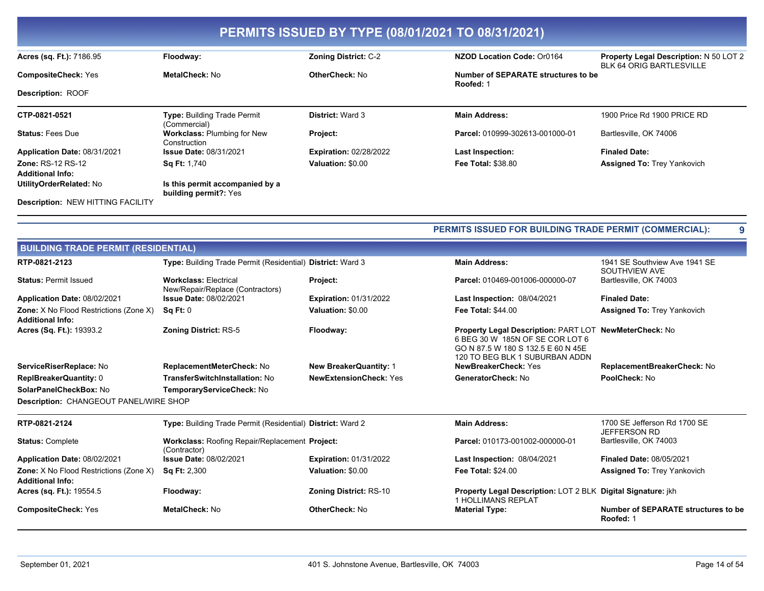# PERMITS ISSUED BY TYPE (08/01/2021 TO 08/31/2021)

| | | | | |
|---|---|---|---|---|
| **Acres (sq. Ft.):** 7186.95 | **Floodway:** | **Zoning District:** C-2 | **NZOD Location Code:** Or0164 | **Property Legal Description:** N 50 LOT 2 BLK 64 ORIG BARTLESVILLE |
| **CompositeCheck:** Yes | **MetalCheck:** No | **OtherCheck:** No | **Number of SEPARATE structures to be Roofed:** 1 | |

**Description:** ROOF

| | | | | |
|---|---|---|---|---|
| **CTP-0821-0521** | **Type:** Building Trade Permit (Commercial) | **District:** Ward 3 | **Main Address:** | 1900 Price Rd 1900 PRICE RD |
| **Status:** Fees Due | **Workclass:** Plumbing for New Construction | **Project:** | **Parcel:** 010999-302613-001000-01 | Bartlesville, OK 74006 |
| **Application Date:** 08/31/2021 | **Issue Date:** 08/31/2021 | **Expiration:** 02/28/2022 | **Last Inspection:** | **Finaled Date:** |
| **Zone:** RS-12 RS-12 | **Sq Ft:** 1,740 | **Valuation:** $0.00 | **Fee Total:** $38.80 | **Assigned To:** Trey Yankovich |
| **Additional Info:** | | | | |
| **UtilityOrderRelated:** No | **Is this permit accompanied by a building permit?:** Yes | | | |

**Description:** NEW HITTING FACILITY

**PERMITS ISSUED FOR BUILDING TRADE PERMIT (COMMERCIAL): 9**

## BUILDING TRADE PERMIT (RESIDENTIAL)

| | | | | |
|---|---|---|---|---|
| **RTP-0821-2123** | **Type:** Building Trade Permit (Residential) | **District:** Ward 3 | **Main Address:** | 1941 SE Southview Ave 1941 SE SOUTHVIEW AVE |
| **Status:** Permit Issued | **Workclass:** Electrical New/Repair/Replace (Contractors) | **Project:** | **Parcel:** 010469-001006-000000-07 | Bartlesville, OK 74003 |
| **Application Date:** 08/02/2021 | **Issue Date:** 08/02/2021 | **Expiration:** 01/31/2022 | **Last Inspection:** 08/04/2021 | **Finaled Date:** |
| **Zone:** X No Flood Restrictions (Zone X) | **Sq Ft:** 0 | **Valuation:** $0.00 | **Fee Total:** $44.00 | **Assigned To:** Trey Yankovich |
| **Additional Info:** | | | | |
| **Acres (Sq. Ft.):** 19393.2 | **Zoning District:** RS-5 | **Floodway:** | **Property Legal Description:** PART LOT 6 BEG 30 W 185N OF SE COR LOT 6 GO N 87.5 W 180 S 132.5 E 60 N 45E 120 TO BEG BLK 1 SUBURBAN ADDN | **NewMeterCheck:** No |
| **ServiceRiserReplace:** No | **ReplacementMeterCheck:** No | **New BreakerQuantity:** 1 | **NewBreakerCheck:** Yes | **ReplacementBreakerCheck:** No |
| **ReplBreakerQuantity:** 0 | **TransferSwitchInstallation:** No | **NewExtensionCheck:** Yes | **GeneratorCheck:** No | **PoolCheck:** No |
| **SolarPanelCheckBox:** No | **TemporaryServiceCheck:** No | | | |

**Description:** CHANGEOUT PANEL/WIRE SHOP

| | | | | |
|---|---|---|---|---|
| **RTP-0821-2124** | **Type:** Building Trade Permit (Residential) | **District:** Ward 2 | **Main Address:** | 1700 SE Jefferson Rd 1700 SE JEFFERSON RD |
| **Status:** Complete | **Workclass:** Roofing Repair/Replacement (Contractor) | **Project:** | **Parcel:** 010173-001002-000000-01 | Bartlesville, OK 74003 |
| **Application Date:** 08/02/2021 | **Issue Date:** 08/02/2021 | **Expiration:** 01/31/2022 | **Last Inspection:** 08/04/2021 | **Finaled Date:** 08/05/2021 |
| **Zone:** X No Flood Restrictions (Zone X) | **Sq Ft:** 2,300 | **Valuation:** $0.00 | **Fee Total:** $24.00 | **Assigned To:** Trey Yankovich |
| **Additional Info:** | | | | |
| **Acres (sq. Ft.):** 19554.5 | **Floodway:** | **Zoning District:** RS-10 | **Property Legal Description:** LOT 2 BLK 1 HOLLIMANS REPLAT | **Digital Signature:** jkh |
| **CompositeCheck:** Yes | **MetalCheck:** No | **OtherCheck:** No | **Material Type:** | **Number of SEPARATE structures to be Roofed:** 1 |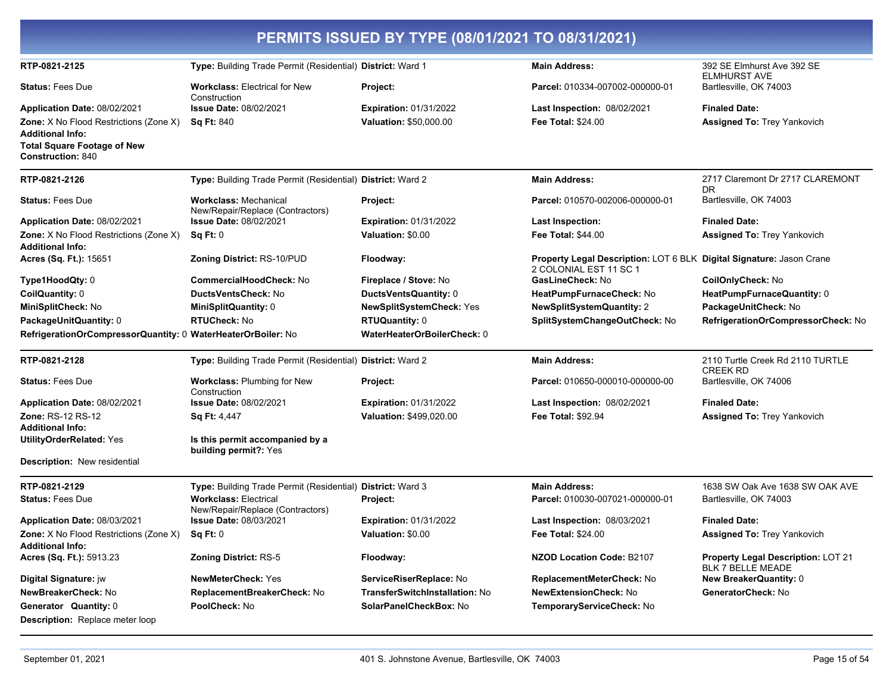# PERMITS ISSUED BY TYPE (08/01/2021 TO 08/31/2021)

---

**RTP-0821-2125**

**Type:** Building Trade Permit (Residential) **District:** Ward 1 **Main Address:** 392 SE Elmhurst Ave 392 SE ELMHURST AVE Bartlesville, OK 74003

**Status:** Fees Due
**Workclass:** Electrical for New Construction
**Project:**
**Parcel:** 010334-007002-000000-01

**Application Date:** 08/02/2021
**Issue Date:** 08/02/2021
**Expiration:** 01/31/2022
**Last Inspection:** 08/02/2021
**Finaled Date:**

**Zone:** X No Flood Restrictions (Zone X)
**Sq Ft:** 840
**Valuation:** $50,000.00
**Fee Total:** $24.00
**Assigned To:** Trey Yankovich

**Additional Info:**
**Total Square Footage of New Construction:** 840

---

**RTP-0821-2126**

**Type:** Building Trade Permit (Residential) **District:** Ward 2 **Main Address:** 2717 Claremont Dr 2717 CLAREMONT DR Bartlesville, OK 74003

**Status:** Fees Due
**Workclass:** Mechanical New/Repair/Replace (Contractors)
**Project:**
**Parcel:** 010570-002006-000000-01

**Application Date:** 08/02/2021
**Issue Date:** 08/02/2021
**Expiration:** 01/31/2022
**Last Inspection:**
**Finaled Date:**

**Zone:** X No Flood Restrictions (Zone X)
**Sq Ft:** 0
**Valuation:** $0.00
**Fee Total:** $44.00
**Assigned To:** Trey Yankovich

**Additional Info:**

**Acres (Sq. Ft.):** 15651
**Zoning District:** RS-10/PUD
**Floodway:**
**Property Legal Description:** LOT 6 BLK 2 COLONIAL EST 11 SC 1
**Digital Signature:** Jason Crane

**Type1HoodQty:** 0
**CommercialHoodCheck:** No
**Fireplace / Stove:** No
**GasLineCheck:** No
**CoilOnlyCheck:** No

**CoilQuantity:** 0
**DuctsVentsCheck:** No
**DuctsVentsQuantity:** 0
**HeatPumpFurnaceCheck:** No
**HeatPumpFurnaceQuantity:** 0

**MiniSplitCheck:** No
**MiniSplitQuantity:** 0
**NewSplitSystemCheck:** Yes
**NewSplitSystemQuantity:** 2
**PackageUnitCheck:** No

**PackageUnitQuantity:** 0
**RTUCheck:** No
**RTUQuantity:** 0
**SplitSystemChangeOutCheck:** No
**RefrigerationOrCompressorCheck:** No

**RefrigerationOrCompressorQuantity:** 0
**WaterHeaterOrBoiler:** No
**WaterHeaterOrBoilerCheck:** 0

---

**RTP-0821-2128**

**Type:** Building Trade Permit (Residential) **District:** Ward 2 **Main Address:** 2110 Turtle Creek Rd 2110 TURTLE CREEK RD Bartlesville, OK 74006

**Status:** Fees Due
**Workclass:** Plumbing for New Construction
**Project:**
**Parcel:** 010650-000010-000000-00

**Application Date:** 08/02/2021
**Issue Date:** 08/02/2021
**Expiration:** 01/31/2022
**Last Inspection:** 08/02/2021
**Finaled Date:**

**Zone:** RS-12 RS-12
**Sq Ft:** 4,447
**Valuation:** $499,020.00
**Fee Total:** $92.94
**Assigned To:** Trey Yankovich

**Additional Info:**

**UtilityOrderRelated:** Yes
**Is this permit accompanied by a building permit?:** Yes

**Description:** New residential

---

**RTP-0821-2129**

**Type:** Building Trade Permit (Residential) **District:** Ward 3 **Main Address:** 1638 SW Oak Ave 1638 SW OAK AVE Bartlesville, OK 74003

**Status:** Fees Due
**Workclass:** Electrical New/Repair/Replace (Contractors)
**Project:**
**Parcel:** 010030-007021-000000-01

**Application Date:** 08/03/2021
**Issue Date:** 08/03/2021
**Expiration:** 01/31/2022
**Last Inspection:** 08/03/2021
**Finaled Date:**

**Zone:** X No Flood Restrictions (Zone X)
**Sq Ft:** 0
**Valuation:** $0.00
**Fee Total:** $24.00
**Assigned To:** Trey Yankovich

**Additional Info:**

**Acres (Sq. Ft.):** 5913.23
**Zoning District:** RS-5
**Floodway:**
**NZOD Location Code:** B2107
**Property Legal Description:** LOT 21 BLK 7 BELLE MEADE

**Digital Signature:** jw
**NewMeterCheck:** Yes
**ServiceRiserReplace:** No
**ReplacementMeterCheck:** No
**New BreakerQuantity:** 0

**NewBreakerCheck:** No
**ReplacementBreakerCheck:** No
**TransferSwitchInstallation:** No
**NewExtensionCheck:** No
**GeneratorCheck:** No

**Generator Quantity:** 0
**PoolCheck:** No
**SolarPanelCheckBox:** No
**TemporaryServiceCheck:** No

**Description:** Replace meter loop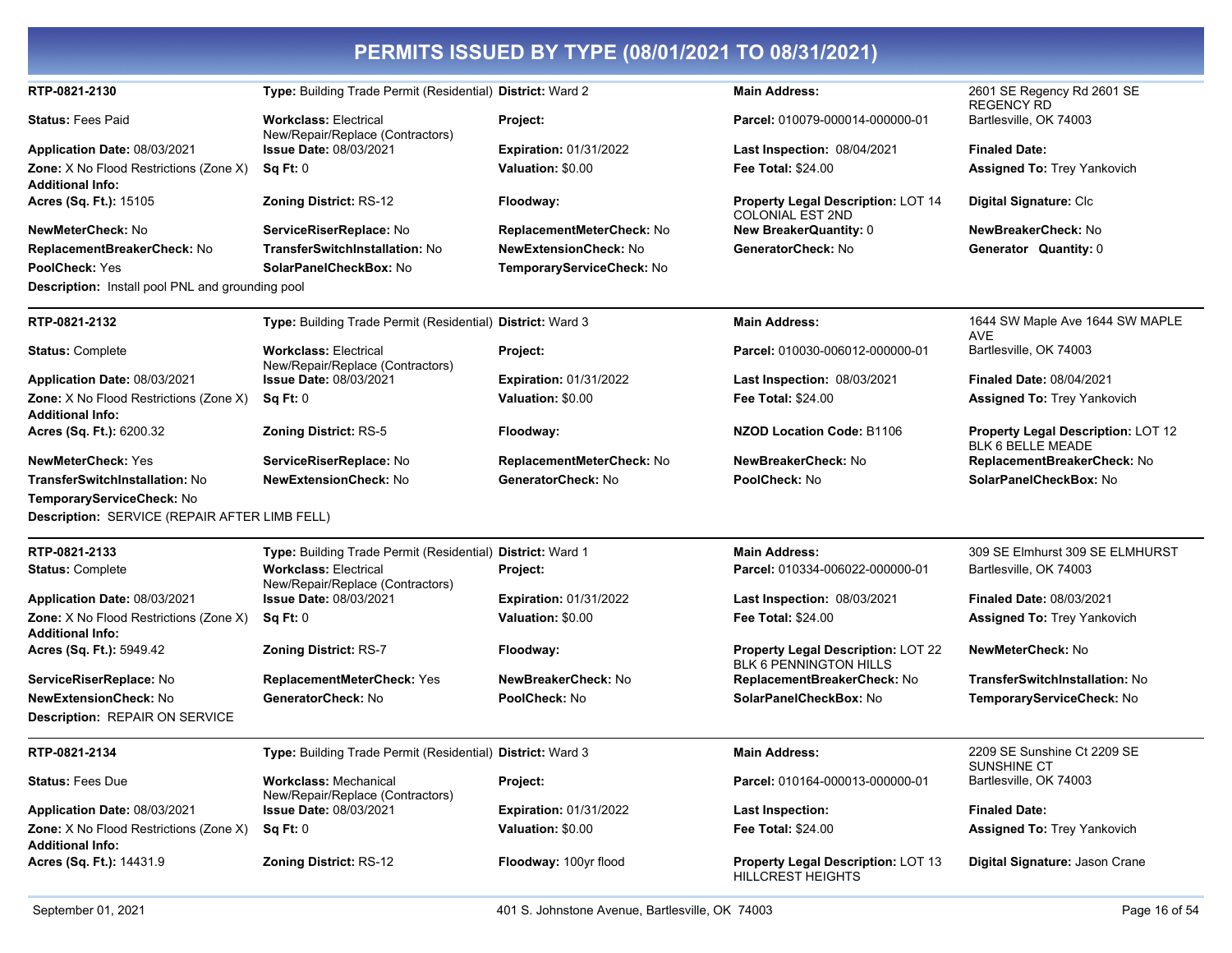# PERMITS ISSUED BY TYPE (08/01/2021 TO 08/31/2021)

**RTP-0821-2130**
**Type:** Building Trade Permit (Residential)
**District:** Ward 2
**Main Address:** 2601 SE Regency Rd 2601 SE REGENCY RD Bartlesville, OK 74003
**Status:** Fees Paid
**Workclass:** Electrical New/Repair/Replace (Contractors)
**Project:**
**Parcel:** 010079-000014-000000-01
**Application Date:** 08/03/2021
**Issue Date:** 08/03/2021
**Expiration:** 01/31/2022
**Last Inspection:** 08/04/2021
**Finaled Date:**
**Zone:** X No Flood Restrictions (Zone X)
**Sq Ft:** 0
**Valuation:** $0.00
**Fee Total:** $24.00
**Assigned To:** Trey Yankovich
**Additional Info:**
**Acres (Sq. Ft.):** 15105
**Zoning District:** RS-12
**Floodway:**
**Property Legal Description:** LOT 14 COLONIAL EST 2ND
**Digital Signature:** Clc
**NewMeterCheck:** No
**ServiceRiserReplace:** No
**ReplacementMeterCheck:** No
**New BreakerQuantity:** 0
**NewBreakerCheck:** No
**ReplacementBreakerCheck:** No
**TransferSwitchInstallation:** No
**NewExtensionCheck:** No
**GeneratorCheck:** No
**Generator Quantity:** 0
**PoolCheck:** Yes
**SolarPanelCheckBox:** No
**TemporaryServiceCheck:** No
**Description:** Install pool PNL and grounding pool

---

**RTP-0821-2132**
**Type:** Building Trade Permit (Residential)
**District:** Ward 3
**Main Address:** 1644 SW Maple Ave 1644 SW MAPLE AVE Bartlesville, OK 74003
**Status:** Complete
**Workclass:** Electrical New/Repair/Replace (Contractors)
**Project:**
**Parcel:** 010030-006012-000000-01
**Application Date:** 08/03/2021
**Issue Date:** 08/03/2021
**Expiration:** 01/31/2022
**Last Inspection:** 08/03/2021
**Finaled Date:** 08/04/2021
**Zone:** X No Flood Restrictions (Zone X)
**Sq Ft:** 0
**Valuation:** $0.00
**Fee Total:** $24.00
**Assigned To:** Trey Yankovich
**Additional Info:**
**Acres (Sq. Ft.):** 6200.32
**Zoning District:** RS-5
**Floodway:**
**NZOD Location Code:** B1106
**Property Legal Description:** LOT 12 BLK 6 BELLE MEADE
**NewMeterCheck:** Yes
**ServiceRiserReplace:** No
**ReplacementMeterCheck:** No
**NewBreakerCheck:** No
**ReplacementBreakerCheck:** No
**TransferSwitchInstallation:** No
**NewExtensionCheck:** No
**GeneratorCheck:** No
**PoolCheck:** No
**SolarPanelCheckBox:** No
**TemporaryServiceCheck:** No
**Description:** SERVICE (REPAIR AFTER LIMB FELL)

---

**RTP-0821-2133**
**Type:** Building Trade Permit (Residential)
**District:** Ward 1
**Main Address:** 309 SE Elmhurst 309 SE ELMHURST Bartlesville, OK 74003
**Status:** Complete
**Workclass:** Electrical New/Repair/Replace (Contractors)
**Project:**
**Parcel:** 010334-006022-000000-01
**Application Date:** 08/03/2021
**Issue Date:** 08/03/2021
**Expiration:** 01/31/2022
**Last Inspection:** 08/03/2021
**Finaled Date:** 08/03/2021
**Zone:** X No Flood Restrictions (Zone X)
**Sq Ft:** 0
**Valuation:** $0.00
**Fee Total:** $24.00
**Assigned To:** Trey Yankovich
**Additional Info:**
**Acres (Sq. Ft.):** 5949.42
**Zoning District:** RS-7
**Floodway:**
**Property Legal Description:** LOT 22 BLK 6 PENNINGTON HILLS
**NewMeterCheck:** No
**ServiceRiserReplace:** No
**ReplacementMeterCheck:** Yes
**NewBreakerCheck:** No
**ReplacementBreakerCheck:** No
**TransferSwitchInstallation:** No
**NewExtensionCheck:** No
**GeneratorCheck:** No
**PoolCheck:** No
**SolarPanelCheckBox:** No
**TemporaryServiceCheck:** No
**Description:** REPAIR ON SERVICE

---

**RTP-0821-2134**
**Type:** Building Trade Permit (Residential)
**District:** Ward 3
**Main Address:** 2209 SE Sunshine Ct 2209 SE SUNSHINE CT Bartlesville, OK 74003
**Status:** Fees Due
**Workclass:** Mechanical New/Repair/Replace (Contractors)
**Project:**
**Parcel:** 010164-000013-000000-01
**Application Date:** 08/03/2021
**Issue Date:** 08/03/2021
**Expiration:** 01/31/2022
**Last Inspection:**
**Finaled Date:**
**Zone:** X No Flood Restrictions (Zone X)
**Sq Ft:** 0
**Valuation:** $0.00
**Fee Total:** $24.00
**Assigned To:** Trey Yankovich
**Additional Info:**
**Acres (Sq. Ft.):** 14431.9
**Zoning District:** RS-12
**Floodway:** 100yr flood
**Property Legal Description:** LOT 13 HILLCREST HEIGHTS
**Digital Signature:** Jason Crane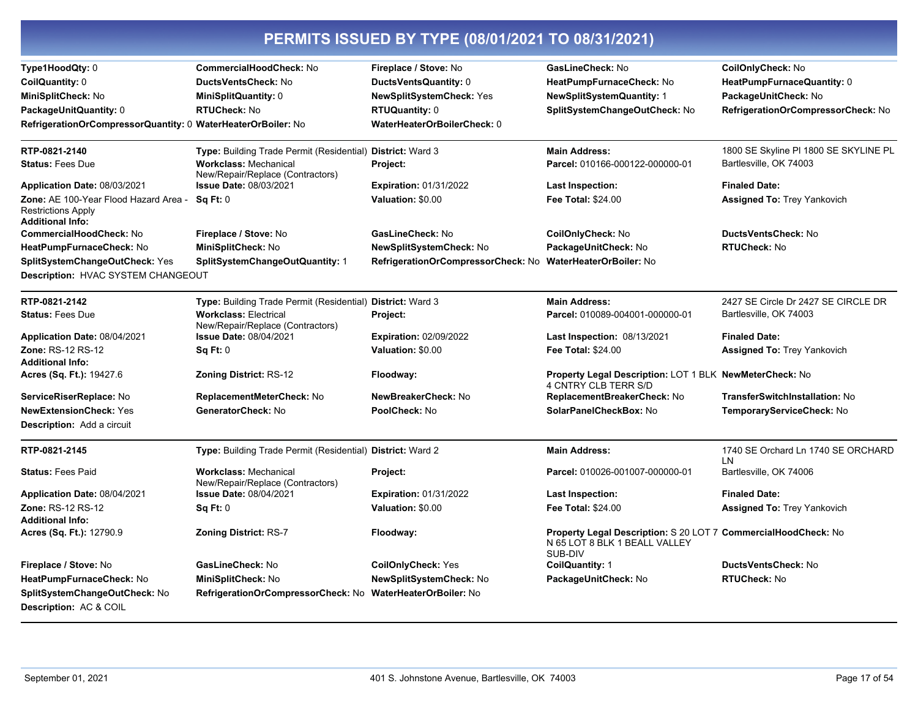# PERMITS ISSUED BY TYPE (08/01/2021 TO 08/31/2021)

| | | | | |
|---|---|---|---|---|
| **Type1HoodQty:** 0 | **CommercialHoodCheck:** No | **Fireplace / Stove:** No | **GasLineCheck:** No | **CoilOnlyCheck:** No |
| **CoilQuantity:** 0 | **DuctsVentsCheck:** No | **DuctsVentsQuantity:** 0 | **HeatPumpFurnaceCheck:** No | **HeatPumpFurnaceQuantity:** 0 |
| **MiniSplitCheck:** No | **MiniSplitQuantity:** 0 | **NewSplitSystemCheck:** Yes | **NewSplitSystemQuantity:** 1 | **PackageUnitCheck:** No |
| **PackageUnitQuantity:** 0 | **RTUCheck:** No | **RTUQuantity:** 0 | **SplitSystemChangeOutCheck:** No | **RefrigerationOrCompressorCheck:** No |
| **RefrigerationOrCompressorQuantity:** 0 | **WaterHeaterOrBoiler:** No | **WaterHeaterOrBoilerCheck:** 0 | | |

---

| | | | | |
|---|---|---|---|---|
| **RTP-0821-2140** | **Type:** Building Trade Permit (Residential) | **District:** Ward 3 | **Main Address:** | 1800 SE Skyline Pl 1800 SE SKYLINE PL |
| **Status:** Fees Due | **Workclass:** Mechanical New/Repair/Replace (Contractors) | **Project:** | **Parcel:** 010166-000122-000000-01 | Bartlesville, OK 74003 |
| **Application Date:** 08/03/2021 | **Issue Date:** 08/03/2021 | **Expiration:** 01/31/2022 | **Last Inspection:** | **Finaled Date:** |
| **Zone:** AE 100-Year Flood Hazard Area - Restrictions Apply | **Sq Ft:** 0 | **Valuation:** $0.00 | **Fee Total:** $24.00 | **Assigned To:** Trey Yankovich |
| **Additional Info:** | | | | |
| **CommercialHoodCheck:** No | **Fireplace / Stove:** No | **GasLineCheck:** No | **CoilOnlyCheck:** No | **DuctsVentsCheck:** No |
| **HeatPumpFurnaceCheck:** No | **MiniSplitCheck:** No | **NewSplitSystemCheck:** No | **PackageUnitCheck:** No | **RTUCheck:** No |
| **SplitSystemChangeOutCheck:** Yes | **SplitSystemChangeOutQuantity:** 1 | **RefrigerationOrCompressorCheck:** No | **WaterHeaterOrBoiler:** No | |

**Description:** HVAC SYSTEM CHANGEOUT

---

| | | | | |
|---|---|---|---|---|
| **RTP-0821-2142** | **Type:** Building Trade Permit (Residential) | **District:** Ward 3 | **Main Address:** | 2427 SE Circle Dr 2427 SE CIRCLE DR |
| **Status:** Fees Due | **Workclass:** Electrical New/Repair/Replace (Contractors) | **Project:** | **Parcel:** 010089-004001-000000-01 | Bartlesville, OK 74003 |
| **Application Date:** 08/04/2021 | **Issue Date:** 08/04/2021 | **Expiration:** 02/09/2022 | **Last Inspection:** 08/13/2021 | **Finaled Date:** |
| **Zone:** RS-12 RS-12 | **Sq Ft:** 0 | **Valuation:** $0.00 | **Fee Total:** $24.00 | **Assigned To:** Trey Yankovich |
| **Additional Info:** | | | | |
| **Acres (Sq. Ft.):** 19427.6 | **Zoning District:** RS-12 | **Floodway:** | **Property Legal Description:** LOT 1 BLK 4 CNTRY CLB TERR S/D | **NewMeterCheck:** No |
| **ServiceRiserReplace:** No | **ReplacementMeterCheck:** No | **NewBreakerCheck:** No | **ReplacementBreakerCheck:** No | **TransferSwitchInstallation:** No |
| **NewExtensionCheck:** Yes | **GeneratorCheck:** No | **PoolCheck:** No | **SolarPanelCheckBox:** No | **TemporaryServiceCheck:** No |

**Description:** Add a circuit

---

| | | | | |
|---|---|---|---|---|
| **RTP-0821-2145** | **Type:** Building Trade Permit (Residential) | **District:** Ward 2 | **Main Address:** | 1740 SE Orchard Ln 1740 SE ORCHARD LN |
| **Status:** Fees Paid | **Workclass:** Mechanical New/Repair/Replace (Contractors) | **Project:** | **Parcel:** 010026-001007-000000-01 | Bartlesville, OK 74006 |
| **Application Date:** 08/04/2021 | **Issue Date:** 08/04/2021 | **Expiration:** 01/31/2022 | **Last Inspection:** | **Finaled Date:** |
| **Zone:** RS-12 RS-12 | **Sq Ft:** 0 | **Valuation:** $0.00 | **Fee Total:** $24.00 | **Assigned To:** Trey Yankovich |
| **Additional Info:** | | | | |
| **Acres (Sq. Ft.):** 12790.9 | **Zoning District:** RS-7 | **Floodway:** | **Property Legal Description:** S 20 LOT 7 N 65 LOT 8 BLK 1 BEALL VALLEY SUB-DIV | **CommercialHoodCheck:** No |
| **Fireplace / Stove:** No | **GasLineCheck:** No | **CoilOnlyCheck:** Yes | **CoilQuantity:** 1 | **DuctsVentsCheck:** No |
| **HeatPumpFurnaceCheck:** No | **MiniSplitCheck:** No | **NewSplitSystemCheck:** No | **PackageUnitCheck:** No | **RTUCheck:** No |
| **SplitSystemChangeOutCheck:** No | **RefrigerationOrCompressorCheck:** No | **WaterHeaterOrBoiler:** No | | |

**Description:** AC & COIL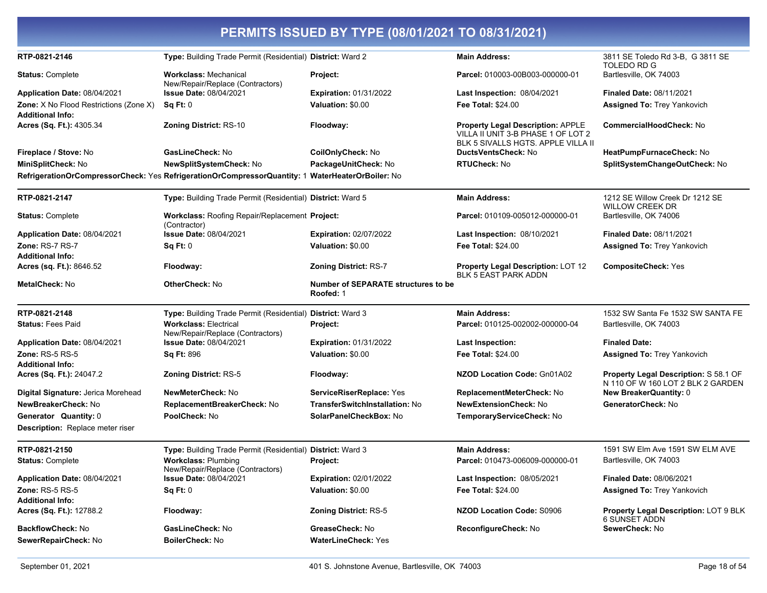# PERMITS ISSUED BY TYPE (08/01/2021 TO 08/31/2021)

| | | | | |
|---|---|---|---|---|
| **RTP-0821-2146** | **Type:** Building Trade Permit (Residential) | **District:** Ward 2 | **Main Address:** | 3811 SE Toledo Rd 3-B, G 3811 SE TOLEDO RD G |
| **Status:** Complete | **Workclass:** Mechanical New/Repair/Replace (Contractors) | **Project:** | **Parcel:** 010003-00B003-000000-01 | Bartlesville, OK 74003 |
| **Application Date:** 08/04/2021 | **Issue Date:** 08/04/2021 | **Expiration:** 01/31/2022 | **Last Inspection:** 08/04/2021 | **Finaled Date:** 08/11/2021 |
| **Zone:** X No Flood Restrictions (Zone X) | **Sq Ft:** 0 | **Valuation:** $0.00 | **Fee Total:** $24.00 | **Assigned To:** Trey Yankovich |
| **Additional Info:** | | | | |
| **Acres (Sq. Ft.):** 4305.34 | **Zoning District:** RS-10 | **Floodway:** | **Property Legal Description:** APPLE VILLA II UNIT 3-B PHASE 1 OF LOT 2 BLK 5 SIVALLS HGTS. APPLE VILLA II | **CommercialHoodCheck:** No |
| **Fireplace / Stove:** No | **GasLineCheck:** No | **CoilOnlyCheck:** No | **DuctsVentsCheck:** No | **HeatPumpFurnaceCheck:** No |
| **MiniSplitCheck:** No | **NewSplitSystemCheck:** No | **PackageUnitCheck:** No | **RTUCheck:** No | **SplitSystemChangeOutCheck:** No |
| **RefrigerationOrCompressorCheck:** Yes | **RefrigerationOrCompressorQuantity:** 1 | **WaterHeaterOrBoiler:** No | | |

| | | | | |
|---|---|---|---|---|
| **RTP-0821-2147** | **Type:** Building Trade Permit (Residential) | **District:** Ward 5 | **Main Address:** | 1212 SE Willow Creek Dr 1212 SE WILLOW CREEK DR |
| **Status:** Complete | **Workclass:** Roofing Repair/Replacement (Contractor) | **Project:** | **Parcel:** 010109-005012-000000-01 | Bartlesville, OK 74006 |
| **Application Date:** 08/04/2021 | **Issue Date:** 08/04/2021 | **Expiration:** 02/07/2022 | **Last Inspection:** 08/10/2021 | **Finaled Date:** 08/11/2021 |
| **Zone:** RS-7 RS-7 | **Sq Ft:** 0 | **Valuation:** $0.00 | **Fee Total:** $24.00 | **Assigned To:** Trey Yankovich |
| **Additional Info:** | | | | |
| **Acres (sq. Ft.):** 8646.52 | **Floodway:** | **Zoning District:** RS-7 | **Property Legal Description:** LOT 12 BLK 5 EAST PARK ADDN | **CompositeCheck:** Yes |
| **MetalCheck:** No | **OtherCheck:** No | **Number of SEPARATE structures to be Roofed:** 1 | | |

| | | | | |
|---|---|---|---|---|
| **RTP-0821-2148** | **Type:** Building Trade Permit (Residential) | **District:** Ward 3 | **Main Address:** | 1532 SW Santa Fe 1532 SW SANTA FE |
| **Status:** Fees Paid | **Workclass:** Electrical New/Repair/Replace (Contractors) | **Project:** | **Parcel:** 010125-002002-000000-04 | Bartlesville, OK 74003 |
| **Application Date:** 08/04/2021 | **Issue Date:** 08/04/2021 | **Expiration:** 01/31/2022 | **Last Inspection:** | **Finaled Date:** |
| **Zone:** RS-5 RS-5 | **Sq Ft:** 896 | **Valuation:** $0.00 | **Fee Total:** $24.00 | **Assigned To:** Trey Yankovich |
| **Additional Info:** | | | | |
| **Acres (Sq. Ft.):** 24047.2 | **Zoning District:** RS-5 | **Floodway:** | **NZOD Location Code:** Gn01A02 | **Property Legal Description:** S 58.1 OF N 110 OF W 160 LOT 2 BLK 2 GARDEN |
| **Digital Signature:** Jerica Morehead | **NewMeterCheck:** No | **ServiceRiserReplace:** Yes | **ReplacementMeterCheck:** No | **New BreakerQuantity:** 0 |
| **NewBreakerCheck:** No | **ReplacementBreakerCheck:** No | **TransferSwitchInstallation:** No | **NewExtensionCheck:** No | **GeneratorCheck:** No |
| **Generator Quantity:** 0 | **PoolCheck:** No | **SolarPanelCheckBox:** No | **TemporaryServiceCheck:** No | |
| **Description:** Replace meter riser | | | | |

| | | | | |
|---|---|---|---|---|
| **RTP-0821-2150** | **Type:** Building Trade Permit (Residential) | **District:** Ward 3 | **Main Address:** | 1591 SW Elm Ave 1591 SW ELM AVE |
| **Status:** Complete | **Workclass:** Plumbing New/Repair/Replace (Contractors) | **Project:** | **Parcel:** 010473-006009-000000-01 | Bartlesville, OK 74003 |
| **Application Date:** 08/04/2021 | **Issue Date:** 08/04/2021 | **Expiration:** 02/01/2022 | **Last Inspection:** 08/05/2021 | **Finaled Date:** 08/06/2021 |
| **Zone:** RS-5 RS-5 | **Sq Ft:** 0 | **Valuation:** $0.00 | **Fee Total:** $24.00 | **Assigned To:** Trey Yankovich |
| **Additional Info:** | | | | |
| **Acres (Sq. Ft.):** 12788.2 | **Floodway:** | **Zoning District:** RS-5 | **NZOD Location Code:** S0906 | **Property Legal Description:** LOT 9 BLK 6 SUNSET ADDN |
| **BackflowCheck:** No | **GasLineCheck:** No | **GreaseCheck:** No | **ReconfigureCheck:** No | **SewerCheck:** No |
| **SewerRepairCheck:** No | **BoilerCheck:** No | **WaterLineCheck:** Yes | | |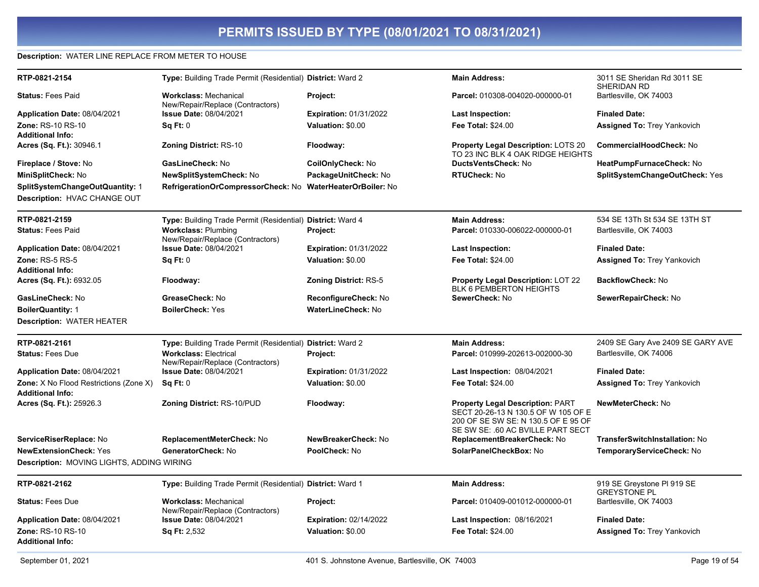# PERMITS ISSUED BY TYPE (08/01/2021 TO 08/31/2021)

**Description:** WATER LINE REPLACE FROM METER TO HOUSE

---

| | | | | |
|---|---|---|---|---|
| **RTP-0821-2154** | **Type:** Building Trade Permit (Residential) | **District:** Ward 2 | **Main Address:** | 3011 SE Sheridan Rd 3011 SE SHERIDAN RD |
| **Status:** Fees Paid | **Workclass:** Mechanical New/Repair/Replace (Contractors) | **Project:** | **Parcel:** 010308-004020-000000-01 | Bartlesville, OK 74003 |
| **Application Date:** 08/04/2021 | **Issue Date:** 08/04/2021 | **Expiration:** 01/31/2022 | **Last Inspection:** | **Finaled Date:** |
| **Zone:** RS-10 RS-10 | **Sq Ft:** 0 | **Valuation:** $0.00 | **Fee Total:** $24.00 | **Assigned To:** Trey Yankovich |
| **Additional Info:** | | | | |
| **Acres (Sq. Ft.):** 30946.1 | **Zoning District:** RS-10 | **Floodway:** | **Property Legal Description:** LOTS 20 TO 23 INC BLK 4 OAK RIDGE HEIGHTS | **CommercialHoodCheck:** No |
| **Fireplace / Stove:** No | **GasLineCheck:** No | **CoilOnlyCheck:** No | **DuctsVentsCheck:** No | **HeatPumpFurnaceCheck:** No |
| **MiniSplitCheck:** No | **NewSplitSystemCheck:** No | **PackageUnitCheck:** No | **RTUCheck:** No | **SplitSystemChangeOutCheck:** Yes |
| **SplitSystemChangeOutQuantity:** 1 | **RefrigerationOrCompressorCheck:** No | **WaterHeaterOrBoiler:** No | | |

**Description:** HVAC CHANGE OUT

---

| | | | | |
|---|---|---|---|---|
| **RTP-0821-2159** | **Type:** Building Trade Permit (Residential) | **District:** Ward 4 | **Main Address:** | 534 SE 13Th St 534 SE 13TH ST |
| **Status:** Fees Paid | **Workclass:** Plumbing New/Repair/Replace (Contractors) | **Project:** | **Parcel:** 010330-006022-000000-01 | Bartlesville, OK 74003 |
| **Application Date:** 08/04/2021 | **Issue Date:** 08/04/2021 | **Expiration:** 01/31/2022 | **Last Inspection:** | **Finaled Date:** |
| **Zone:** RS-5 RS-5 | **Sq Ft:** 0 | **Valuation:** $0.00 | **Fee Total:** $24.00 | **Assigned To:** Trey Yankovich |
| **Additional Info:** | | | | |
| **Acres (Sq. Ft.):** 6932.05 | **Floodway:** | **Zoning District:** RS-5 | **Property Legal Description:** LOT 22 BLK 6 PEMBERTON HEIGHTS | **BackflowCheck:** No |
| **GasLineCheck:** No | **GreaseCheck:** No | **ReconfigureCheck:** No | **SewerCheck:** No | **SewerRepairCheck:** No |
| **BoilerQuantity:** 1 | **BoilerCheck:** Yes | **WaterLineCheck:** No | | |

**Description:** WATER HEATER

---

| | | | | |
|---|---|---|---|---|
| **RTP-0821-2161** | **Type:** Building Trade Permit (Residential) | **District:** Ward 2 | **Main Address:** | 2409 SE Gary Ave 2409 SE GARY AVE |
| **Status:** Fees Due | **Workclass:** Electrical New/Repair/Replace (Contractors) | **Project:** | **Parcel:** 010999-202613-002000-30 | Bartlesville, OK 74006 |
| **Application Date:** 08/04/2021 | **Issue Date:** 08/04/2021 | **Expiration:** 01/31/2022 | **Last Inspection:** 08/04/2021 | **Finaled Date:** |
| **Zone:** X No Flood Restrictions (Zone X) | **Sq Ft:** 0 | **Valuation:** $0.00 | **Fee Total:** $24.00 | **Assigned To:** Trey Yankovich |
| **Additional Info:** | | | | |
| **Acres (Sq. Ft.):** 25926.3 | **Zoning District:** RS-10/PUD | **Floodway:** | **Property Legal Description:** PART SECT 20-26-13 N 130.5 OF W 105 OF E 200 OF SE SW SE: N 130.5 OF E 95 OF SE SW SE: .60 AC BVILLE PART SECT | **NewMeterCheck:** No |
| **ServiceRiserReplace:** No | **ReplacementMeterCheck:** No | **NewBreakerCheck:** No | **ReplacementBreakerCheck:** No | **TransferSwitchInstallation:** No |
| **NewExtensionCheck:** Yes | **GeneratorCheck:** No | **PoolCheck:** No | **SolarPanelCheckBox:** No | **TemporaryServiceCheck:** No |

**Description:** MOVING LIGHTS, ADDING WIRING

---

| | | | | |
|---|---|---|---|---|
| **RTP-0821-2162** | **Type:** Building Trade Permit (Residential) | **District:** Ward 1 | **Main Address:** | 919 SE Greystone Pl 919 SE GREYSTONE PL |
| **Status:** Fees Due | **Workclass:** Mechanical New/Repair/Replace (Contractors) | **Project:** | **Parcel:** 010409-001012-000000-01 | Bartlesville, OK 74003 |
| **Application Date:** 08/04/2021 | **Issue Date:** 08/04/2021 | **Expiration:** 02/14/2022 | **Last Inspection:** 08/16/2021 | **Finaled Date:** |
| **Zone:** RS-10 RS-10 | **Sq Ft:** 2,532 | **Valuation:** $0.00 | **Fee Total:** $24.00 | **Assigned To:** Trey Yankovich |
| **Additional Info:** | | | | |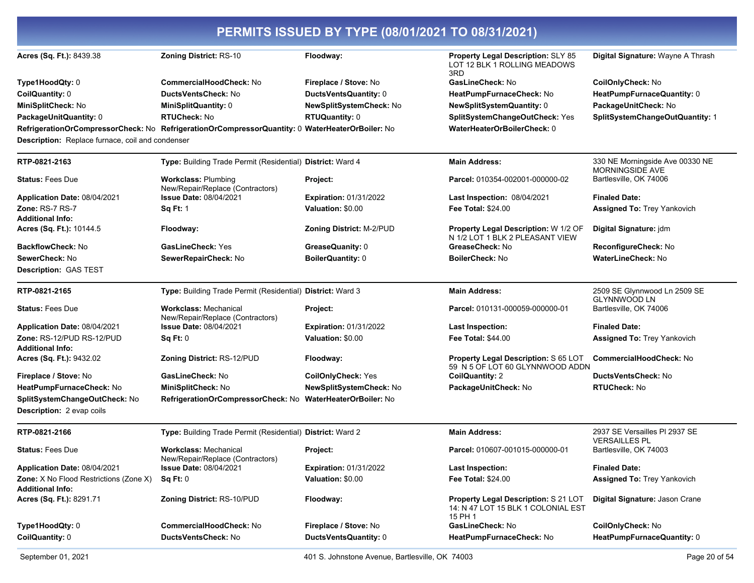# PERMITS ISSUED BY TYPE (08/01/2021 TO 08/31/2021)

| | | | | |
|---|---|---|---|---|
| **Acres (Sq. Ft.):** 8439.38 | **Zoning District:** RS-10 | **Floodway:** | **Property Legal Description:** SLY 85 LOT 12 BLK 1 ROLLING MEADOWS 3RD | **Digital Signature:** Wayne A Thrash |
| **Type1HoodQty:** 0 | **CommercialHoodCheck:** No | **Fireplace / Stove:** No | **GasLineCheck:** No | **CoilOnlyCheck:** No |
| **CoilQuantity:** 0 | **DuctsVentsCheck:** No | **DuctsVentsQuantity:** 0 | **HeatPumpFurnaceCheck:** No | **HeatPumpFurnaceQuantity:** 0 |
| **MiniSplitCheck:** No | **MiniSplitQuantity:** 0 | **NewSplitSystemCheck:** No | **NewSplitSystemQuantity:** 0 | **PackageUnitCheck:** No |
| **PackageUnitQuantity:** 0 | **RTUCheck:** No | **RTUQuantity:** 0 | **SplitSystemChangeOutCheck:** Yes | **SplitSystemChangeOutQuantity:** 1 |
| **RefrigerationOrCompressorCheck:** No | **RefrigerationOrCompressorQuantity:** 0 | **WaterHeaterOrBoiler:** No | **WaterHeaterOrBoilerCheck:** 0 | |

**Description:** Replace furnace, coil and condenser

---

| | | | | |
|---|---|---|---|---|
| **RTP-0821-2163** | **Type:** Building Trade Permit (Residential) | **District:** Ward 4 | **Main Address:** | 330 NE Morningside Ave 00330 NE MORNINGSIDE AVE |
| **Status:** Fees Due | **Workclass:** Plumbing New/Repair/Replace (Contractors) | **Project:** | **Parcel:** 010354-002001-000000-02 | Bartlesville, OK 74006 |
| **Application Date:** 08/04/2021 | **Issue Date:** 08/04/2021 | **Expiration:** 01/31/2022 | **Last Inspection:** 08/04/2021 | **Finaled Date:** |
| **Zone:** RS-7 RS-7 | **Sq Ft:** 1 | **Valuation:** $0.00 | **Fee Total:** $24.00 | **Assigned To:** Trey Yankovich |
| **Additional Info:** | | | | |
| **Acres (Sq. Ft.):** 10144.5 | **Floodway:** | **Zoning District:** M-2/PUD | **Property Legal Description:** W 1/2 OF N 1/2 LOT 1 BLK 2 PLEASANT VIEW | **Digital Signature:** jdm |
| **BackflowCheck:** No | **GasLineCheck:** Yes | **GreaseQuanity:** 0 | **GreaseCheck:** No | **ReconfigureCheck:** No |
| **SewerCheck:** No | **SewerRepairCheck:** No | **BoilerQuantity:** 0 | **BoilerCheck:** No | **WaterLineCheck:** No |

**Description:** GAS TEST

---

| | | | | |
|---|---|---|---|---|
| **RTP-0821-2165** | **Type:** Building Trade Permit (Residential) | **District:** Ward 3 | **Main Address:** | 2509 SE Glynnwood Ln 2509 SE GLYNNWOOD LN |
| **Status:** Fees Due | **Workclass:** Mechanical New/Repair/Replace (Contractors) | **Project:** | **Parcel:** 010131-000059-000000-01 | Bartlesville, OK 74006 |
| **Application Date:** 08/04/2021 | **Issue Date:** 08/04/2021 | **Expiration:** 01/31/2022 | **Last Inspection:** | **Finaled Date:** |
| **Zone:** RS-12/PUD RS-12/PUD | **Sq Ft:** 0 | **Valuation:** $0.00 | **Fee Total:** $44.00 | **Assigned To:** Trey Yankovich |
| **Additional Info:** | | | | |
| **Acres (Sq. Ft.):** 9432.02 | **Zoning District:** RS-12/PUD | **Floodway:** | **Property Legal Description:** S 65 LOT 59 N 5 OF LOT 60 GLYNNWOOD ADDN | **CommercialHoodCheck:** No |
| **Fireplace / Stove:** No | **GasLineCheck:** No | **CoilOnlyCheck:** Yes | **CoilQuantity:** 2 | **DuctsVentsCheck:** No |
| **HeatPumpFurnaceCheck:** No | **MiniSplitCheck:** No | **NewSplitSystemCheck:** No | **PackageUnitCheck:** No | **RTUCheck:** No |
| **SplitSystemChangeOutCheck:** No | **RefrigerationOrCompressorCheck:** No | **WaterHeaterOrBoiler:** No | | |

**Description:** 2 evap coils

---

| | | | | |
|---|---|---|---|---|
| **RTP-0821-2166** | **Type:** Building Trade Permit (Residential) | **District:** Ward 2 | **Main Address:** | 2937 SE Versailles Pl 2937 SE VERSAILLES PL |
| **Status:** Fees Due | **Workclass:** Mechanical New/Repair/Replace (Contractors) | **Project:** | **Parcel:** 010607-001015-000000-01 | Bartlesville, OK 74003 |
| **Application Date:** 08/04/2021 | **Issue Date:** 08/04/2021 | **Expiration:** 01/31/2022 | **Last Inspection:** | **Finaled Date:** |
| **Zone:** X No Flood Restrictions (Zone X) | **Sq Ft:** 0 | **Valuation:** $0.00 | **Fee Total:** $24.00 | **Assigned To:** Trey Yankovich |
| **Additional Info:** | | | | |
| **Acres (Sq. Ft.):** 8291.71 | **Zoning District:** RS-10/PUD | **Floodway:** | **Property Legal Description:** S 21 LOT 14: N 47 LOT 15 BLK 1 COLONIAL EST 15 PH 1 | **Digital Signature:** Jason Crane |
| **Type1HoodQty:** 0 | **CommercialHoodCheck:** No | **Fireplace / Stove:** No | **GasLineCheck:** No | **CoilOnlyCheck:** No |
| **CoilQuantity:** 0 | **DuctsVentsCheck:** No | **DuctsVentsQuantity:** 0 | **HeatPumpFurnaceCheck:** No | **HeatPumpFurnaceQuantity:** 0 |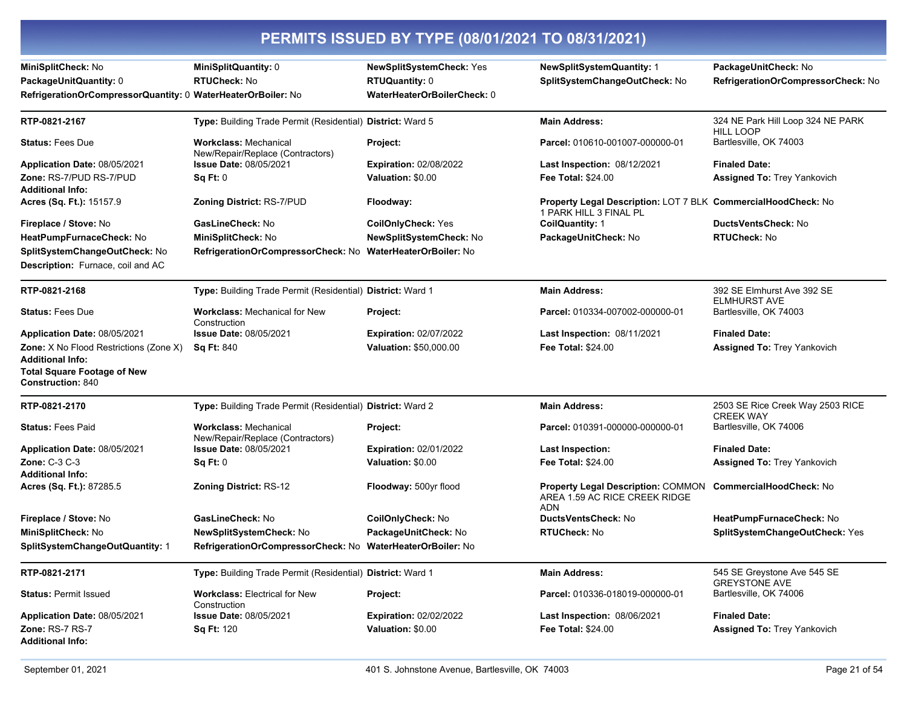# PERMITS ISSUED BY TYPE (08/01/2021 TO 08/31/2021)

| | | | | |
|---|---|---|---|---|
| **MiniSplitCheck:** No | **MiniSplitQuantity:** 0 | **NewSplitSystemCheck:** Yes | **NewSplitSystemQuantity:** 1 | **PackageUnitCheck:** No |
| **PackageUnitQuantity:** 0 | **RTUCheck:** No | **RTUQuantity:** 0 | **SplitSystemChangeOutCheck:** No | **RefrigerationOrCompressorCheck:** No |
| **RefrigerationOrCompressorQuantity:** 0 | **WaterHeaterOrBoiler:** No | **WaterHeaterOrBoilerCheck:** 0 | | |

---

| | | | | |
|---|---|---|---|---|
| **RTP-0821-2167** | **Type:** Building Trade Permit (Residential) | **District:** Ward 5 | **Main Address:** | 324 NE Park Hill Loop 324 NE PARK HILL LOOP Bartlesville, OK 74003 |
| **Status:** Fees Due | **Workclass:** Mechanical New/Repair/Replace (Contractors) | **Project:** | **Parcel:** 010610-001007-000000-01 | |
| **Application Date:** 08/05/2021 | **Issue Date:** 08/05/2021 | **Expiration:** 02/08/2022 | **Last Inspection:** 08/12/2021 | **Finaled Date:** |
| **Zone:** RS-7/PUD RS-7/PUD | **Sq Ft:** 0 | **Valuation:** $0.00 | **Fee Total:** $24.00 | **Assigned To:** Trey Yankovich |
| **Additional Info:** | | | | |
| **Acres (Sq. Ft.):** 15157.9 | **Zoning District:** RS-7/PUD | **Floodway:** | **Property Legal Description:** LOT 7 BLK 1 PARK HILL 3 FINAL PL | **CommercialHoodCheck:** No |
| **Fireplace / Stove:** No | **GasLineCheck:** No | **CoilOnlyCheck:** Yes | **CoilQuantity:** 1 | **DuctsVentsCheck:** No |
| **HeatPumpFurnaceCheck:** No | **MiniSplitCheck:** No | **NewSplitSystemCheck:** No | **PackageUnitCheck:** No | **RTUCheck:** No |
| **SplitSystemChangeOutCheck:** No | **RefrigerationOrCompressorCheck:** No | **WaterHeaterOrBoiler:** No | | |
| **Description:** Furnace, coil and AC | | | | |

---

| | | | | |
|---|---|---|---|---|
| **RTP-0821-2168** | **Type:** Building Trade Permit (Residential) | **District:** Ward 1 | **Main Address:** | 392 SE Elmhurst Ave 392 SE ELMHURST AVE Bartlesville, OK 74003 |
| **Status:** Fees Due | **Workclass:** Mechanical for New Construction | **Project:** | **Parcel:** 010334-007002-000000-01 | |
| **Application Date:** 08/05/2021 | **Issue Date:** 08/05/2021 | **Expiration:** 02/07/2022 | **Last Inspection:** 08/11/2021 | **Finaled Date:** |
| **Zone:** X No Flood Restrictions (Zone X) | **Sq Ft:** 840 | **Valuation:** $50,000.00 | **Fee Total:** $24.00 | **Assigned To:** Trey Yankovich |
| **Additional Info:** | | | | |
| **Total Square Footage of New Construction:** 840 | | | | |

---

| | | | | |
|---|---|---|---|---|
| **RTP-0821-2170** | **Type:** Building Trade Permit (Residential) | **District:** Ward 2 | **Main Address:** | 2503 SE Rice Creek Way 2503 RICE CREEK WAY Bartlesville, OK 74006 |
| **Status:** Fees Paid | **Workclass:** Mechanical New/Repair/Replace (Contractors) | **Project:** | **Parcel:** 010391-000000-000000-01 | |
| **Application Date:** 08/05/2021 | **Issue Date:** 08/05/2021 | **Expiration:** 02/01/2022 | **Last Inspection:** | **Finaled Date:** |
| **Zone:** C-3 C-3 | **Sq Ft:** 0 | **Valuation:** $0.00 | **Fee Total:** $24.00 | **Assigned To:** Trey Yankovich |
| **Additional Info:** | | | | |
| **Acres (Sq. Ft.):** 87285.5 | **Zoning District:** RS-12 | **Floodway:** 500yr flood | **Property Legal Description:** COMMON AREA 1.59 AC RICE CREEK RIDGE ADN | **CommercialHoodCheck:** No |
| **Fireplace / Stove:** No | **GasLineCheck:** No | **CoilOnlyCheck:** No | **DuctsVentsCheck:** No | **HeatPumpFurnaceCheck:** No |
| **MiniSplitCheck:** No | **NewSplitSystemCheck:** No | **PackageUnitCheck:** No | **RTUCheck:** No | **SplitSystemChangeOutCheck:** Yes |
| **SplitSystemChangeOutQuantity:** 1 | **RefrigerationOrCompressorCheck:** No | **WaterHeaterOrBoiler:** No | | |

---

| | | | | |
|---|---|---|---|---|
| **RTP-0821-2171** | **Type:** Building Trade Permit (Residential) | **District:** Ward 1 | **Main Address:** | 545 SE Greystone Ave 545 SE GREYSTONE AVE Bartlesville, OK 74006 |
| **Status:** Permit Issued | **Workclass:** Electrical for New Construction | **Project:** | **Parcel:** 010336-018019-000000-01 | |
| **Application Date:** 08/05/2021 | **Issue Date:** 08/05/2021 | **Expiration:** 02/02/2022 | **Last Inspection:** 08/06/2021 | **Finaled Date:** |
| **Zone:** RS-7 RS-7 | **Sq Ft:** 120 | **Valuation:** $0.00 | **Fee Total:** $24.00 | **Assigned To:** Trey Yankovich |
| **Additional Info:** | | | | |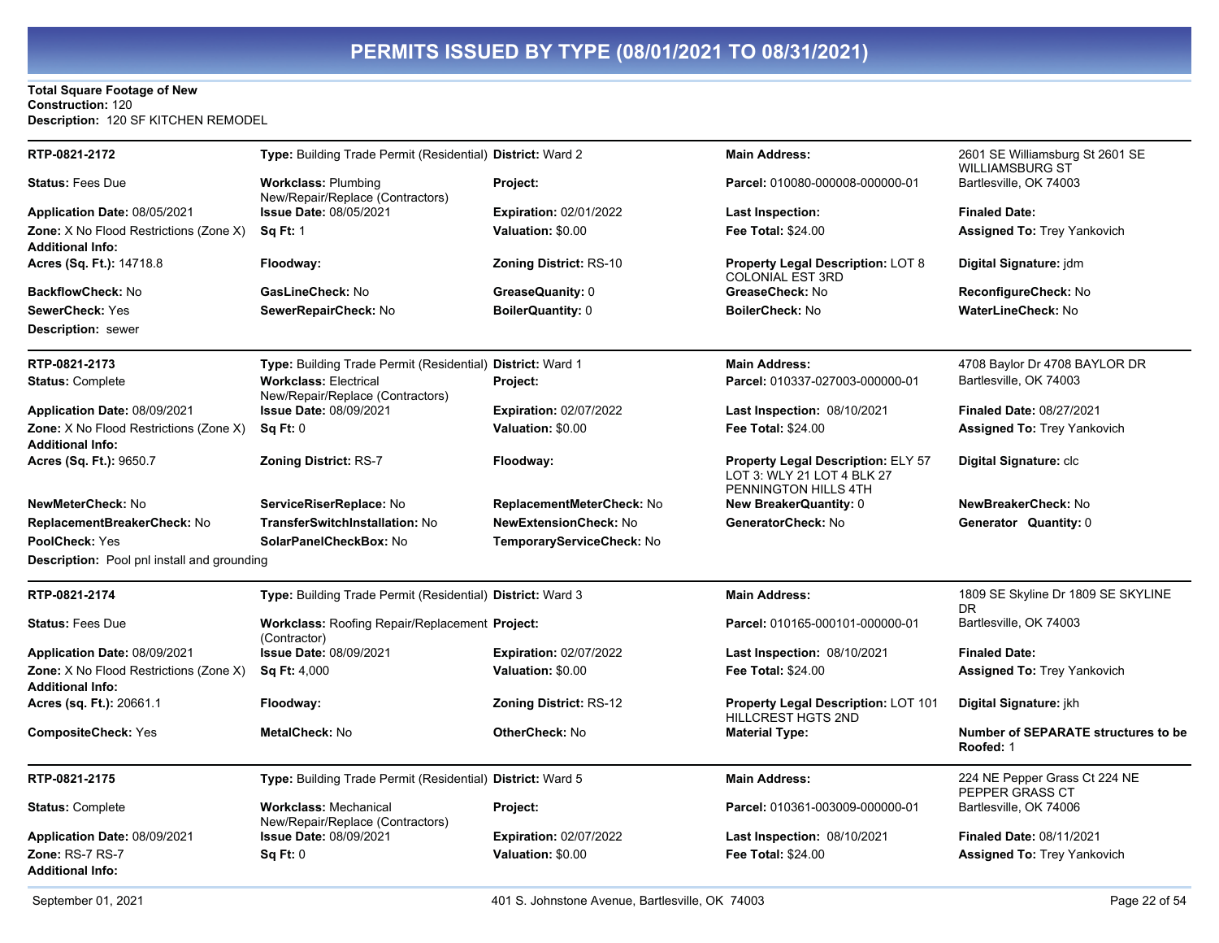**Total Square Footage of New Construction:** 120
**Description:** 120 SF KITCHEN REMODEL

---

| | | | | |
|---|---|---|---|---|
| **RTP-0821-2172** | **Type:** Building Trade Permit (Residential) | **District:** Ward 2 | **Main Address:** | 2601 SE Williamsburg St 2601 SE WILLIAMSBURG ST |
| **Status:** Fees Due | **Workclass:** Plumbing New/Repair/Replace (Contractors) | **Project:** | **Parcel:** 010080-000008-000000-01 | Bartlesville, OK 74003 |
| **Application Date:** 08/05/2021 | **Issue Date:** 08/05/2021 | **Expiration:** 02/01/2022 | **Last Inspection:** | **Finaled Date:** |
| **Zone:** X No Flood Restrictions (Zone X) | **Sq Ft:** 1 | **Valuation:** $0.00 | **Fee Total:** $24.00 | **Assigned To:** Trey Yankovich |
| **Additional Info:** | | | | |
| **Acres (Sq. Ft.):** 14718.8 | **Floodway:** | **Zoning District:** RS-10 | **Property Legal Description:** LOT 8 COLONIAL EST 3RD | **Digital Signature:** jdm |
| **BackflowCheck:** No | **GasLineCheck:** No | **GreaseQuanity:** 0 | **GreaseCheck:** No | **ReconfigureCheck:** No |
| **SewerCheck:** Yes | **SewerRepairCheck:** No | **BoilerQuantity:** 0 | **BoilerCheck:** No | **WaterLineCheck:** No |

**Description:** sewer

---

| | | | | |
|---|---|---|---|---|
| **RTP-0821-2173** | **Type:** Building Trade Permit (Residential) | **District:** Ward 1 | **Main Address:** | 4708 Baylor Dr 4708 BAYLOR DR |
| **Status:** Complete | **Workclass:** Electrical New/Repair/Replace (Contractors) | **Project:** | **Parcel:** 010337-027003-000000-01 | Bartlesville, OK 74003 |
| **Application Date:** 08/09/2021 | **Issue Date:** 08/09/2021 | **Expiration:** 02/07/2022 | **Last Inspection:** 08/10/2021 | **Finaled Date:** 08/27/2021 |
| **Zone:** X No Flood Restrictions (Zone X) | **Sq Ft:** 0 | **Valuation:** $0.00 | **Fee Total:** $24.00 | **Assigned To:** Trey Yankovich |
| **Additional Info:** | | | | |
| **Acres (Sq. Ft.):** 9650.7 | **Zoning District:** RS-7 | **Floodway:** | **Property Legal Description:** ELY 57 LOT 3: WLY 21 LOT 4 BLK 27 PENNINGTON HILLS 4TH | **Digital Signature:** clc |
| **NewMeterCheck:** No | **ServiceRiserReplace:** No | **ReplacementMeterCheck:** No | **New BreakerQuantity:** 0 | **NewBreakerCheck:** No |
| **ReplacementBreakerCheck:** No | **TransferSwitchInstallation:** No | **NewExtensionCheck:** No | **GeneratorCheck:** No | **Generator Quantity:** 0 |
| **PoolCheck:** Yes | **SolarPanelCheckBox:** No | **TemporaryServiceCheck:** No | | |

**Description:** Pool pnl install and grounding

---

| | | | | |
|---|---|---|---|---|
| **RTP-0821-2174** | **Type:** Building Trade Permit (Residential) | **District:** Ward 3 | **Main Address:** | 1809 SE Skyline Dr 1809 SE SKYLINE DR |
| **Status:** Fees Due | **Workclass:** Roofing Repair/Replacement (Contractor) | **Project:** | **Parcel:** 010165-000101-000000-01 | Bartlesville, OK 74003 |
| **Application Date:** 08/09/2021 | **Issue Date:** 08/09/2021 | **Expiration:** 02/07/2022 | **Last Inspection:** 08/10/2021 | **Finaled Date:** |
| **Zone:** X No Flood Restrictions (Zone X) | **Sq Ft:** 4,000 | **Valuation:** $0.00 | **Fee Total:** $24.00 | **Assigned To:** Trey Yankovich |
| **Additional Info:** | | | | |
| **Acres (sq. Ft.):** 20661.1 | **Floodway:** | **Zoning District:** RS-12 | **Property Legal Description:** LOT 101 HILLCREST HGTS 2ND | **Digital Signature:** jkh |
| **CompositeCheck:** Yes | **MetalCheck:** No | **OtherCheck:** No | **Material Type:** | **Number of SEPARATE structures to be Roofed:** 1 |

---

| | | | | |
|---|---|---|---|---|
| **RTP-0821-2175** | **Type:** Building Trade Permit (Residential) | **District:** Ward 5 | **Main Address:** | 224 NE Pepper Grass Ct 224 NE PEPPER GRASS CT |
| **Status:** Complete | **Workclass:** Mechanical New/Repair/Replace (Contractors) | **Project:** | **Parcel:** 010361-003009-000000-01 | Bartlesville, OK 74006 |
| **Application Date:** 08/09/2021 | **Issue Date:** 08/09/2021 | **Expiration:** 02/07/2022 | **Last Inspection:** 08/10/2021 | **Finaled Date:** 08/11/2021 |
| **Zone:** RS-7 RS-7 | **Sq Ft:** 0 | **Valuation:** $0.00 | **Fee Total:** $24.00 | **Assigned To:** Trey Yankovich |
| **Additional Info:** | | | | |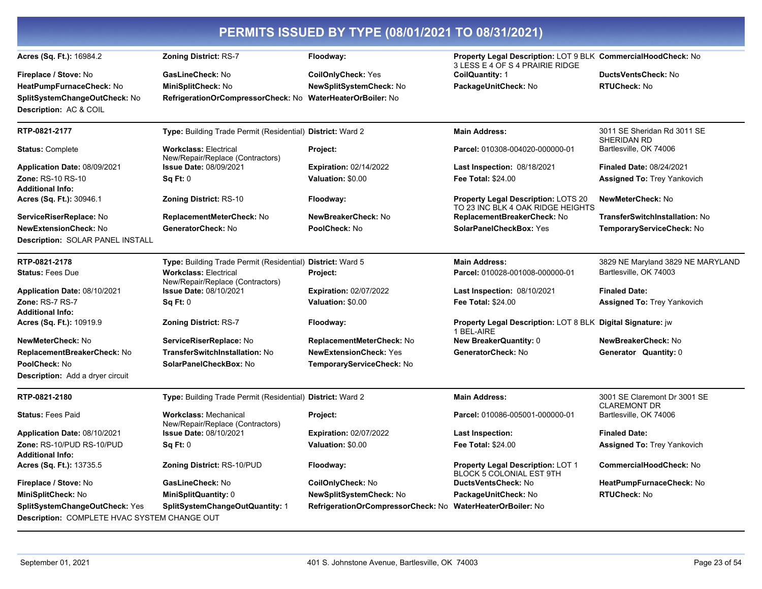## PERMITS ISSUED BY TYPE (08/01/2021 TO 08/31/2021)

| | | | | |
|---|---|---|---|---|
| **Acres (Sq. Ft.):** 16984.2 | **Zoning District:** RS-7 | **Floodway:** | **Property Legal Description:** LOT 9 BLK 3 LESS E 4 OF S 4 PRAIRIE RIDGE | **CommercialHoodCheck:** No |
| **Fireplace / Stove:** No | **GasLineCheck:** No | **CoilOnlyCheck:** Yes | **CoilQuantity:** 1 | **DuctsVentsCheck:** No |
| **HeatPumpFurnaceCheck:** No | **MiniSplitCheck:** No | **NewSplitSystemCheck:** No | **PackageUnitCheck:** No | **RTUCheck:** No |
| **SplitSystemChangeOutCheck:** No | **RefrigerationOrCompressorCheck:** No | **WaterHeaterOrBoiler:** No | | |

**Description:** AC & COIL

---

| | | | | |
|---|---|---|---|---|
| **RTP-0821-2177** | **Type:** Building Trade Permit (Residential) | **District:** Ward 2 | **Main Address:** | 3011 SE Sheridan Rd 3011 SE SHERIDAN RD Bartlesville, OK 74006 |
| **Status:** Complete | **Workclass:** Electrical New/Repair/Replace (Contractors) | **Project:** | **Parcel:** 010308-004020-000000-01 | |
| **Application Date:** 08/09/2021 | **Issue Date:** 08/09/2021 | **Expiration:** 02/14/2022 | **Last Inspection:** 08/18/2021 | **Finaled Date:** 08/24/2021 |
| **Zone:** RS-10 RS-10 | **Sq Ft:** 0 | **Valuation:** $0.00 | **Fee Total:** $24.00 | **Assigned To:** Trey Yankovich |
| **Additional Info:** | | | | |
| **Acres (Sq. Ft.):** 30946.1 | **Zoning District:** RS-10 | **Floodway:** | **Property Legal Description:** LOTS 20 TO 23 INC BLK 4 OAK RIDGE HEIGHTS | **NewMeterCheck:** No |
| **ServiceRiserReplace:** No | **ReplacementMeterCheck:** No | **NewBreakerCheck:** No | **ReplacementBreakerCheck:** No | **TransferSwitchInstallation:** No |
| **NewExtensionCheck:** No | **GeneratorCheck:** No | **PoolCheck:** No | **SolarPanelCheckBox:** Yes | **TemporaryServiceCheck:** No |

**Description:** SOLAR PANEL INSTALL

---

| | | | | |
|---|---|---|---|---|
| **RTP-0821-2178** | **Type:** Building Trade Permit (Residential) | **District:** Ward 5 | **Main Address:** | 3829 NE Maryland 3829 NE MARYLAND Bartlesville, OK 74003 |
| **Status:** Fees Due | **Workclass:** Electrical New/Repair/Replace (Contractors) | **Project:** | **Parcel:** 010028-001008-000000-01 | |
| **Application Date:** 08/10/2021 | **Issue Date:** 08/10/2021 | **Expiration:** 02/07/2022 | **Last Inspection:** 08/10/2021 | **Finaled Date:** |
| **Zone:** RS-7 RS-7 | **Sq Ft:** 0 | **Valuation:** $0.00 | **Fee Total:** $24.00 | **Assigned To:** Trey Yankovich |
| **Additional Info:** | | | | |
| **Acres (Sq. Ft.):** 10919.9 | **Zoning District:** RS-7 | **Floodway:** | **Property Legal Description:** LOT 8 BLK 1 BEL-AIRE | **Digital Signature:** jw |
| **NewMeterCheck:** No | **ServiceRiserReplace:** No | **ReplacementMeterCheck:** No | **New BreakerQuantity:** 0 | **NewBreakerCheck:** No |
| **ReplacementBreakerCheck:** No | **TransferSwitchInstallation:** No | **NewExtensionCheck:** Yes | **GeneratorCheck:** No | **Generator Quantity:** 0 |
| **PoolCheck:** No | **SolarPanelCheckBox:** No | **TemporaryServiceCheck:** No | | |

**Description:** Add a dryer circuit

---

| | | | | |
|---|---|---|---|---|
| **RTP-0821-2180** | **Type:** Building Trade Permit (Residential) | **District:** Ward 2 | **Main Address:** | 3001 SE Claremont Dr 3001 SE CLAREMONT DR Bartlesville, OK 74006 |
| **Status:** Fees Paid | **Workclass:** Mechanical New/Repair/Replace (Contractors) | **Project:** | **Parcel:** 010086-005001-000000-01 | |
| **Application Date:** 08/10/2021 | **Issue Date:** 08/10/2021 | **Expiration:** 02/07/2022 | **Last Inspection:** | **Finaled Date:** |
| **Zone:** RS-10/PUD RS-10/PUD | **Sq Ft:** 0 | **Valuation:** $0.00 | **Fee Total:** $24.00 | **Assigned To:** Trey Yankovich |
| **Additional Info:** | | | | |
| **Acres (Sq. Ft.):** 13735.5 | **Zoning District:** RS-10/PUD | **Floodway:** | **Property Legal Description:** LOT 1 BLOCK 5 COLONIAL EST 9TH | **CommercialHoodCheck:** No |
| **Fireplace / Stove:** No | **GasLineCheck:** No | **CoilOnlyCheck:** No | **DuctsVentsCheck:** No | **HeatPumpFurnaceCheck:** No |
| **MiniSplitCheck:** No | **MiniSplitQuantity:** 0 | **NewSplitSystemCheck:** No | **PackageUnitCheck:** No | **RTUCheck:** No |
| **SplitSystemChangeOutCheck:** Yes | **SplitSystemChangeOutQuantity:** 1 | **RefrigerationOrCompressorCheck:** No | **WaterHeaterOrBoiler:** No | |

**Description:** COMPLETE HVAC SYSTEM CHANGE OUT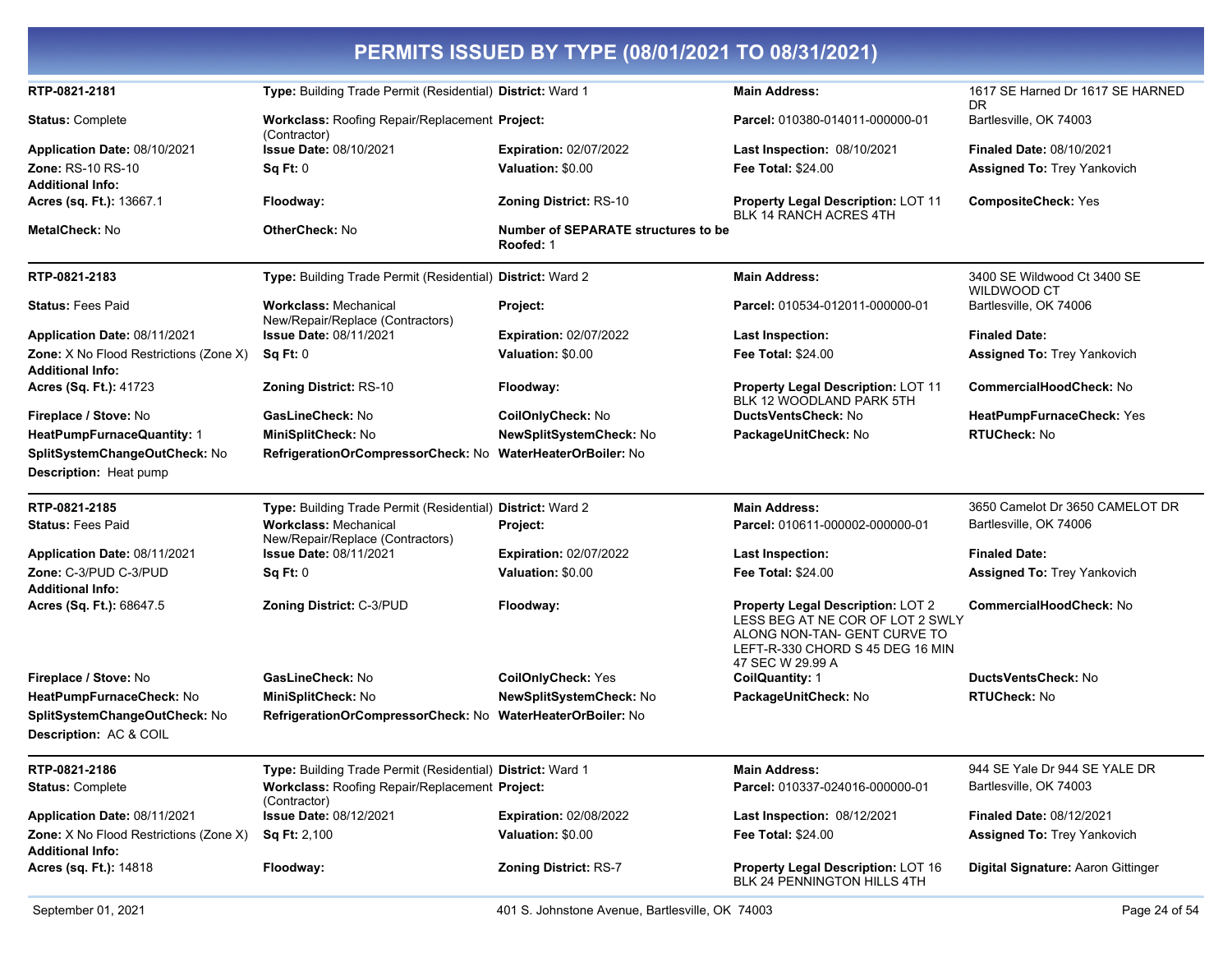# PERMITS ISSUED BY TYPE (08/01/2021 TO 08/31/2021)

| | | | | |
|---|---|---|---|---|
| **RTP-0821-2181** | **Type:** Building Trade Permit (Residential) | **District:** Ward 1 | **Main Address:** | 1617 SE Harned Dr 1617 SE HARNED DR |
| **Status:** Complete | **Workclass:** Roofing Repair/Replacement (Contractor) | **Project:** | **Parcel:** 010380-014011-000000-01 | Bartlesville, OK 74003 |
| **Application Date:** 08/10/2021 | **Issue Date:** 08/10/2021 | **Expiration:** 02/07/2022 | **Last Inspection:** 08/10/2021 | **Finaled Date:** 08/10/2021 |
| **Zone:** RS-10 RS-10 | **Sq Ft:** 0 | **Valuation:** $0.00 | **Fee Total:** $24.00 | **Assigned To:** Trey Yankovich |
| **Additional Info:** | | | | |
| **Acres (sq. Ft.):** 13667.1 | **Floodway:** | **Zoning District:** RS-10 | **Property Legal Description:** LOT 11 BLK 14 RANCH ACRES 4TH | **CompositeCheck:** Yes |
| **MetalCheck:** No | **OtherCheck:** No | **Number of SEPARATE structures to be Roofed:** 1 | | |

| | | | | |
|---|---|---|---|---|
| **RTP-0821-2183** | **Type:** Building Trade Permit (Residential) | **District:** Ward 2 | **Main Address:** | 3400 SE Wildwood Ct 3400 SE WILDWOOD CT |
| **Status:** Fees Paid | **Workclass:** Mechanical New/Repair/Replace (Contractors) | **Project:** | **Parcel:** 010534-012011-000000-01 | Bartlesville, OK 74006 |
| **Application Date:** 08/11/2021 | **Issue Date:** 08/11/2021 | **Expiration:** 02/07/2022 | **Last Inspection:** | **Finaled Date:** |
| **Zone:** X No Flood Restrictions (Zone X) | **Sq Ft:** 0 | **Valuation:** $0.00 | **Fee Total:** $24.00 | **Assigned To:** Trey Yankovich |
| **Additional Info:** | | | | |
| **Acres (Sq. Ft.):** 41723 | **Zoning District:** RS-10 | **Floodway:** | **Property Legal Description:** LOT 11 BLK 12 WOODLAND PARK 5TH | **CommercialHoodCheck:** No |
| **Fireplace / Stove:** No | **GasLineCheck:** No | **CoilOnlyCheck:** No | **DuctsVentsCheck:** No | **HeatPumpFurnaceCheck:** Yes |
| **HeatPumpFurnaceQuantity:** 1 | **MiniSplitCheck:** No | **NewSplitSystemCheck:** No | **PackageUnitCheck:** No | **RTUCheck:** No |
| **SplitSystemChangeOutCheck:** No | **RefrigerationOrCompressorCheck:** No | **WaterHeaterOrBoiler:** No | | |
| **Description:** Heat pump | | | | |

| | | | | |
|---|---|---|---|---|
| **RTP-0821-2185** | **Type:** Building Trade Permit (Residential) | **District:** Ward 2 | **Main Address:** | 3650 Camelot Dr 3650 CAMELOT DR |
| **Status:** Fees Paid | **Workclass:** Mechanical New/Repair/Replace (Contractors) | **Project:** | **Parcel:** 010611-000002-000000-01 | Bartlesville, OK 74006 |
| **Application Date:** 08/11/2021 | **Issue Date:** 08/11/2021 | **Expiration:** 02/07/2022 | **Last Inspection:** | **Finaled Date:** |
| **Zone:** C-3/PUD C-3/PUD | **Sq Ft:** 0 | **Valuation:** $0.00 | **Fee Total:** $24.00 | **Assigned To:** Trey Yankovich |
| **Additional Info:** | | | | |
| **Acres (Sq. Ft.):** 68647.5 | **Zoning District:** C-3/PUD | **Floodway:** | **Property Legal Description:** LOT 2 LESS BEG AT NE COR OF LOT 2 SWLY ALONG NON-TAN- GENT CURVE TO LEFT-R-330 CHORD S 45 DEG 16 MIN 47 SEC W 29.99 A | **CommercialHoodCheck:** No |
| **Fireplace / Stove:** No | **GasLineCheck:** No | **CoilOnlyCheck:** Yes | **CoilQuantity:** 1 | **DuctsVentsCheck:** No |
| **HeatPumpFurnaceCheck:** No | **MiniSplitCheck:** No | **NewSplitSystemCheck:** No | **PackageUnitCheck:** No | **RTUCheck:** No |
| **SplitSystemChangeOutCheck:** No | **RefrigerationOrCompressorCheck:** No | **WaterHeaterOrBoiler:** No | | |
| **Description:** AC & COIL | | | | |

| | | | | |
|---|---|---|---|---|
| **RTP-0821-2186** | **Type:** Building Trade Permit (Residential) | **District:** Ward 1 | **Main Address:** | 944 SE Yale Dr 944 SE YALE DR |
| **Status:** Complete | **Workclass:** Roofing Repair/Replacement (Contractor) | **Project:** | **Parcel:** 010337-024016-000000-01 | Bartlesville, OK 74003 |
| **Application Date:** 08/11/2021 | **Issue Date:** 08/12/2021 | **Expiration:** 02/08/2022 | **Last Inspection:** 08/12/2021 | **Finaled Date:** 08/12/2021 |
| **Zone:** X No Flood Restrictions (Zone X) | **Sq Ft:** 2,100 | **Valuation:** $0.00 | **Fee Total:** $24.00 | **Assigned To:** Trey Yankovich |
| **Additional Info:** | | | | |
| **Acres (sq. Ft.):** 14818 | **Floodway:** | **Zoning District:** RS-7 | **Property Legal Description:** LOT 16 BLK 24 PENNINGTON HILLS 4TH | **Digital Signature:** Aaron Gittinger |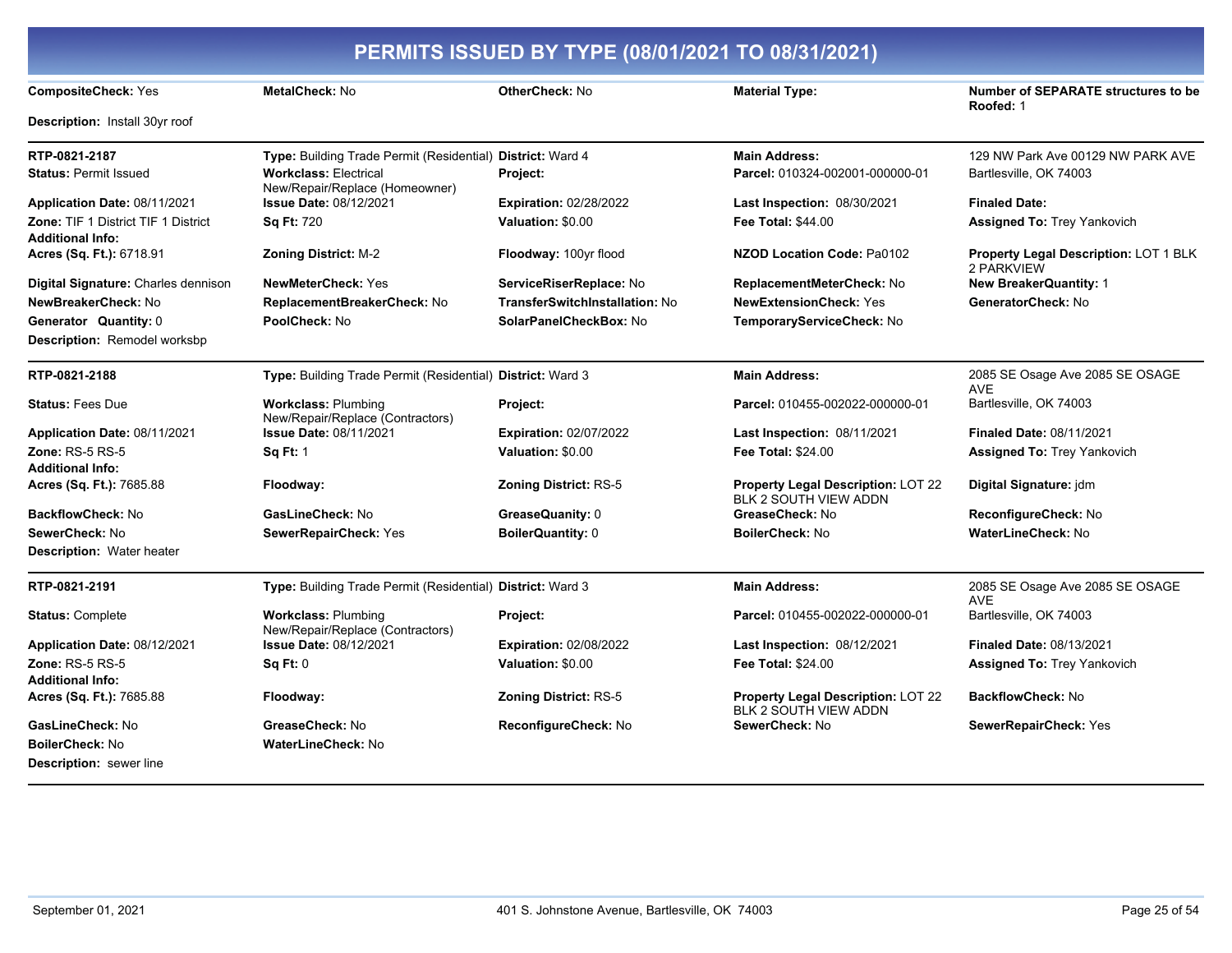# PERMITS ISSUED BY TYPE (08/01/2021 TO 08/31/2021)

**CompositeCheck:** Yes | **MetalCheck:** No | **OtherCheck:** No | **Material Type:** | **Number of SEPARATE structures to be Roofed:** 1

**Description:** Install 30yr roof

---

**RTP-0821-2187**

**Type:** Building Trade Permit (Residential)
**District:** Ward 4
**Main Address:** 129 NW Park Ave 00129 NW PARK AVE Bartlesville, OK 74003
**Status:** Permit Issued
**Workclass:** Electrical New/Repair/Replace (Homeowner)
**Project:**
**Parcel:** 010324-002001-000000-01
**Application Date:** 08/11/2021
**Issue Date:** 08/12/2021
**Expiration:** 02/28/2022
**Last Inspection:** 08/30/2021
**Finaled Date:**
**Zone:** TIF 1 District TIF 1 District
**Sq Ft:** 720
**Valuation:** $0.00
**Fee Total:** $44.00
**Assigned To:** Trey Yankovich
**Additional Info:**
**Acres (Sq. Ft.):** 6718.91
**Zoning District:** M-2
**Floodway:** 100yr flood
**NZOD Location Code:** Pa0102
**Property Legal Description:** LOT 1 BLK 2 PARKVIEW
**Digital Signature:** Charles dennison
**NewMeterCheck:** Yes
**ServiceRiserReplace:** No
**ReplacementMeterCheck:** No
**New BreakerQuantity:** 1
**NewBreakerCheck:** No
**ReplacementBreakerCheck:** No
**TransferSwitchInstallation:** No
**NewExtensionCheck:** Yes
**GeneratorCheck:** No
**Generator Quantity:** 0
**PoolCheck:** No
**SolarPanelCheckBox:** No
**TemporaryServiceCheck:** No
**Description:** Remodel worksbp

---

**RTP-0821-2188**

**Type:** Building Trade Permit (Residential)
**District:** Ward 3
**Main Address:** 2085 SE Osage Ave 2085 SE OSAGE AVE Bartlesville, OK 74003
**Status:** Fees Due
**Workclass:** Plumbing New/Repair/Replace (Contractors)
**Project:**
**Parcel:** 010455-002022-000000-01
**Application Date:** 08/11/2021
**Issue Date:** 08/11/2021
**Expiration:** 02/07/2022
**Last Inspection:** 08/11/2021
**Finaled Date:** 08/11/2021
**Zone:** RS-5 RS-5
**Sq Ft:** 1
**Valuation:** $0.00
**Fee Total:** $24.00
**Assigned To:** Trey Yankovich
**Additional Info:**
**Acres (Sq. Ft.):** 7685.88
**Floodway:**
**Zoning District:** RS-5
**Property Legal Description:** LOT 22 BLK 2 SOUTH VIEW ADDN
**Digital Signature:** jdm
**BackflowCheck:** No
**GasLineCheck:** No
**GreaseQuanity:** 0
**GreaseCheck:** No
**ReconfigureCheck:** No
**SewerCheck:** No
**SewerRepairCheck:** Yes
**BoilerQuantity:** 0
**BoilerCheck:** No
**WaterLineCheck:** No
**Description:** Water heater

---

**RTP-0821-2191**

**Type:** Building Trade Permit (Residential)
**District:** Ward 3
**Main Address:** 2085 SE Osage Ave 2085 SE OSAGE AVE Bartlesville, OK 74003
**Status:** Complete
**Workclass:** Plumbing New/Repair/Replace (Contractors)
**Project:**
**Parcel:** 010455-002022-000000-01
**Application Date:** 08/12/2021
**Issue Date:** 08/12/2021
**Expiration:** 02/08/2022
**Last Inspection:** 08/12/2021
**Finaled Date:** 08/13/2021
**Zone:** RS-5 RS-5
**Sq Ft:** 0
**Valuation:** $0.00
**Fee Total:** $24.00
**Assigned To:** Trey Yankovich
**Additional Info:**
**Acres (Sq. Ft.):** 7685.88
**Floodway:**
**Zoning District:** RS-5
**Property Legal Description:** LOT 22 BLK 2 SOUTH VIEW ADDN
**BackflowCheck:** No
**GasLineCheck:** No
**GreaseCheck:** No
**ReconfigureCheck:** No
**SewerCheck:** No
**SewerRepairCheck:** Yes
**BoilerCheck:** No
**WaterLineCheck:** No
**Description:** sewer line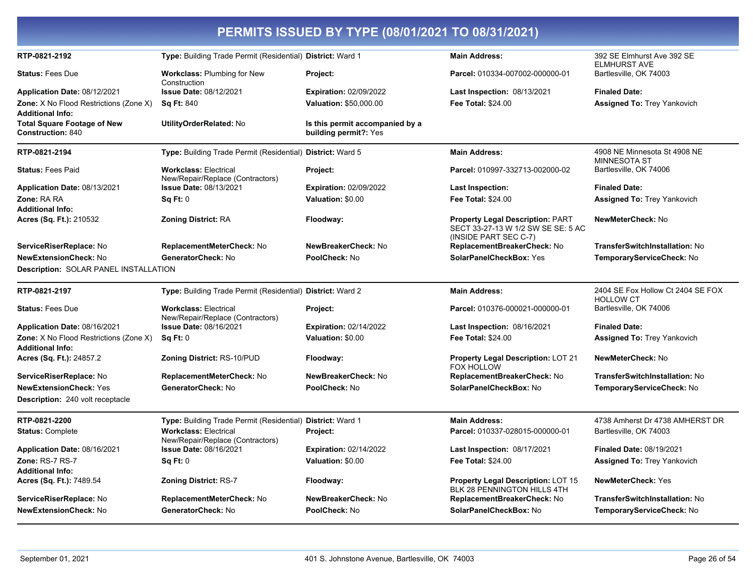# PERMITS ISSUED BY TYPE (08/01/2021 TO 08/31/2021)

| | | | | |
|---|---|---|---|---|
| **RTP-0821-2192** | **Type:** Building Trade Permit (Residential) | **District:** Ward 1 | **Main Address:** | 392 SE Elmhurst Ave 392 SE ELMHURST AVE |
| **Status:** Fees Due | **Workclass:** Plumbing for New Construction | **Project:** | **Parcel:** 010334-007002-000000-01 | Bartlesville, OK 74003 |
| **Application Date:** 08/12/2021 | **Issue Date:** 08/12/2021 | **Expiration:** 02/09/2022 | **Last Inspection:** 08/13/2021 | **Finaled Date:** |
| **Zone:** X No Flood Restrictions (Zone X) | **Sq Ft:** 840 | **Valuation:** $50,000.00 | **Fee Total:** $24.00 | **Assigned To:** Trey Yankovich |
| **Additional Info:** | | | | |
| **Total Square Footage of New Construction:** 840 | **UtilityOrderRelated:** No | **Is this permit accompanied by a building permit?:** Yes | | |

| | | | | |
|---|---|---|---|---|
| **RTP-0821-2194** | **Type:** Building Trade Permit (Residential) | **District:** Ward 5 | **Main Address:** | 4908 NE Minnesota St 4908 NE MINNESOTA ST |
| **Status:** Fees Paid | **Workclass:** Electrical New/Repair/Replace (Contractors) | **Project:** | **Parcel:** 010997-332713-002000-02 | Bartlesville, OK 74006 |
| **Application Date:** 08/13/2021 | **Issue Date:** 08/13/2021 | **Expiration:** 02/09/2022 | **Last Inspection:** | **Finaled Date:** |
| **Zone:** RA RA | **Sq Ft:** 0 | **Valuation:** $0.00 | **Fee Total:** $24.00 | **Assigned To:** Trey Yankovich |
| **Additional Info:** | | | | |
| **Acres (Sq. Ft.):** 210532 | **Zoning District:** RA | **Floodway:** | **Property Legal Description:** PART SECT 33-27-13 W 1/2 SW SE SE: 5 AC (INSIDE PART SEC C-7) | **NewMeterCheck:** No |
| **ServiceRiserReplace:** No | **ReplacementMeterCheck:** No | **NewBreakerCheck:** No | **ReplacementBreakerCheck:** No | **TransferSwitchInstallation:** No |
| **NewExtensionCheck:** No | **GeneratorCheck:** No | **PoolCheck:** No | **SolarPanelCheckBox:** Yes | **TemporaryServiceCheck:** No |
| **Description:** SOLAR PANEL INSTALLATION | | | | |

| | | | | |
|---|---|---|---|---|
| **RTP-0821-2197** | **Type:** Building Trade Permit (Residential) | **District:** Ward 2 | **Main Address:** | 2404 SE Fox Hollow Ct 2404 SE FOX HOLLOW CT |
| **Status:** Fees Due | **Workclass:** Electrical New/Repair/Replace (Contractors) | **Project:** | **Parcel:** 010376-000021-000000-01 | Bartlesville, OK 74006 |
| **Application Date:** 08/16/2021 | **Issue Date:** 08/16/2021 | **Expiration:** 02/14/2022 | **Last Inspection:** 08/16/2021 | **Finaled Date:** |
| **Zone:** X No Flood Restrictions (Zone X) | **Sq Ft:** 0 | **Valuation:** $0.00 | **Fee Total:** $24.00 | **Assigned To:** Trey Yankovich |
| **Additional Info:** | | | | |
| **Acres (Sq. Ft.):** 24857.2 | **Zoning District:** RS-10/PUD | **Floodway:** | **Property Legal Description:** LOT 21 FOX HOLLOW | **NewMeterCheck:** No |
| **ServiceRiserReplace:** No | **ReplacementMeterCheck:** No | **NewBreakerCheck:** No | **ReplacementBreakerCheck:** No | **TransferSwitchInstallation:** No |
| **NewExtensionCheck:** Yes | **GeneratorCheck:** No | **PoolCheck:** No | **SolarPanelCheckBox:** No | **TemporaryServiceCheck:** No |
| **Description:** 240 volt receptacle | | | | |

| | | | | |
|---|---|---|---|---|
| **RTP-0821-2200** | **Type:** Building Trade Permit (Residential) | **District:** Ward 1 | **Main Address:** | 4738 Amherst Dr 4738 AMHERST DR |
| **Status:** Complete | **Workclass:** Electrical New/Repair/Replace (Contractors) | **Project:** | **Parcel:** 010337-028015-000000-01 | Bartlesville, OK 74003 |
| **Application Date:** 08/16/2021 | **Issue Date:** 08/16/2021 | **Expiration:** 02/14/2022 | **Last Inspection:** 08/17/2021 | **Finaled Date:** 08/19/2021 |
| **Zone:** RS-7 RS-7 | **Sq Ft:** 0 | **Valuation:** $0.00 | **Fee Total:** $24.00 | **Assigned To:** Trey Yankovich |
| **Additional Info:** | | | | |
| **Acres (Sq. Ft.):** 7489.54 | **Zoning District:** RS-7 | **Floodway:** | **Property Legal Description:** LOT 15 BLK 28 PENNINGTON HILLS 4TH | **NewMeterCheck:** Yes |
| **ServiceRiserReplace:** No | **ReplacementMeterCheck:** No | **NewBreakerCheck:** No | **ReplacementBreakerCheck:** No | **TransferSwitchInstallation:** No |
| **NewExtensionCheck:** No | **GeneratorCheck:** No | **PoolCheck:** No | **SolarPanelCheckBox:** No | **TemporaryServiceCheck:** No |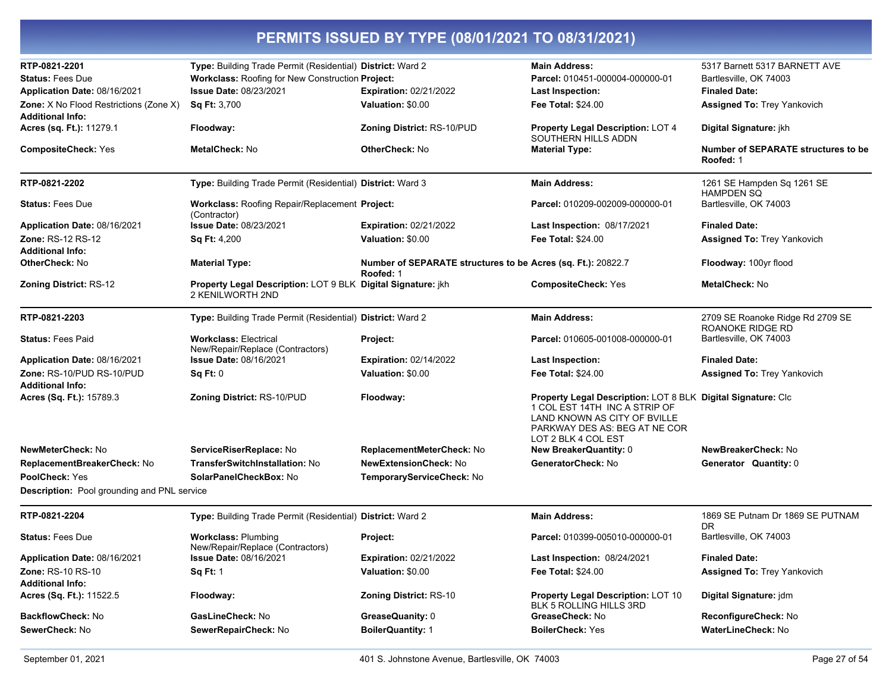# PERMITS ISSUED BY TYPE (08/01/2021 TO 08/31/2021)

| | | | | |
|---|---|---|---|---|
| **RTP-0821-2201** | **Type:** Building Trade Permit (Residential) | **District:** Ward 2 | **Main Address:** | 5317 Barnett 5317 BARNETT AVE |
| **Status:** Fees Due | **Workclass:** Roofing for New Construction | **Project:** | **Parcel:** 010451-000004-000000-01 | Bartlesville, OK 74003 |
| **Application Date:** 08/16/2021 | **Issue Date:** 08/23/2021 | **Expiration:** 02/21/2022 | **Last Inspection:** | **Finaled Date:** |
| **Zone:** X No Flood Restrictions (Zone X) | **Sq Ft:** 3,700 | **Valuation:** $0.00 | **Fee Total:** $24.00 | **Assigned To:** Trey Yankovich |
| **Additional Info:** | | | | |
| **Acres (sq. Ft.):** 11279.1 | **Floodway:** | **Zoning District:** RS-10/PUD | **Property Legal Description:** LOT 4 SOUTHERN HILLS ADDN | **Digital Signature:** jkh |
| **CompositeCheck:** Yes | **MetalCheck:** No | **OtherCheck:** No | **Material Type:** | **Number of SEPARATE structures to be Roofed:** 1 |

| | | | | |
|---|---|---|---|---|
| **RTP-0821-2202** | **Type:** Building Trade Permit (Residential) | **District:** Ward 3 | **Main Address:** | 1261 SE Hampden Sq 1261 SE HAMPDEN SQ |
| **Status:** Fees Due | **Workclass:** Roofing Repair/Replacement (Contractor) | **Project:** | **Parcel:** 010209-002009-000000-01 | Bartlesville, OK 74003 |
| **Application Date:** 08/16/2021 | **Issue Date:** 08/23/2021 | **Expiration:** 02/21/2022 | **Last Inspection:** 08/17/2021 | **Finaled Date:** |
| **Zone:** RS-12 RS-12 | **Sq Ft:** 4,200 | **Valuation:** $0.00 | **Fee Total:** $24.00 | **Assigned To:** Trey Yankovich |
| **Additional Info:** | | | | |
| **OtherCheck:** No | **Material Type:** | **Number of SEPARATE structures to be Roofed:** 1 | **Acres (sq. Ft.):** 20822.7 | **Floodway:** 100yr flood |
| **Zoning District:** RS-12 | **Property Legal Description:** LOT 9 BLK 2 KENILWORTH 2ND | **Digital Signature:** jkh | **CompositeCheck:** Yes | **MetalCheck:** No |

| | | | | |
|---|---|---|---|---|
| **RTP-0821-2203** | **Type:** Building Trade Permit (Residential) | **District:** Ward 2 | **Main Address:** | 2709 SE Roanoke Ridge Rd 2709 SE ROANOKE RIDGE RD |
| **Status:** Fees Paid | **Workclass:** Electrical New/Repair/Replace (Contractors) | **Project:** | **Parcel:** 010605-001008-000000-01 | Bartlesville, OK 74003 |
| **Application Date:** 08/16/2021 | **Issue Date:** 08/16/2021 | **Expiration:** 02/14/2022 | **Last Inspection:** | **Finaled Date:** |
| **Zone:** RS-10/PUD RS-10/PUD | **Sq Ft:** 0 | **Valuation:** $0.00 | **Fee Total:** $24.00 | **Assigned To:** Trey Yankovich |
| **Additional Info:** | | | | |
| **Acres (Sq. Ft.):** 15789.3 | **Zoning District:** RS-10/PUD | **Floodway:** | **Property Legal Description:** LOT 8 BLK 1 COL EST 14TH INC A STRIP OF LAND KNOWN AS CITY OF BVILLE PARKWAY DES AS: BEG AT NE COR LOT 2 BLK 4 COL EST | **Digital Signature:** Clc |
| **NewMeterCheck:** No | **ServiceRiserReplace:** No | **ReplacementMeterCheck:** No | **New BreakerQuantity:** 0 | **NewBreakerCheck:** No |
| **ReplacementBreakerCheck:** No | **TransferSwitchInstallation:** No | **NewExtensionCheck:** No | **GeneratorCheck:** No | **Generator Quantity:** 0 |
| **PoolCheck:** Yes | **SolarPanelCheckBox:** No | **TemporaryServiceCheck:** No | | |

**Description:** Pool grounding and PNL service

| | | | | |
|---|---|---|---|---|
| **RTP-0821-2204** | **Type:** Building Trade Permit (Residential) | **District:** Ward 2 | **Main Address:** | 1869 SE Putnam Dr 1869 SE PUTNAM DR |
| **Status:** Fees Due | **Workclass:** Plumbing New/Repair/Replace (Contractors) | **Project:** | **Parcel:** 010399-005010-000000-01 | Bartlesville, OK 74003 |
| **Application Date:** 08/16/2021 | **Issue Date:** 08/16/2021 | **Expiration:** 02/21/2022 | **Last Inspection:** 08/24/2021 | **Finaled Date:** |
| **Zone:** RS-10 RS-10 | **Sq Ft:** 1 | **Valuation:** $0.00 | **Fee Total:** $24.00 | **Assigned To:** Trey Yankovich |
| **Additional Info:** | | | | |
| **Acres (Sq. Ft.):** 11522.5 | **Floodway:** | **Zoning District:** RS-10 | **Property Legal Description:** LOT 10 BLK 5 ROLLING HILLS 3RD | **Digital Signature:** jdm |
| **BackflowCheck:** No | **GasLineCheck:** No | **GreaseQuanity:** 0 | **GreaseCheck:** No | **ReconfigureCheck:** No |
| **SewerCheck:** No | **SewerRepairCheck:** No | **BoilerQuantity:** 1 | **BoilerCheck:** Yes | **WaterLineCheck:** No |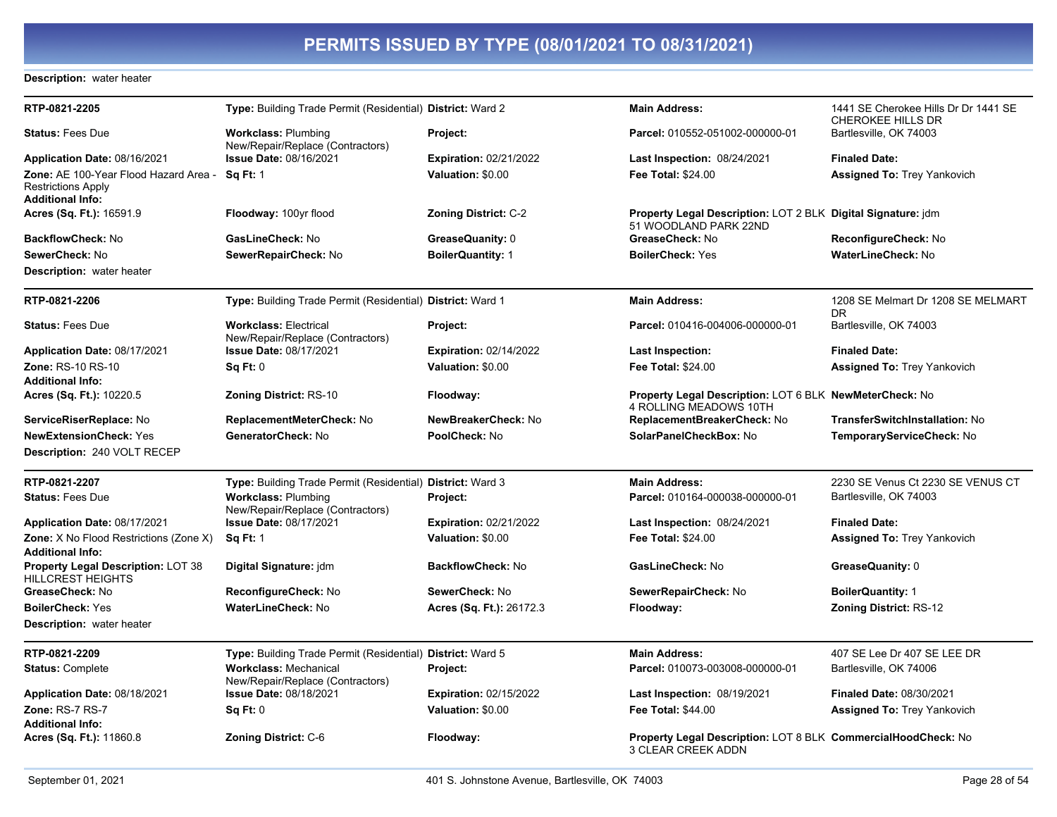# PERMITS ISSUED BY TYPE (08/01/2021 TO 08/31/2021)

**Description:** water heater

| | | | | |
|---|---|---|---|---|
| **RTP-0821-2205** | **Type:** Building Trade Permit (Residential) | **District:** Ward 2 | **Main Address:** | 1441 SE Cherokee Hills Dr Dr 1441 SE CHEROKEE HILLS DR |
| **Status:** Fees Due | **Workclass:** Plumbing New/Repair/Replace (Contractors) | **Project:** | **Parcel:** 010552-051002-000000-01 | Bartlesville, OK 74003 |
| **Application Date:** 08/16/2021 | **Issue Date:** 08/16/2021 | **Expiration:** 02/21/2022 | **Last Inspection:** 08/24/2021 | **Finaled Date:** |
| **Zone:** AE 100-Year Flood Hazard Area - Restrictions Apply | **Sq Ft:** 1 | **Valuation:** $0.00 | **Fee Total:** $24.00 | **Assigned To:** Trey Yankovich |
| **Additional Info:** | | | | |
| **Acres (Sq. Ft.):** 16591.9 | **Floodway:** 100yr flood | **Zoning District:** C-2 | **Property Legal Description:** LOT 2 BLK 51 WOODLAND PARK 22ND | **Digital Signature:** jdm |
| **BackflowCheck:** No | **GasLineCheck:** No | **GreaseQuanity:** 0 | **GreaseCheck:** No | **ReconfigureCheck:** No |
| **SewerCheck:** No | **SewerRepairCheck:** No | **BoilerQuantity:** 1 | **BoilerCheck:** Yes | **WaterLineCheck:** No |

**Description:** water heater

| | | | | |
|---|---|---|---|---|
| **RTP-0821-2206** | **Type:** Building Trade Permit (Residential) | **District:** Ward 1 | **Main Address:** | 1208 SE Melmart Dr 1208 SE MELMART DR |
| **Status:** Fees Due | **Workclass:** Electrical New/Repair/Replace (Contractors) | **Project:** | **Parcel:** 010416-004006-000000-01 | Bartlesville, OK 74003 |
| **Application Date:** 08/17/2021 | **Issue Date:** 08/17/2021 | **Expiration:** 02/14/2022 | **Last Inspection:** | **Finaled Date:** |
| **Zone:** RS-10 RS-10 | **Sq Ft:** 0 | **Valuation:** $0.00 | **Fee Total:** $24.00 | **Assigned To:** Trey Yankovich |
| **Additional Info:** | | | | |
| **Acres (Sq. Ft.):** 10220.5 | **Zoning District:** RS-10 | **Floodway:** | **Property Legal Description:** LOT 6 BLK 4 ROLLING MEADOWS 10TH | **NewMeterCheck:** No |
| **ServiceRiserReplace:** No | **ReplacementMeterCheck:** No | **NewBreakerCheck:** No | **ReplacementBreakerCheck:** No | **TransferSwitchInstallation:** No |
| **NewExtensionCheck:** Yes | **GeneratorCheck:** No | **PoolCheck:** No | **SolarPanelCheckBox:** No | **TemporaryServiceCheck:** No |

**Description:** 240 VOLT RECEP

| | | | | |
|---|---|---|---|---|
| **RTP-0821-2207** | **Type:** Building Trade Permit (Residential) | **District:** Ward 3 | **Main Address:** | 2230 SE Venus Ct 2230 SE VENUS CT |
| **Status:** Fees Due | **Workclass:** Plumbing New/Repair/Replace (Contractors) | **Project:** | **Parcel:** 010164-000038-000000-01 | Bartlesville, OK 74003 |
| **Application Date:** 08/17/2021 | **Issue Date:** 08/17/2021 | **Expiration:** 02/21/2022 | **Last Inspection:** 08/24/2021 | **Finaled Date:** |
| **Zone:** X No Flood Restrictions (Zone X) | **Sq Ft:** 1 | **Valuation:** $0.00 | **Fee Total:** $24.00 | **Assigned To:** Trey Yankovich |
| **Additional Info:** | | | | |
| **Property Legal Description:** LOT 38 HILLCREST HEIGHTS | **Digital Signature:** jdm | **BackflowCheck:** No | **GasLineCheck:** No | **GreaseQuanity:** 0 |
| **GreaseCheck:** No | **ReconfigureCheck:** No | **SewerCheck:** No | **SewerRepairCheck:** No | **BoilerQuantity:** 1 |
| **BoilerCheck:** Yes | **WaterLineCheck:** No | **Acres (Sq. Ft.):** 26172.3 | **Floodway:** | **Zoning District:** RS-12 |

**Description:** water heater

| | | | | |
|---|---|---|---|---|
| **RTP-0821-2209** | **Type:** Building Trade Permit (Residential) | **District:** Ward 5 | **Main Address:** | 407 SE Lee Dr 407 SE LEE DR |
| **Status:** Complete | **Workclass:** Mechanical New/Repair/Replace (Contractors) | **Project:** | **Parcel:** 010073-003008-000000-01 | Bartlesville, OK 74006 |
| **Application Date:** 08/18/2021 | **Issue Date:** 08/18/2021 | **Expiration:** 02/15/2022 | **Last Inspection:** 08/19/2021 | **Finaled Date:** 08/30/2021 |
| **Zone:** RS-7 RS-7 | **Sq Ft:** 0 | **Valuation:** $0.00 | **Fee Total:** $44.00 | **Assigned To:** Trey Yankovich |
| **Additional Info:** | | | | |
| **Acres (Sq. Ft.):** 11860.8 | **Zoning District:** C-6 | **Floodway:** | **Property Legal Description:** LOT 8 BLK 3 CLEAR CREEK ADDN | **CommercialHoodCheck:** No |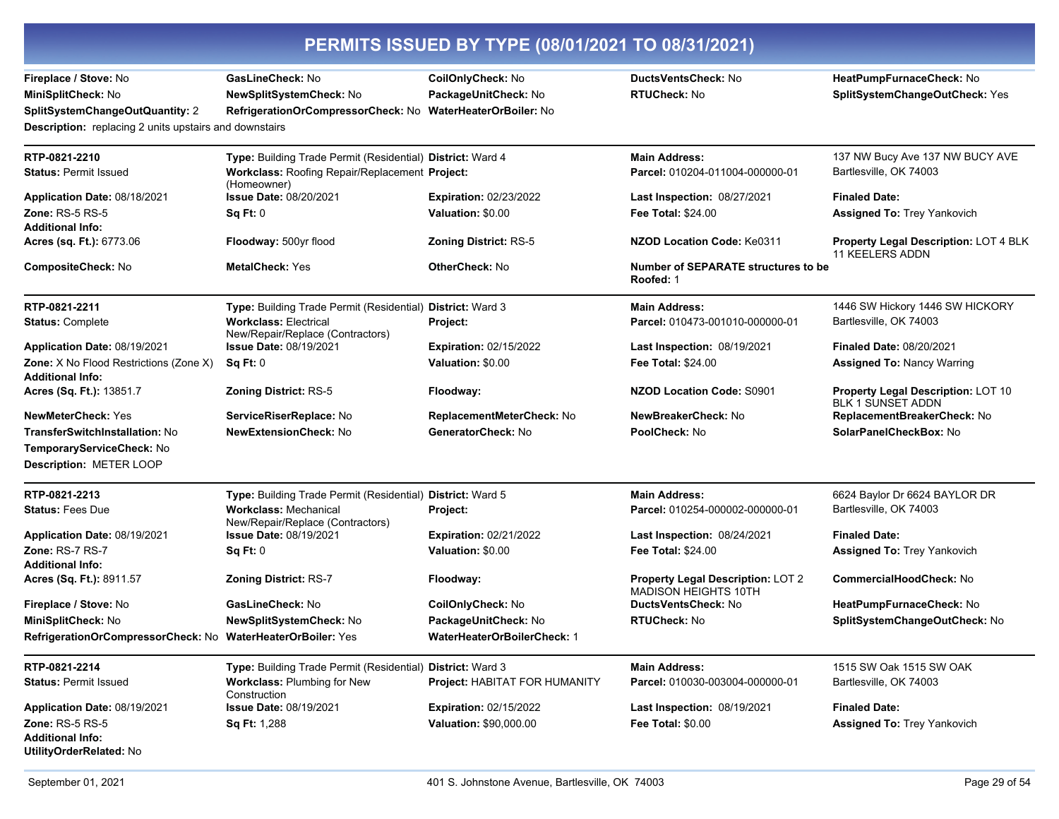# PERMITS ISSUED BY TYPE (08/01/2021 TO 08/31/2021)

| | | | | |
|---|---|---|---|---|
| **Fireplace / Stove:** No | **GasLineCheck:** No | **CoilOnlyCheck:** No | **DuctsVentsCheck:** No | **HeatPumpFurnaceCheck:** No |
| **MiniSplitCheck:** No | **NewSplitSystemCheck:** No | **PackageUnitCheck:** No | **RTUCheck:** No | **SplitSystemChangeOutCheck:** Yes |
| **SplitSystemChangeOutQuantity:** 2 | **RefrigerationOrCompressorCheck:** No | **WaterHeaterOrBoiler:** No | | |

**Description:** replacing 2 units upstairs and downstairs

---

| | | | | |
|---|---|---|---|---|
| **RTP-0821-2210** | **Type:** Building Trade Permit (Residential) | **District:** Ward 4 | **Main Address:** | 137 NW Bucy Ave 137 NW BUCY AVE |
| **Status:** Permit Issued | **Workclass:** Roofing Repair/Replacement (Homeowner) | **Project:** | **Parcel:** 010204-011004-000000-01 | Bartlesville, OK 74003 |
| **Application Date:** 08/18/2021 | **Issue Date:** 08/20/2021 | **Expiration:** 02/23/2022 | **Last Inspection:** 08/27/2021 | **Finaled Date:** |
| **Zone:** RS-5 RS-5 | **Sq Ft:** 0 | **Valuation:** $0.00 | **Fee Total:** $24.00 | **Assigned To:** Trey Yankovich |
| **Additional Info:** | | | | |
| **Acres (sq. Ft.):** 6773.06 | **Floodway:** 500yr flood | **Zoning District:** RS-5 | **NZOD Location Code:** Ke0311 | **Property Legal Description:** LOT 4 BLK 11 KEELERS ADDN |
| **CompositeCheck:** No | **MetalCheck:** Yes | **OtherCheck:** No | **Number of SEPARATE structures to be Roofed:** 1 | |

---

| | | | | |
|---|---|---|---|---|
| **RTP-0821-2211** | **Type:** Building Trade Permit (Residential) | **District:** Ward 3 | **Main Address:** | 1446 SW Hickory 1446 SW HICKORY |
| **Status:** Complete | **Workclass:** Electrical New/Repair/Replace (Contractors) | **Project:** | **Parcel:** 010473-001010-000000-01 | Bartlesville, OK 74003 |
| **Application Date:** 08/19/2021 | **Issue Date:** 08/19/2021 | **Expiration:** 02/15/2022 | **Last Inspection:** 08/19/2021 | **Finaled Date:** 08/20/2021 |
| **Zone:** X No Flood Restrictions (Zone X) | **Sq Ft:** 0 | **Valuation:** $0.00 | **Fee Total:** $24.00 | **Assigned To:** Nancy Warring |
| **Additional Info:** | | | | |
| **Acres (Sq. Ft.):** 13851.7 | **Zoning District:** RS-5 | **Floodway:** | **NZOD Location Code:** S0901 | **Property Legal Description:** LOT 10 BLK 1 SUNSET ADDN |
| **NewMeterCheck:** Yes | **ServiceRiserReplace:** No | **ReplacementMeterCheck:** No | **NewBreakerCheck:** No | **ReplacementBreakerCheck:** No |
| **TransferSwitchInstallation:** No | **NewExtensionCheck:** No | **GeneratorCheck:** No | **PoolCheck:** No | **SolarPanelCheckBox:** No |
| **TemporaryServiceCheck:** No | | | | |

**Description:** METER LOOP

---

| | | | | |
|---|---|---|---|---|
| **RTP-0821-2213** | **Type:** Building Trade Permit (Residential) | **District:** Ward 5 | **Main Address:** | 6624 Baylor Dr 6624 BAYLOR DR |
| **Status:** Fees Due | **Workclass:** Mechanical New/Repair/Replace (Contractors) | **Project:** | **Parcel:** 010254-000002-000000-01 | Bartlesville, OK 74003 |
| **Application Date:** 08/19/2021 | **Issue Date:** 08/19/2021 | **Expiration:** 02/21/2022 | **Last Inspection:** 08/24/2021 | **Finaled Date:** |
| **Zone:** RS-7 RS-7 | **Sq Ft:** 0 | **Valuation:** $0.00 | **Fee Total:** $24.00 | **Assigned To:** Trey Yankovich |
| **Additional Info:** | | | | |
| **Acres (Sq. Ft.):** 8911.57 | **Zoning District:** RS-7 | **Floodway:** | **Property Legal Description:** LOT 2 MADISON HEIGHTS 10TH | **CommercialHoodCheck:** No |
| **Fireplace / Stove:** No | **GasLineCheck:** No | **CoilOnlyCheck:** No | **DuctsVentsCheck:** No | **HeatPumpFurnaceCheck:** No |
| **MiniSplitCheck:** No | **NewSplitSystemCheck:** No | **PackageUnitCheck:** No | **RTUCheck:** No | **SplitSystemChangeOutCheck:** No |
| **RefrigerationOrCompressorCheck:** No | **WaterHeaterOrBoiler:** Yes | **WaterHeaterOrBoilerCheck:** 1 | | |

---

| | | | | |
|---|---|---|---|---|
| **RTP-0821-2214** | **Type:** Building Trade Permit (Residential) | **District:** Ward 3 | **Main Address:** | 1515 SW Oak 1515 SW OAK |
| **Status:** Permit Issued | **Workclass:** Plumbing for New Construction | **Project:** HABITAT FOR HUMANITY | **Parcel:** 010030-003004-000000-01 | Bartlesville, OK 74003 |
| **Application Date:** 08/19/2021 | **Issue Date:** 08/19/2021 | **Expiration:** 02/15/2022 | **Last Inspection:** 08/19/2021 | **Finaled Date:** |
| **Zone:** RS-5 RS-5 | **Sq Ft:** 1,288 | **Valuation:** $90,000.00 | **Fee Total:** $0.00 | **Assigned To:** Trey Yankovich |
| **Additional Info:** | | | | |
| **UtilityOrderRelated:** No | | | | |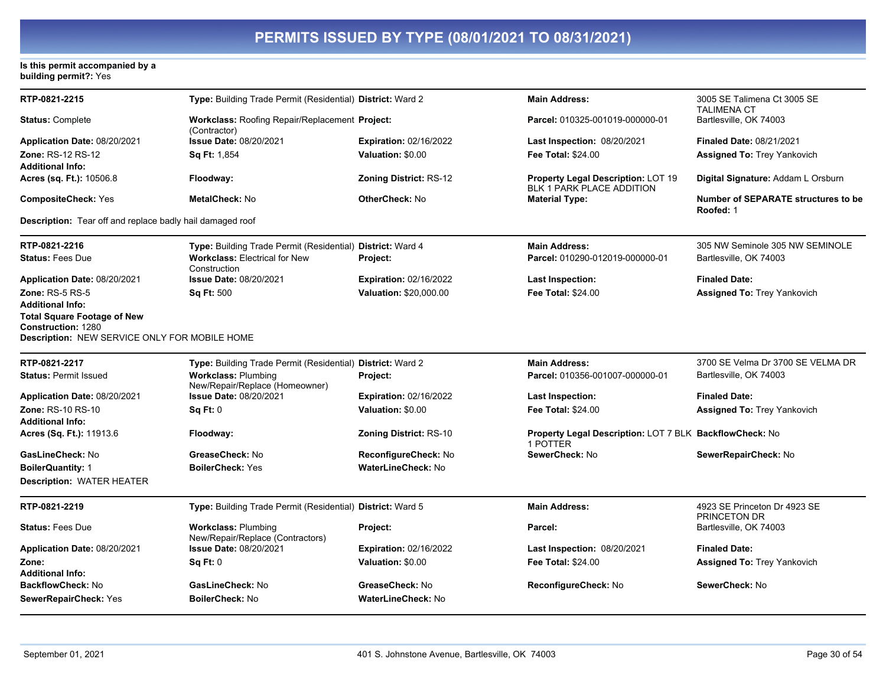# PERMITS ISSUED BY TYPE (08/01/2021 TO 08/31/2021)

**Is this permit accompanied by a building permit?:** Yes

---

| | | | | |
|---|---|---|---|---|
| **RTP-0821-2215** | **Type:** Building Trade Permit (Residential) | **District:** Ward 2 | **Main Address:** | 3005 SE Talimena Ct 3005 SE TALIMENA CT |
| **Status:** Complete | **Workclass:** Roofing Repair/Replacement (Contractor) | **Project:** | **Parcel:** 010325-001019-000000-01 | Bartlesville, OK 74003 |
| **Application Date:** 08/20/2021 | **Issue Date:** 08/20/2021 | **Expiration:** 02/16/2022 | **Last Inspection:** 08/20/2021 | **Finaled Date:** 08/21/2021 |
| **Zone:** RS-12 RS-12 | **Sq Ft:** 1,854 | **Valuation:** $0.00 | **Fee Total:** $24.00 | **Assigned To:** Trey Yankovich |
| **Additional Info:** | | | | |
| **Acres (sq. Ft.):** 10506.8 | **Floodway:** | **Zoning District:** RS-12 | **Property Legal Description:** LOT 19 BLK 1 PARK PLACE ADDITION | **Digital Signature:** Addam L Orsburn |
| **CompositeCheck:** Yes | **MetalCheck:** No | **OtherCheck:** No | **Material Type:** | **Number of SEPARATE structures to be Roofed:** 1 |

**Description:** Tear off and replace badly hail damaged roof

---

| | | | | |
|---|---|---|---|---|
| **RTP-0821-2216** | **Type:** Building Trade Permit (Residential) | **District:** Ward 4 | **Main Address:** | 305 NW Seminole 305 NW SEMINOLE |
| **Status:** Fees Due | **Workclass:** Electrical for New Construction | **Project:** | **Parcel:** 010290-012019-000000-01 | Bartlesville, OK 74003 |
| **Application Date:** 08/20/2021 | **Issue Date:** 08/20/2021 | **Expiration:** 02/16/2022 | **Last Inspection:** | **Finaled Date:** |
| **Zone:** RS-5 RS-5 | **Sq Ft:** 500 | **Valuation:** $20,000.00 | **Fee Total:** $24.00 | **Assigned To:** Trey Yankovich |
| **Additional Info:** | | | | |
| **Total Square Footage of New Construction:** 1280 | | | | |

**Description:** NEW SERVICE ONLY FOR MOBILE HOME

---

| | | | | |
|---|---|---|---|---|
| **RTP-0821-2217** | **Type:** Building Trade Permit (Residential) | **District:** Ward 2 | **Main Address:** | 3700 SE Velma Dr 3700 SE VELMA DR |
| **Status:** Permit Issued | **Workclass:** Plumbing New/Repair/Replace (Homeowner) | **Project:** | **Parcel:** 010356-001007-000000-01 | Bartlesville, OK 74003 |
| **Application Date:** 08/20/2021 | **Issue Date:** 08/20/2021 | **Expiration:** 02/16/2022 | **Last Inspection:** | **Finaled Date:** |
| **Zone:** RS-10 RS-10 | **Sq Ft:** 0 | **Valuation:** $0.00 | **Fee Total:** $24.00 | **Assigned To:** Trey Yankovich |
| **Additional Info:** | | | | |
| **Acres (Sq. Ft.):** 11913.6 | **Floodway:** | **Zoning District:** RS-10 | **Property Legal Description:** LOT 7 BLK 1 POTTER | **BackflowCheck:** No |
| **GasLineCheck:** No | **GreaseCheck:** No | **ReconfigureCheck:** No | **SewerCheck:** No | **SewerRepairCheck:** No |
| **BoilerQuantity:** 1 | **BoilerCheck:** Yes | **WaterLineCheck:** No | | |

**Description:** WATER HEATER

---

| | | | | |
|---|---|---|---|---|
| **RTP-0821-2219** | **Type:** Building Trade Permit (Residential) | **District:** Ward 5 | **Main Address:** | 4923 SE Princeton Dr 4923 SE PRINCETON DR |
| **Status:** Fees Due | **Workclass:** Plumbing New/Repair/Replace (Contractors) | **Project:** | **Parcel:** | Bartlesville, OK 74003 |
| **Application Date:** 08/20/2021 | **Issue Date:** 08/20/2021 | **Expiration:** 02/16/2022 | **Last Inspection:** 08/20/2021 | **Finaled Date:** |
| **Zone:** | **Sq Ft:** 0 | **Valuation:** $0.00 | **Fee Total:** $24.00 | **Assigned To:** Trey Yankovich |
| **Additional Info:** | | | | |
| **BackflowCheck:** No | **GasLineCheck:** No | **GreaseCheck:** No | **ReconfigureCheck:** No | **SewerCheck:** No |
| **SewerRepairCheck:** Yes | **BoilerCheck:** No | **WaterLineCheck:** No | | |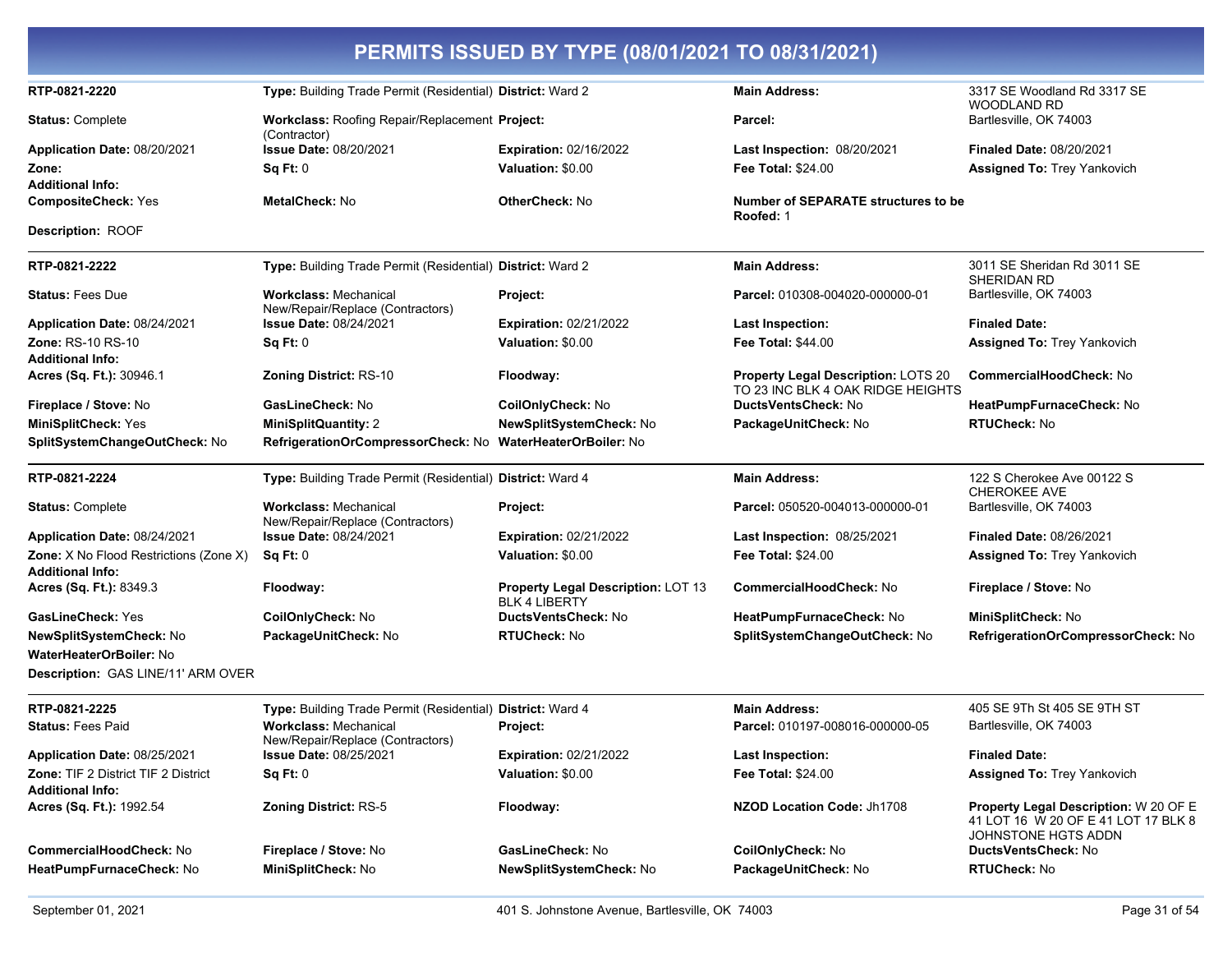# PERMITS ISSUED BY TYPE (08/01/2021 TO 08/31/2021)

**RTP-0821-2220** | **Type:** Building Trade Permit (Residential) | **District:** Ward 2 | **Main Address:** 3317 SE Woodland Rd 3317 SE WOODLAND RD Bartlesville, OK 74003

**Status:** Complete | **Workclass:** Roofing Repair/Replacement (Contractor) | **Project:** | **Parcel:**

**Application Date:** 08/20/2021 | **Issue Date:** 08/20/2021 | **Expiration:** 02/16/2022 | **Last Inspection:** 08/20/2021 | **Finaled Date:** 08/20/2021

**Zone:** | **Sq Ft:** 0 | **Valuation:** $0.00 | **Fee Total:** $24.00 | **Assigned To:** Trey Yankovich

**Additional Info:**

**CompositeCheck:** Yes | **MetalCheck:** No | **OtherCheck:** No | **Number of SEPARATE structures to be Roofed:** 1

**Description:** ROOF

---

**RTP-0821-2222** | **Type:** Building Trade Permit (Residential) | **District:** Ward 2 | **Main Address:** 3011 SE Sheridan Rd 3011 SE SHERIDAN RD Bartlesville, OK 74003

**Status:** Fees Due | **Workclass:** Mechanical New/Repair/Replace (Contractors) | **Project:** | **Parcel:** 010308-004020-000000-01

**Application Date:** 08/24/2021 | **Issue Date:** 08/24/2021 | **Expiration:** 02/21/2022 | **Last Inspection:** | **Finaled Date:**

**Zone:** RS-10 RS-10 | **Sq Ft:** 0 | **Valuation:** $0.00 | **Fee Total:** $44.00 | **Assigned To:** Trey Yankovich

**Additional Info:**

**Acres (Sq. Ft.):** 30946.1 | **Zoning District:** RS-10 | **Floodway:** | **Property Legal Description:** LOTS 20 TO 23 INC BLK 4 OAK RIDGE HEIGHTS | **CommercialHoodCheck:** No

**Fireplace / Stove:** No | **GasLineCheck:** No | **CoilOnlyCheck:** No | **DuctsVentsCheck:** No | **HeatPumpFurnaceCheck:** No

**MiniSplitCheck:** Yes | **MiniSplitQuantity:** 2 | **NewSplitSystemCheck:** No | **PackageUnitCheck:** No | **RTUCheck:** No

**SplitSystemChangeOutCheck:** No | **RefrigerationOrCompressorCheck:** No | **WaterHeaterOrBoiler:** No

---

**RTP-0821-2224** | **Type:** Building Trade Permit (Residential) | **District:** Ward 4 | **Main Address:** 122 S Cherokee Ave 00122 S CHEROKEE AVE Bartlesville, OK 74003

**Status:** Complete | **Workclass:** Mechanical New/Repair/Replace (Contractors) | **Project:** | **Parcel:** 050520-004013-000000-01

**Application Date:** 08/24/2021 | **Issue Date:** 08/24/2021 | **Expiration:** 02/21/2022 | **Last Inspection:** 08/25/2021 | **Finaled Date:** 08/26/2021

**Zone:** X No Flood Restrictions (Zone X) | **Sq Ft:** 0 | **Valuation:** $0.00 | **Fee Total:** $24.00 | **Assigned To:** Trey Yankovich

**Additional Info:**

**Acres (Sq. Ft.):** 8349.3 | **Floodway:** | **Property Legal Description:** LOT 13 BLK 4 LIBERTY | **CommercialHoodCheck:** No | **Fireplace / Stove:** No

**GasLineCheck:** Yes | **CoilOnlyCheck:** No | **DuctsVentsCheck:** No | **HeatPumpFurnaceCheck:** No | **MiniSplitCheck:** No

**NewSplitSystemCheck:** No | **PackageUnitCheck:** No | **RTUCheck:** No | **SplitSystemChangeOutCheck:** No | **RefrigerationOrCompressorCheck:** No

**WaterHeaterOrBoiler:** No

**Description:** GAS LINE/11' ARM OVER

---

**RTP-0821-2225** | **Type:** Building Trade Permit (Residential) | **District:** Ward 4 | **Main Address:** 405 SE 9Th St 405 SE 9TH ST Bartlesville, OK 74003

**Status:** Fees Paid | **Workclass:** Mechanical New/Repair/Replace (Contractors) | **Project:** | **Parcel:** 010197-008016-000000-05

**Application Date:** 08/25/2021 | **Issue Date:** 08/25/2021 | **Expiration:** 02/21/2022 | **Last Inspection:** | **Finaled Date:**

**Zone:** TIF 2 District TIF 2 District | **Sq Ft:** 0 | **Valuation:** $0.00 | **Fee Total:** $24.00 | **Assigned To:** Trey Yankovich

**Additional Info:**

**Acres (Sq. Ft.):** 1992.54 | **Zoning District:** RS-5 | **Floodway:** | **NZOD Location Code:** Jh1708 | **Property Legal Description:** W 20 OF E 41 LOT 16 W 20 OF E 41 LOT 17 BLK 8 JOHNSTONE HGTS ADDN

**CommercialHoodCheck:** No | **Fireplace / Stove:** No | **GasLineCheck:** No | **CoilOnlyCheck:** No | **DuctsVentsCheck:** No

**HeatPumpFurnaceCheck:** No | **MiniSplitCheck:** No | **NewSplitSystemCheck:** No | **PackageUnitCheck:** No | **RTUCheck:** No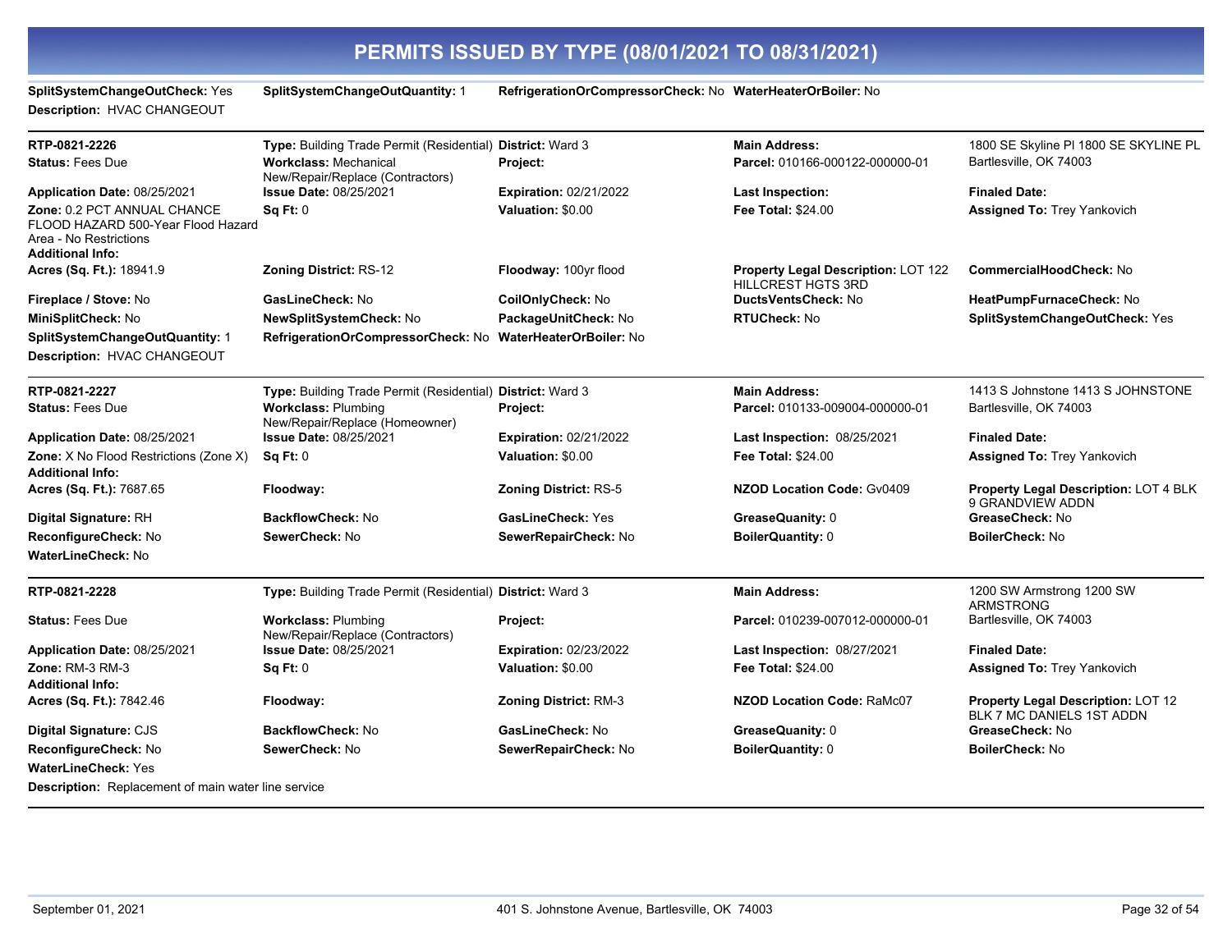# PERMITS ISSUED BY TYPE (08/01/2021 TO 08/31/2021)

**SplitSystemChangeOutCheck:** Yes **SplitSystemChangeOutQuantity:** 1 **RefrigerationOrCompressorCheck:** No **WaterHeaterOrBoiler:** No
**Description:** HVAC CHANGEOUT

---

| | | | | |
|---|---|---|---|---|
| **RTP-0821-2226** | **Type:** Building Trade Permit (Residential) | **District:** Ward 3 | **Main Address:** | 1800 SE Skyline Pl 1800 SE SKYLINE PL |
| **Status:** Fees Due | **Workclass:** Mechanical New/Repair/Replace (Contractors) | **Project:** | **Parcel:** 010166-000122-000000-01 | Bartlesville, OK 74003 |
| **Application Date:** 08/25/2021 | **Issue Date:** 08/25/2021 | **Expiration:** 02/21/2022 | **Last Inspection:** | **Finaled Date:** |
| **Zone:** 0.2 PCT ANNUAL CHANCE FLOOD HAZARD 500-Year Flood Hazard Area - No Restrictions | **Sq Ft:** 0 | **Valuation:** $0.00 | **Fee Total:** $24.00 | **Assigned To:** Trey Yankovich |
| **Additional Info:** | | | | |
| **Acres (Sq. Ft.):** 18941.9 | **Zoning District:** RS-12 | **Floodway:** 100yr flood | **Property Legal Description:** LOT 122 HILLCREST HGTS 3RD | **CommercialHoodCheck:** No |
| **Fireplace / Stove:** No | **GasLineCheck:** No | **CoilOnlyCheck:** No | **DuctsVentsCheck:** No | **HeatPumpFurnaceCheck:** No |
| **MiniSplitCheck:** No | **NewSplitSystemCheck:** No | **PackageUnitCheck:** No | **RTUCheck:** No | **SplitSystemChangeOutCheck:** Yes |
| **SplitSystemChangeOutQuantity:** 1 | **RefrigerationOrCompressorCheck:** No | **WaterHeaterOrBoiler:** No | | |

**Description:** HVAC CHANGEOUT

---

| | | | | |
|---|---|---|---|---|
| **RTP-0821-2227** | **Type:** Building Trade Permit (Residential) | **District:** Ward 3 | **Main Address:** | 1413 S Johnstone 1413 S JOHNSTONE |
| **Status:** Fees Due | **Workclass:** Plumbing New/Repair/Replace (Homeowner) | **Project:** | **Parcel:** 010133-009004-000000-01 | Bartlesville, OK 74003 |
| **Application Date:** 08/25/2021 | **Issue Date:** 08/25/2021 | **Expiration:** 02/21/2022 | **Last Inspection:** 08/25/2021 | **Finaled Date:** |
| **Zone:** X No Flood Restrictions (Zone X) | **Sq Ft:** 0 | **Valuation:** $0.00 | **Fee Total:** $24.00 | **Assigned To:** Trey Yankovich |
| **Additional Info:** | | | | |
| **Acres (Sq. Ft.):** 7687.65 | **Floodway:** | **Zoning District:** RS-5 | **NZOD Location Code:** Gv0409 | **Property Legal Description:** LOT 4 BLK 9 GRANDVIEW ADDN |
| **Digital Signature:** RH | **BackflowCheck:** No | **GasLineCheck:** Yes | **GreaseQuanity:** 0 | **GreaseCheck:** No |
| **ReconfigureCheck:** No | **SewerCheck:** No | **SewerRepairCheck:** No | **BoilerQuantity:** 0 | **BoilerCheck:** No |
| **WaterLineCheck:** No | | | | |

---

| | | | | |
|---|---|---|---|---|
| **RTP-0821-2228** | **Type:** Building Trade Permit (Residential) | **District:** Ward 3 | **Main Address:** | 1200 SW Armstrong 1200 SW ARMSTRONG |
| **Status:** Fees Due | **Workclass:** Plumbing New/Repair/Replace (Contractors) | **Project:** | **Parcel:** 010239-007012-000000-01 | Bartlesville, OK 74003 |
| **Application Date:** 08/25/2021 | **Issue Date:** 08/25/2021 | **Expiration:** 02/23/2022 | **Last Inspection:** 08/27/2021 | **Finaled Date:** |
| **Zone:** RM-3 RM-3 | **Sq Ft:** 0 | **Valuation:** $0.00 | **Fee Total:** $24.00 | **Assigned To:** Trey Yankovich |
| **Additional Info:** | | | | |
| **Acres (Sq. Ft.):** 7842.46 | **Floodway:** | **Zoning District:** RM-3 | **NZOD Location Code:** RaMc07 | **Property Legal Description:** LOT 12 BLK 7 MC DANIELS 1ST ADDN |
| **Digital Signature:** CJS | **BackflowCheck:** No | **GasLineCheck:** No | **GreaseQuanity:** 0 | **GreaseCheck:** No |
| **ReconfigureCheck:** No | **SewerCheck:** No | **SewerRepairCheck:** No | **BoilerQuantity:** 0 | **BoilerCheck:** No |
| **WaterLineCheck:** Yes | | | | |

**Description:** Replacement of main water line service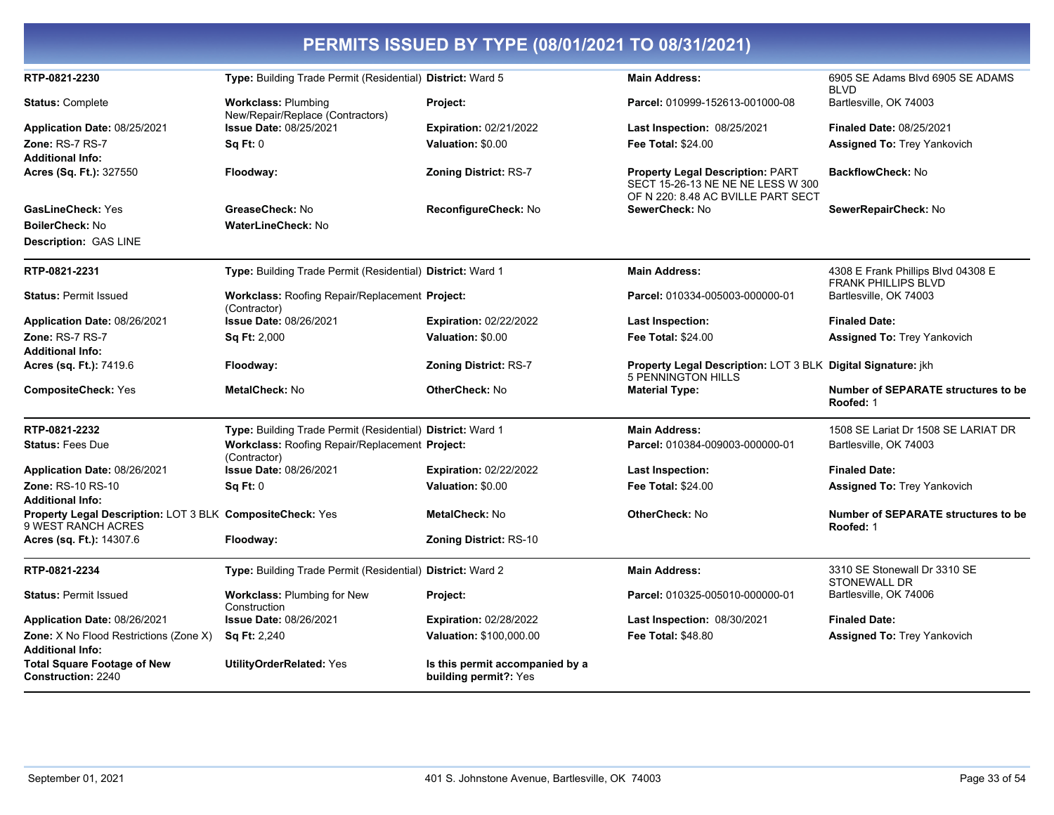# PERMITS ISSUED BY TYPE (08/01/2021 TO 08/31/2021)

| | | | | |
|---|---|---|---|---|
| **RTP-0821-2230** | **Type:** Building Trade Permit (Residential) | **District:** Ward 5 | **Main Address:** | 6905 SE Adams Blvd 6905 SE ADAMS BLVD |
| **Status:** Complete | **Workclass:** Plumbing New/Repair/Replace (Contractors) | **Project:** | **Parcel:** 010999-152613-001000-08 | Bartlesville, OK 74003 |
| **Application Date:** 08/25/2021 | **Issue Date:** 08/25/2021 | **Expiration:** 02/21/2022 | **Last Inspection:** 08/25/2021 | **Finaled Date:** 08/25/2021 |
| **Zone:** RS-7 RS-7 | **Sq Ft:** 0 | **Valuation:** $0.00 | **Fee Total:** $24.00 | **Assigned To:** Trey Yankovich |
| **Additional Info:** | | | | |
| **Acres (Sq. Ft.):** 327550 | **Floodway:** | **Zoning District:** RS-7 | **Property Legal Description:** PART SECT 15-26-13 NE NE NE LESS W 300 OF N 220: 8.48 AC BVILLE PART SECT | **BackflowCheck:** No |
| **GasLineCheck:** Yes | **GreaseCheck:** No | **ReconfigureCheck:** No | **SewerCheck:** No | **SewerRepairCheck:** No |
| **BoilerCheck:** No | **WaterLineCheck:** No | | | |
| **Description:** GAS LINE | | | | |

| | | | | |
|---|---|---|---|---|
| **RTP-0821-2231** | **Type:** Building Trade Permit (Residential) | **District:** Ward 1 | **Main Address:** | 4308 E Frank Phillips Blvd 04308 E FRANK PHILLIPS BLVD |
| **Status:** Permit Issued | **Workclass:** Roofing Repair/Replacement (Contractor) | **Project:** | **Parcel:** 010334-005003-000000-01 | Bartlesville, OK 74003 |
| **Application Date:** 08/26/2021 | **Issue Date:** 08/26/2021 | **Expiration:** 02/22/2022 | **Last Inspection:** | **Finaled Date:** |
| **Zone:** RS-7 RS-7 | **Sq Ft:** 2,000 | **Valuation:** $0.00 | **Fee Total:** $24.00 | **Assigned To:** Trey Yankovich |
| **Additional Info:** | | | | |
| **Acres (sq. Ft.):** 7419.6 | **Floodway:** | **Zoning District:** RS-7 | **Property Legal Description:** LOT 3 BLK 5 PENNINGTON HILLS | **Digital Signature:** jkh |
| **CompositeCheck:** Yes | **MetalCheck:** No | **OtherCheck:** No | **Material Type:** | **Number of SEPARATE structures to be Roofed:** 1 |

| | | | | |
|---|---|---|---|---|
| **RTP-0821-2232** | **Type:** Building Trade Permit (Residential) | **District:** Ward 1 | **Main Address:** | 1508 SE Lariat Dr 1508 SE LARIAT DR |
| **Status:** Fees Due | **Workclass:** Roofing Repair/Replacement (Contractor) | **Project:** | **Parcel:** 010384-009003-000000-01 | Bartlesville, OK 74003 |
| **Application Date:** 08/26/2021 | **Issue Date:** 08/26/2021 | **Expiration:** 02/22/2022 | **Last Inspection:** | **Finaled Date:** |
| **Zone:** RS-10 RS-10 | **Sq Ft:** 0 | **Valuation:** $0.00 | **Fee Total:** $24.00 | **Assigned To:** Trey Yankovich |
| **Additional Info:** | | | | |
| **Property Legal Description:** LOT 3 BLK 9 WEST RANCH ACRES | **CompositeCheck:** Yes | **MetalCheck:** No | **OtherCheck:** No | **Number of SEPARATE structures to be Roofed:** 1 |
| **Acres (sq. Ft.):** 14307.6 | **Floodway:** | **Zoning District:** RS-10 | | |

| | | | | |
|---|---|---|---|---|
| **RTP-0821-2234** | **Type:** Building Trade Permit (Residential) | **District:** Ward 2 | **Main Address:** | 3310 SE Stonewall Dr 3310 SE STONEWALL DR |
| **Status:** Permit Issued | **Workclass:** Plumbing for New Construction | **Project:** | **Parcel:** 010325-005010-000000-01 | Bartlesville, OK 74006 |
| **Application Date:** 08/26/2021 | **Issue Date:** 08/26/2021 | **Expiration:** 02/28/2022 | **Last Inspection:** 08/30/2021 | **Finaled Date:** |
| **Zone:** X No Flood Restrictions (Zone X) | **Sq Ft:** 2,240 | **Valuation:** $100,000.00 | **Fee Total:** $48.80 | **Assigned To:** Trey Yankovich |
| **Additional Info:** | | | | |
| **Total Square Footage of New Construction:** 2240 | **UtilityOrderRelated:** Yes | **Is this permit accompanied by a building permit?:** Yes | | |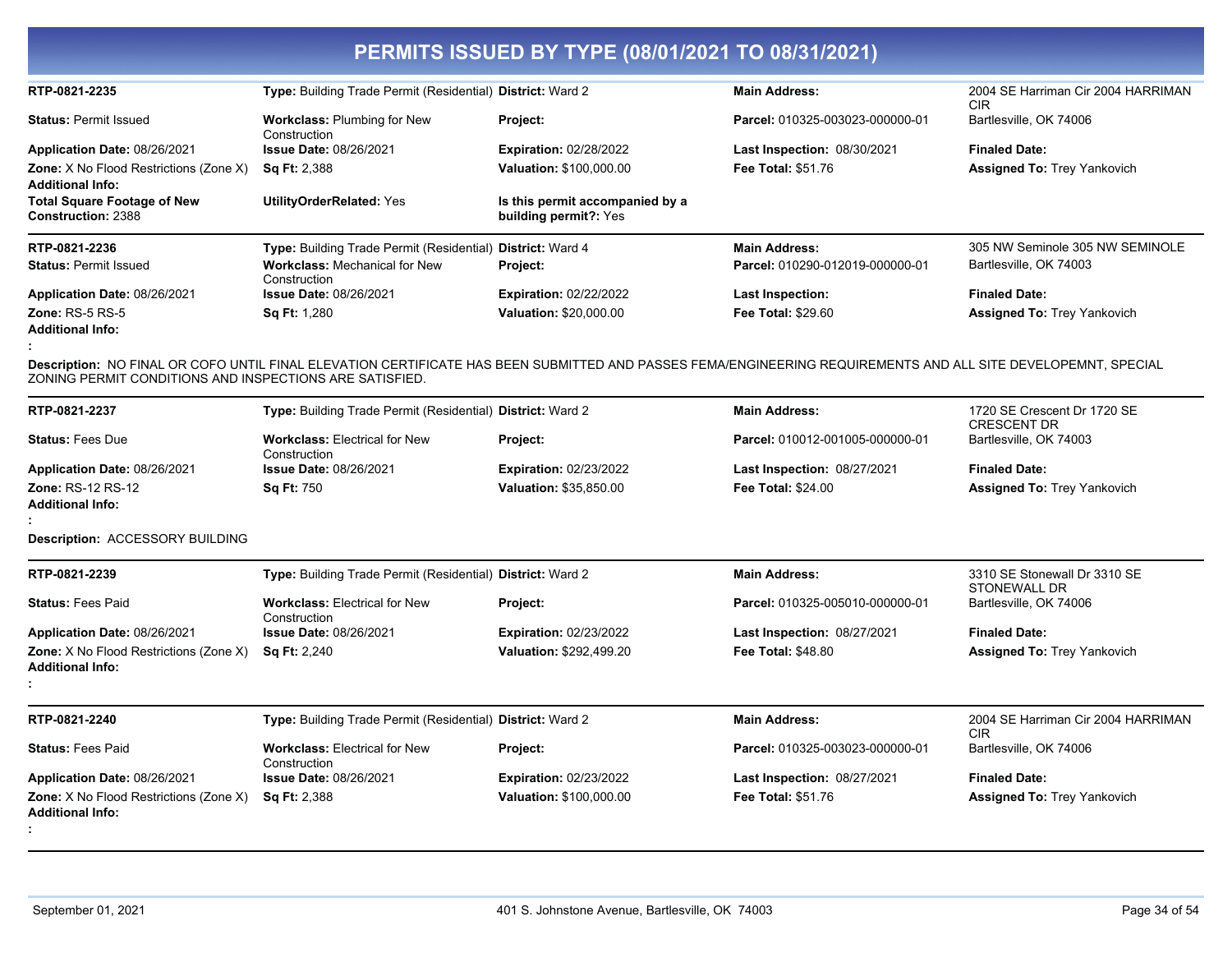# PERMITS ISSUED BY TYPE (08/01/2021 TO 08/31/2021)

| | | | | |
|---|---|---|---|---|
| **RTP-0821-2235** | **Type:** Building Trade Permit (Residential) | **District:** Ward 2 | **Main Address:** | 2004 SE Harriman Cir 2004 HARRIMAN CIR |
| **Status:** Permit Issued | **Workclass:** Plumbing for New Construction | **Project:** | **Parcel:** 010325-003023-000000-01 | Bartlesville, OK 74006 |
| **Application Date:** 08/26/2021 | **Issue Date:** 08/26/2021 | **Expiration:** 02/28/2022 | **Last Inspection:** 08/30/2021 | **Finaled Date:** |
| **Zone:** X No Flood Restrictions (Zone X) | **Sq Ft:** 2,388 | **Valuation:** $100,000.00 | **Fee Total:** $51.76 | **Assigned To:** Trey Yankovich |
| **Additional Info:** | | | | |
| **Total Square Footage of New Construction:** 2388 | **UtilityOrderRelated:** Yes | **Is this permit accompanied by a building permit?:** Yes | | |

| | | | | |
|---|---|---|---|---|
| **RTP-0821-2236** | **Type:** Building Trade Permit (Residential) | **District:** Ward 4 | **Main Address:** | 305 NW Seminole 305 NW SEMINOLE |
| **Status:** Permit Issued | **Workclass:** Mechanical for New Construction | **Project:** | **Parcel:** 010290-012019-000000-01 | Bartlesville, OK 74003 |
| **Application Date:** 08/26/2021 | **Issue Date:** 08/26/2021 | **Expiration:** 02/22/2022 | **Last Inspection:** | **Finaled Date:** |
| **Zone:** RS-5 RS-5 | **Sq Ft:** 1,280 | **Valuation:** $20,000.00 | **Fee Total:** $29.60 | **Assigned To:** Trey Yankovich |
| **Additional Info:** | | | | |
| **:** | | | | |

**Description:** NO FINAL OR COFO UNTIL FINAL ELEVATION CERTIFICATE HAS BEEN SUBMITTED AND PASSES FEMA/ENGINEERING REQUIREMENTS AND ALL SITE DEVELOPEMNT, SPECIAL ZONING PERMIT CONDITIONS AND INSPECTIONS ARE SATISFIED.

| | | | | |
|---|---|---|---|---|
| **RTP-0821-2237** | **Type:** Building Trade Permit (Residential) | **District:** Ward 2 | **Main Address:** | 1720 SE Crescent Dr 1720 SE CRESCENT DR |
| **Status:** Fees Due | **Workclass:** Electrical for New Construction | **Project:** | **Parcel:** 010012-001005-000000-01 | Bartlesville, OK 74003 |
| **Application Date:** 08/26/2021 | **Issue Date:** 08/26/2021 | **Expiration:** 02/23/2022 | **Last Inspection:** 08/27/2021 | **Finaled Date:** |
| **Zone:** RS-12 RS-12 | **Sq Ft:** 750 | **Valuation:** $35,850.00 | **Fee Total:** $24.00 | **Assigned To:** Trey Yankovich |
| **Additional Info:** | | | | |
| **:** | | | | |

**Description:** ACCESSORY BUILDING

| | | | | |
|---|---|---|---|---|
| **RTP-0821-2239** | **Type:** Building Trade Permit (Residential) | **District:** Ward 2 | **Main Address:** | 3310 SE Stonewall Dr 3310 SE STONEWALL DR |
| **Status:** Fees Paid | **Workclass:** Electrical for New Construction | **Project:** | **Parcel:** 010325-005010-000000-01 | Bartlesville, OK 74006 |
| **Application Date:** 08/26/2021 | **Issue Date:** 08/26/2021 | **Expiration:** 02/23/2022 | **Last Inspection:** 08/27/2021 | **Finaled Date:** |
| **Zone:** X No Flood Restrictions (Zone X) | **Sq Ft:** 2,240 | **Valuation:** $292,499.20 | **Fee Total:** $48.80 | **Assigned To:** Trey Yankovich |
| **Additional Info:** | | | | |
| **:** | | | | |

| | | | | |
|---|---|---|---|---|
| **RTP-0821-2240** | **Type:** Building Trade Permit (Residential) | **District:** Ward 2 | **Main Address:** | 2004 SE Harriman Cir 2004 HARRIMAN CIR |
| **Status:** Fees Paid | **Workclass:** Electrical for New Construction | **Project:** | **Parcel:** 010325-003023-000000-01 | Bartlesville, OK 74006 |
| **Application Date:** 08/26/2021 | **Issue Date:** 08/26/2021 | **Expiration:** 02/23/2022 | **Last Inspection:** 08/27/2021 | **Finaled Date:** |
| **Zone:** X No Flood Restrictions (Zone X) | **Sq Ft:** 2,388 | **Valuation:** $100,000.00 | **Fee Total:** $51.76 | **Assigned To:** Trey Yankovich |
| **Additional Info:** | | | | |
| **:** | | | | |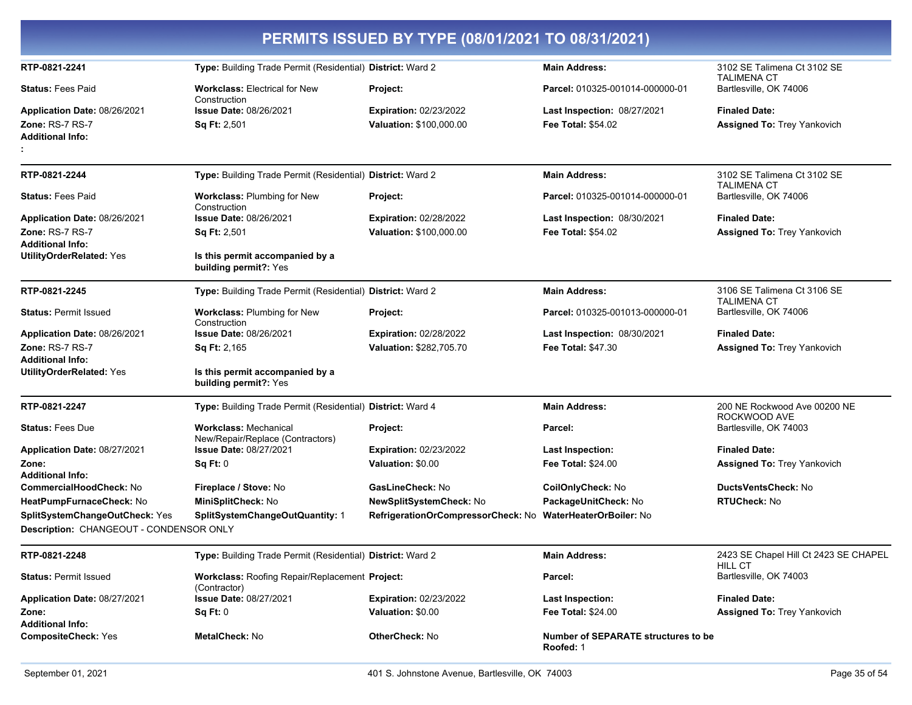# PERMITS ISSUED BY TYPE (08/01/2021 TO 08/31/2021)

**RTP-0821-2241**
**Type:** Building Trade Permit (Residential)
**District:** Ward 2
**Main Address:** 3102 SE Talimena Ct 3102 SE TALIMENA CT Bartlesville, OK 74006
**Status:** Fees Paid
**Workclass:** Electrical for New Construction
**Project:**
**Parcel:** 010325-001014-000000-01
**Application Date:** 08/26/2021
**Issue Date:** 08/26/2021
**Expiration:** 02/23/2022
**Last Inspection:** 08/27/2021
**Finaled Date:**
**Zone:** RS-7 RS-7
**Sq Ft:** 2,501
**Valuation:** $100,000.00
**Fee Total:** $54.02
**Assigned To:** Trey Yankovich
**Additional Info:**
**:**

---

**RTP-0821-2244**
**Type:** Building Trade Permit (Residential)
**District:** Ward 2
**Main Address:** 3102 SE Talimena Ct 3102 SE TALIMENA CT Bartlesville, OK 74006
**Status:** Fees Paid
**Workclass:** Plumbing for New Construction
**Project:**
**Parcel:** 010325-001014-000000-01
**Application Date:** 08/26/2021
**Issue Date:** 08/26/2021
**Expiration:** 02/28/2022
**Last Inspection:** 08/30/2021
**Finaled Date:**
**Zone:** RS-7 RS-7
**Sq Ft:** 2,501
**Valuation:** $100,000.00
**Fee Total:** $54.02
**Assigned To:** Trey Yankovich
**Additional Info:**
**UtilityOrderRelated:** Yes
**Is this permit accompanied by a building permit?:** Yes

---

**RTP-0821-2245**
**Type:** Building Trade Permit (Residential)
**District:** Ward 2
**Main Address:** 3106 SE Talimena Ct 3106 SE TALIMENA CT Bartlesville, OK 74006
**Status:** Permit Issued
**Workclass:** Plumbing for New Construction
**Project:**
**Parcel:** 010325-001013-000000-01
**Application Date:** 08/26/2021
**Issue Date:** 08/26/2021
**Expiration:** 02/28/2022
**Last Inspection:** 08/30/2021
**Finaled Date:**
**Zone:** RS-7 RS-7
**Sq Ft:** 2,165
**Valuation:** $282,705.70
**Fee Total:** $47.30
**Assigned To:** Trey Yankovich
**Additional Info:**
**UtilityOrderRelated:** Yes
**Is this permit accompanied by a building permit?:** Yes

---

**RTP-0821-2247**
**Type:** Building Trade Permit (Residential)
**District:** Ward 4
**Main Address:** 200 NE Rockwood Ave 00200 NE ROCKWOOD AVE Bartlesville, OK 74003
**Status:** Fees Due
**Workclass:** Mechanical New/Repair/Replace (Contractors)
**Project:**
**Parcel:**
**Application Date:** 08/27/2021
**Issue Date:** 08/27/2021
**Expiration:** 02/23/2022
**Last Inspection:**
**Finaled Date:**
**Zone:**
**Sq Ft:** 0
**Valuation:** $0.00
**Fee Total:** $24.00
**Assigned To:** Trey Yankovich
**Additional Info:**
**CommercialHoodCheck:** No
**Fireplace / Stove:** No
**GasLineCheck:** No
**CoilOnlyCheck:** No
**DuctsVentsCheck:** No
**HeatPumpFurnaceCheck:** No
**MiniSplitCheck:** No
**NewSplitSystemCheck:** No
**PackageUnitCheck:** No
**RTUCheck:** No
**SplitSystemChangeOutCheck:** Yes
**SplitSystemChangeOutQuantity:** 1
**RefrigerationOrCompressorCheck:** No
**WaterHeaterOrBoiler:** No
**Description:** CHANGEOUT - CONDENSOR ONLY

---

**RTP-0821-2248**
**Type:** Building Trade Permit (Residential)
**District:** Ward 2
**Main Address:** 2423 SE Chapel Hill Ct 2423 SE CHAPEL HILL CT Bartlesville, OK 74003
**Status:** Permit Issued
**Workclass:** Roofing Repair/Replacement (Contractor)
**Project:**
**Parcel:**
**Application Date:** 08/27/2021
**Issue Date:** 08/27/2021
**Expiration:** 02/23/2022
**Last Inspection:**
**Finaled Date:**
**Zone:**
**Sq Ft:** 0
**Valuation:** $0.00
**Fee Total:** $24.00
**Assigned To:** Trey Yankovich
**Additional Info:**
**CompositeCheck:** Yes
**MetalCheck:** No
**OtherCheck:** No
**Number of SEPARATE structures to be Roofed:** 1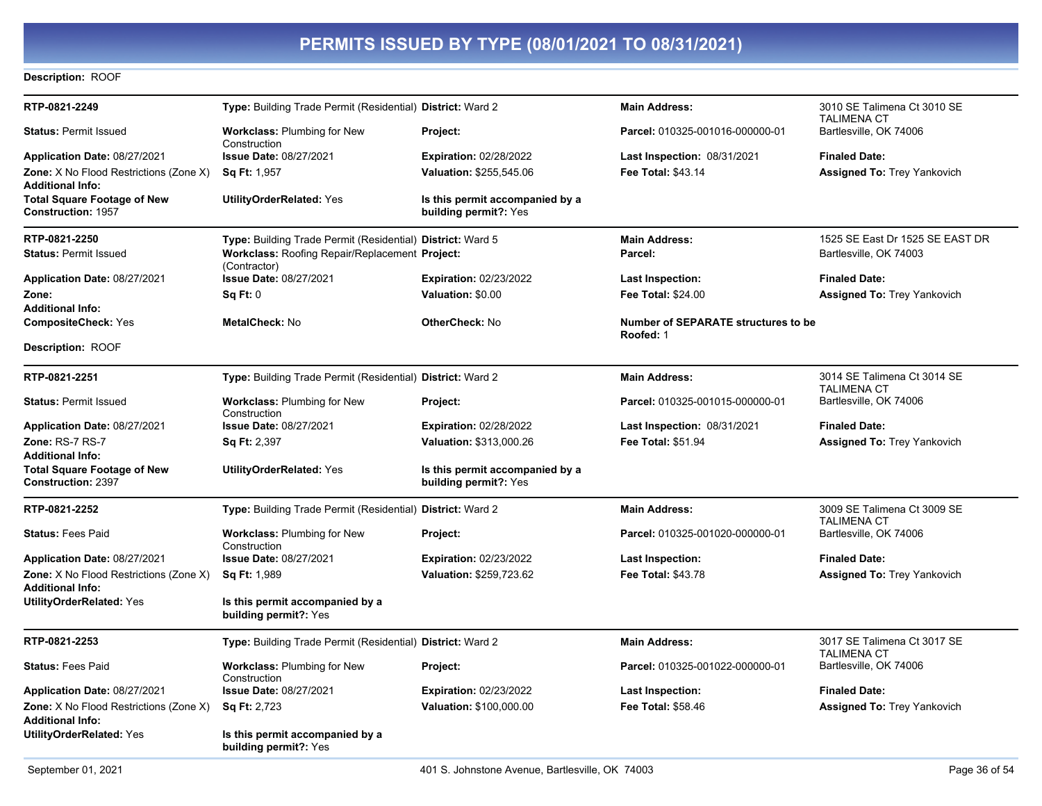# PERMITS ISSUED BY TYPE (08/01/2021 TO 08/31/2021)

**Description:** ROOF

---

**RTP-0821-2249**

- **Type:** Building Trade Permit (Residential)
- **District:** Ward 2
- **Main Address:** 3010 SE Talimena Ct 3010 SE TALIMENA CT Bartlesville, OK 74006
- **Status:** Permit Issued
- **Workclass:** Plumbing for New Construction
- **Project:**
- **Parcel:** 010325-001016-000000-01
- **Application Date:** 08/27/2021
- **Issue Date:** 08/27/2021
- **Expiration:** 02/28/2022
- **Last Inspection:** 08/31/2021
- **Finaled Date:**
- **Zone:** X No Flood Restrictions (Zone X)
- **Sq Ft:** 1,957
- **Valuation:** $255,545.06
- **Fee Total:** $43.14
- **Assigned To:** Trey Yankovich
- **Additional Info:**
- **Total Square Footage of New Construction:** 1957
- **UtilityOrderRelated:** Yes
- **Is this permit accompanied by a building permit?:** Yes

---

**RTP-0821-2250**

- **Type:** Building Trade Permit (Residential)
- **District:** Ward 5
- **Main Address:** 1525 SE East Dr 1525 SE EAST DR Bartlesville, OK 74003
- **Status:** Permit Issued
- **Workclass:** Roofing Repair/Replacement (Contractor)
- **Project:**
- **Parcel:**
- **Application Date:** 08/27/2021
- **Issue Date:** 08/27/2021
- **Expiration:** 02/23/2022
- **Last Inspection:**
- **Finaled Date:**
- **Zone:**
- **Sq Ft:** 0
- **Valuation:** $0.00
- **Fee Total:** $24.00
- **Assigned To:** Trey Yankovich
- **Additional Info:**
- **CompositeCheck:** Yes
- **MetalCheck:** No
- **OtherCheck:** No
- **Number of SEPARATE structures to be Roofed:** 1

**Description:** ROOF

---

**RTP-0821-2251**

- **Type:** Building Trade Permit (Residential)
- **District:** Ward 2
- **Main Address:** 3014 SE Talimena Ct 3014 SE TALIMENA CT Bartlesville, OK 74006
- **Status:** Permit Issued
- **Workclass:** Plumbing for New Construction
- **Project:**
- **Parcel:** 010325-001015-000000-01
- **Application Date:** 08/27/2021
- **Issue Date:** 08/27/2021
- **Expiration:** 02/28/2022
- **Last Inspection:** 08/31/2021
- **Finaled Date:**
- **Zone:** RS-7 RS-7
- **Sq Ft:** 2,397
- **Valuation:** $313,000.26
- **Fee Total:** $51.94
- **Assigned To:** Trey Yankovich
- **Additional Info:**
- **Total Square Footage of New Construction:** 2397
- **UtilityOrderRelated:** Yes
- **Is this permit accompanied by a building permit?:** Yes

---

**RTP-0821-2252**

- **Type:** Building Trade Permit (Residential)
- **District:** Ward 2
- **Main Address:** 3009 SE Talimena Ct 3009 SE TALIMENA CT Bartlesville, OK 74006
- **Status:** Fees Paid
- **Workclass:** Plumbing for New Construction
- **Project:**
- **Parcel:** 010325-001020-000000-01
- **Application Date:** 08/27/2021
- **Issue Date:** 08/27/2021
- **Expiration:** 02/23/2022
- **Last Inspection:**
- **Finaled Date:**
- **Zone:** X No Flood Restrictions (Zone X)
- **Sq Ft:** 1,989
- **Valuation:** $259,723.62
- **Fee Total:** $43.78
- **Assigned To:** Trey Yankovich
- **Additional Info:**
- **UtilityOrderRelated:** Yes
- **Is this permit accompanied by a building permit?:** Yes

---

**RTP-0821-2253**

- **Type:** Building Trade Permit (Residential)
- **District:** Ward 2
- **Main Address:** 3017 SE Talimena Ct 3017 SE TALIMENA CT Bartlesville, OK 74006
- **Status:** Fees Paid
- **Workclass:** Plumbing for New Construction
- **Project:**
- **Parcel:** 010325-001022-000000-01
- **Application Date:** 08/27/2021
- **Issue Date:** 08/27/2021
- **Expiration:** 02/23/2022
- **Last Inspection:**
- **Finaled Date:**
- **Zone:** X No Flood Restrictions (Zone X)
- **Sq Ft:** 2,723
- **Valuation:** $100,000.00
- **Fee Total:** $58.46
- **Assigned To:** Trey Yankovich
- **Additional Info:**
- **UtilityOrderRelated:** Yes
- **Is this permit accompanied by a building permit?:** Yes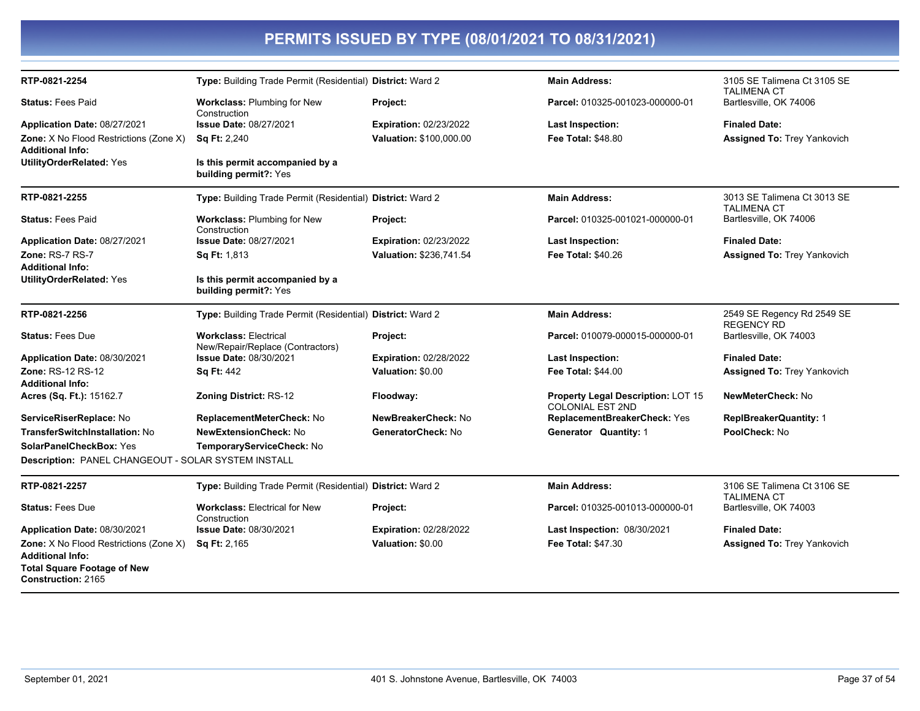# PERMITS ISSUED BY TYPE (08/01/2021 TO 08/31/2021)

---

**RTP-0821-2254** | **Type:** Building Trade Permit (Residential) | **District:** Ward 2 | **Main Address:** 3105 SE Talimena Ct 3105 SE TALIMENA CT Bartlesville, OK 74006

**Status:** Fees Paid | **Workclass:** Plumbing for New Construction | **Project:** | **Parcel:** 010325-001023-000000-01

**Application Date:** 08/27/2021 | **Issue Date:** 08/27/2021 | **Expiration:** 02/23/2022 | **Last Inspection:** | **Finaled Date:**

**Zone:** X No Flood Restrictions (Zone X) | **Sq Ft:** 2,240 | **Valuation:** $100,000.00 | **Fee Total:** $48.80 | **Assigned To:** Trey Yankovich

**Additional Info:**

**UtilityOrderRelated:** Yes | **Is this permit accompanied by a building permit?:** Yes

---

**RTP-0821-2255** | **Type:** Building Trade Permit (Residential) | **District:** Ward 2 | **Main Address:** 3013 SE Talimena Ct 3013 SE TALIMENA CT Bartlesville, OK 74006

**Status:** Fees Paid | **Workclass:** Plumbing for New Construction | **Project:** | **Parcel:** 010325-001021-000000-01

**Application Date:** 08/27/2021 | **Issue Date:** 08/27/2021 | **Expiration:** 02/23/2022 | **Last Inspection:** | **Finaled Date:**

**Zone:** RS-7 RS-7 | **Sq Ft:** 1,813 | **Valuation:** $236,741.54 | **Fee Total:** $40.26 | **Assigned To:** Trey Yankovich

**Additional Info:**

**UtilityOrderRelated:** Yes | **Is this permit accompanied by a building permit?:** Yes

---

**RTP-0821-2256** | **Type:** Building Trade Permit (Residential) | **District:** Ward 2 | **Main Address:** 2549 SE Regency Rd 2549 SE REGENCY RD Bartlesville, OK 74003

**Status:** Fees Due | **Workclass:** Electrical New/Repair/Replace (Contractors) | **Project:** | **Parcel:** 010079-000015-000000-01

**Application Date:** 08/30/2021 | **Issue Date:** 08/30/2021 | **Expiration:** 02/28/2022 | **Last Inspection:** | **Finaled Date:**

**Zone:** RS-12 RS-12 | **Sq Ft:** 442 | **Valuation:** $0.00 | **Fee Total:** $44.00 | **Assigned To:** Trey Yankovich

**Additional Info:**

**Acres (Sq. Ft.):** 15162.7 | **Zoning District:** RS-12 | **Floodway:** | **Property Legal Description:** LOT 15 COLONIAL EST 2ND | **NewMeterCheck:** No

**ServiceRiserReplace:** No | **ReplacementMeterCheck:** No | **NewBreakerCheck:** No | **ReplacementBreakerCheck:** Yes | **ReplBreakerQuantity:** 1

**TransferSwitchInstallation:** No | **NewExtensionCheck:** No | **GeneratorCheck:** No | **Generator Quantity:** 1 | **PoolCheck:** No

**SolarPanelCheckBox:** Yes | **TemporaryServiceCheck:** No

**Description:** PANEL CHANGEOUT - SOLAR SYSTEM INSTALL

---

**RTP-0821-2257** | **Type:** Building Trade Permit (Residential) | **District:** Ward 2 | **Main Address:** 3106 SE Talimena Ct 3106 SE TALIMENA CT Bartlesville, OK 74003

**Status:** Fees Due | **Workclass:** Electrical for New Construction | **Project:** | **Parcel:** 010325-001013-000000-01

**Application Date:** 08/30/2021 | **Issue Date:** 08/30/2021 | **Expiration:** 02/28/2022 | **Last Inspection:** 08/30/2021 | **Finaled Date:**

**Zone:** X No Flood Restrictions (Zone X) | **Sq Ft:** 2,165 | **Valuation:** $0.00 | **Fee Total:** $47.30 | **Assigned To:** Trey Yankovich

**Additional Info:**

**Total Square Footage of New Construction:** 2165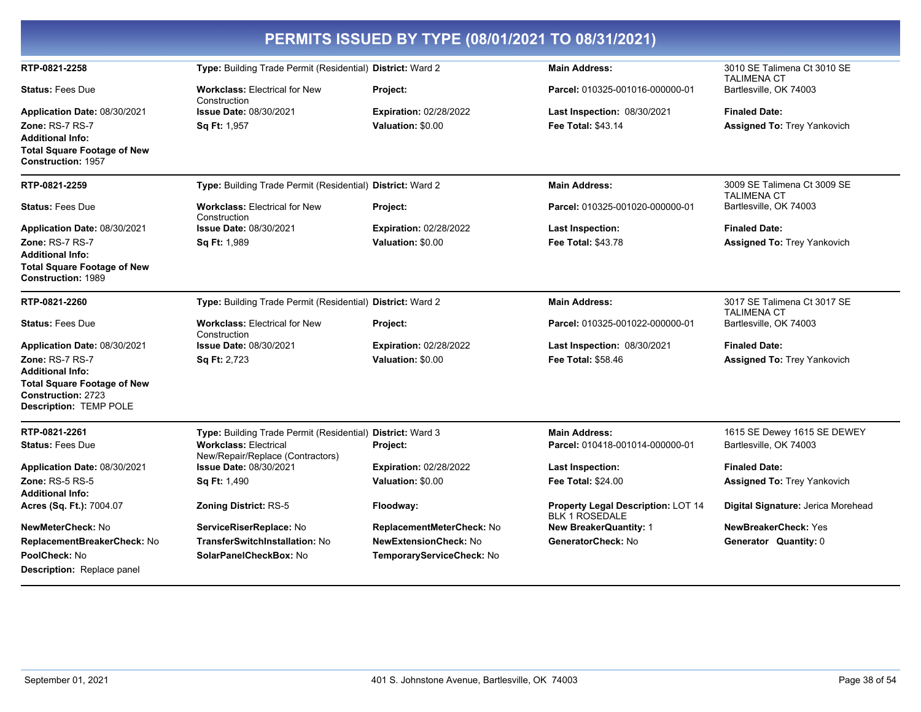# PERMITS ISSUED BY TYPE (08/01/2021 TO 08/31/2021)

**RTP-0821-2258** | **Type:** Building Trade Permit (Residential) | **District:** Ward 2 | **Main Address:** 3010 SE Talimena Ct 3010 SE TALIMENA CT Bartlesville, OK 74003

**Status:** Fees Due | **Workclass:** Electrical for New Construction | **Project:** | **Parcel:** 010325-001016-000000-01

**Application Date:** 08/30/2021 | **Issue Date:** 08/30/2021 | **Expiration:** 02/28/2022 | **Last Inspection:** 08/30/2021 | **Finaled Date:**

**Zone:** RS-7 RS-7 | **Sq Ft:** 1,957 | **Valuation:** $0.00 | **Fee Total:** $43.14 | **Assigned To:** Trey Yankovich

**Additional Info:**

**Total Square Footage of New Construction:** 1957

---

**RTP-0821-2259** | **Type:** Building Trade Permit (Residential) | **District:** Ward 2 | **Main Address:** 3009 SE Talimena Ct 3009 SE TALIMENA CT Bartlesville, OK 74003

**Status:** Fees Due | **Workclass:** Electrical for New Construction | **Project:** | **Parcel:** 010325-001020-000000-01

**Application Date:** 08/30/2021 | **Issue Date:** 08/30/2021 | **Expiration:** 02/28/2022 | **Last Inspection:** | **Finaled Date:**

**Zone:** RS-7 RS-7 | **Sq Ft:** 1,989 | **Valuation:** $0.00 | **Fee Total:** $43.78 | **Assigned To:** Trey Yankovich

**Additional Info:**

**Total Square Footage of New Construction:** 1989

---

**RTP-0821-2260** | **Type:** Building Trade Permit (Residential) | **District:** Ward 2 | **Main Address:** 3017 SE Talimena Ct 3017 SE TALIMENA CT Bartlesville, OK 74003

**Status:** Fees Due | **Workclass:** Electrical for New Construction | **Project:** | **Parcel:** 010325-001022-000000-01

**Application Date:** 08/30/2021 | **Issue Date:** 08/30/2021 | **Expiration:** 02/28/2022 | **Last Inspection:** 08/30/2021 | **Finaled Date:**

**Zone:** RS-7 RS-7 | **Sq Ft:** 2,723 | **Valuation:** $0.00 | **Fee Total:** $58.46 | **Assigned To:** Trey Yankovich

**Additional Info:**

**Total Square Footage of New Construction:** 2723

**Description:** TEMP POLE

---

**RTP-0821-2261** | **Type:** Building Trade Permit (Residential) | **District:** Ward 3 | **Main Address:** 1615 SE Dewey 1615 SE DEWEY Bartlesville, OK 74003

**Status:** Fees Due | **Workclass:** Electrical New/Repair/Replace (Contractors) | **Project:** | **Parcel:** 010418-001014-000000-01

**Application Date:** 08/30/2021 | **Issue Date:** 08/30/2021 | **Expiration:** 02/28/2022 | **Last Inspection:** | **Finaled Date:**

**Zone:** RS-5 RS-5 | **Sq Ft:** 1,490 | **Valuation:** $0.00 | **Fee Total:** $24.00 | **Assigned To:** Trey Yankovich

**Additional Info:**

**Acres (Sq. Ft.):** 7004.07 | **Zoning District:** RS-5 | **Floodway:** | **Property Legal Description:** LOT 14 BLK 1 ROSEDALE | **Digital Signature:** Jerica Morehead

**NewMeterCheck:** No | **ServiceRiserReplace:** No | **ReplacementMeterCheck:** No | **New BreakerQuantity:** 1 | **NewBreakerCheck:** Yes

**ReplacementBreakerCheck:** No | **TransferSwitchInstallation:** No | **NewExtensionCheck:** No | **GeneratorCheck:** No | **Generator Quantity:** 0

**PoolCheck:** No | **SolarPanelCheckBox:** No | **TemporaryServiceCheck:** No

**Description:** Replace panel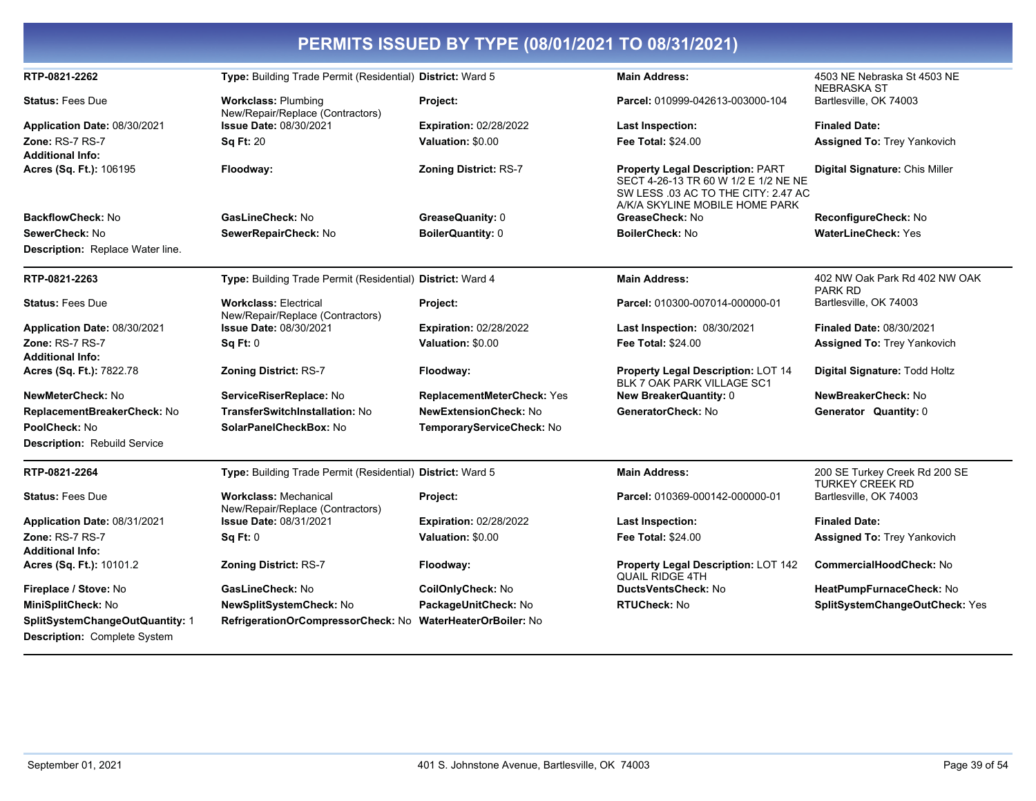# PERMITS ISSUED BY TYPE (08/01/2021 TO 08/31/2021)

| | | | | |
|---|---|---|---|---|
| **RTP-0821-2262** | **Type:** Building Trade Permit (Residential) | **District:** Ward 5 | **Main Address:** | 4503 NE Nebraska St 4503 NE NEBRASKA ST |
| **Status:** Fees Due | **Workclass:** Plumbing New/Repair/Replace (Contractors) | **Project:** | **Parcel:** 010999-042613-003000-104 | Bartlesville, OK 74003 |
| **Application Date:** 08/30/2021 | **Issue Date:** 08/30/2021 | **Expiration:** 02/28/2022 | **Last Inspection:** | **Finaled Date:** |
| **Zone:** RS-7 RS-7 | **Sq Ft:** 20 | **Valuation:** $0.00 | **Fee Total:** $24.00 | **Assigned To:** Trey Yankovich |
| **Additional Info:** | | | | |
| **Acres (Sq. Ft.):** 106195 | **Floodway:** | **Zoning District:** RS-7 | **Property Legal Description:** PART SECT 4-26-13 TR 60 W 1/2 E 1/2 NE NE SW LESS .03 AC TO THE CITY: 2.47 AC A/K/A SKYLINE MOBILE HOME PARK | **Digital Signature:** Chis Miller |
| **BackflowCheck:** No | **GasLineCheck:** No | **GreaseQuanity:** 0 | **GreaseCheck:** No | **ReconfigureCheck:** No |
| **SewerCheck:** No | **SewerRepairCheck:** No | **BoilerQuantity:** 0 | **BoilerCheck:** No | **WaterLineCheck:** Yes |
| **Description:** Replace Water line. | | | | |

| | | | | |
|---|---|---|---|---|
| **RTP-0821-2263** | **Type:** Building Trade Permit (Residential) | **District:** Ward 4 | **Main Address:** | 402 NW Oak Park Rd 402 NW OAK PARK RD |
| **Status:** Fees Due | **Workclass:** Electrical New/Repair/Replace (Contractors) | **Project:** | **Parcel:** 010300-007014-000000-01 | Bartlesville, OK 74003 |
| **Application Date:** 08/30/2021 | **Issue Date:** 08/30/2021 | **Expiration:** 02/28/2022 | **Last Inspection:** 08/30/2021 | **Finaled Date:** 08/30/2021 |
| **Zone:** RS-7 RS-7 | **Sq Ft:** 0 | **Valuation:** $0.00 | **Fee Total:** $24.00 | **Assigned To:** Trey Yankovich |
| **Additional Info:** | | | | |
| **Acres (Sq. Ft.):** 7822.78 | **Zoning District:** RS-7 | **Floodway:** | **Property Legal Description:** LOT 14 BLK 7 OAK PARK VILLAGE SC1 | **Digital Signature:** Todd Holtz |
| **NewMeterCheck:** No | **ServiceRiserReplace:** No | **ReplacementMeterCheck:** Yes | **New BreakerQuantity:** 0 | **NewBreakerCheck:** No |
| **ReplacementBreakerCheck:** No | **TransferSwitchInstallation:** No | **NewExtensionCheck:** No | **GeneratorCheck:** No | **Generator Quantity:** 0 |
| **PoolCheck:** No | **SolarPanelCheckBox:** No | **TemporaryServiceCheck:** No | | |
| **Description:** Rebuild Service | | | | |

| | | | | |
|---|---|---|---|---|
| **RTP-0821-2264** | **Type:** Building Trade Permit (Residential) | **District:** Ward 5 | **Main Address:** | 200 SE Turkey Creek Rd 200 SE TURKEY CREEK RD |
| **Status:** Fees Due | **Workclass:** Mechanical New/Repair/Replace (Contractors) | **Project:** | **Parcel:** 010369-000142-000000-01 | Bartlesville, OK 74003 |
| **Application Date:** 08/31/2021 | **Issue Date:** 08/31/2021 | **Expiration:** 02/28/2022 | **Last Inspection:** | **Finaled Date:** |
| **Zone:** RS-7 RS-7 | **Sq Ft:** 0 | **Valuation:** $0.00 | **Fee Total:** $24.00 | **Assigned To:** Trey Yankovich |
| **Additional Info:** | | | | |
| **Acres (Sq. Ft.):** 10101.2 | **Zoning District:** RS-7 | **Floodway:** | **Property Legal Description:** LOT 142 QUAIL RIDGE 4TH | **CommercialHoodCheck:** No |
| **Fireplace / Stove:** No | **GasLineCheck:** No | **CoilOnlyCheck:** No | **DuctsVentsCheck:** No | **HeatPumpFurnaceCheck:** No |
| **MiniSplitCheck:** No | **NewSplitSystemCheck:** No | **PackageUnitCheck:** No | **RTUCheck:** No | **SplitSystemChangeOutCheck:** Yes |
| **SplitSystemChangeOutQuantity:** 1 | **RefrigerationOrCompressorCheck:** No | **WaterHeaterOrBoiler:** No | | |
| **Description:** Complete System | | | | |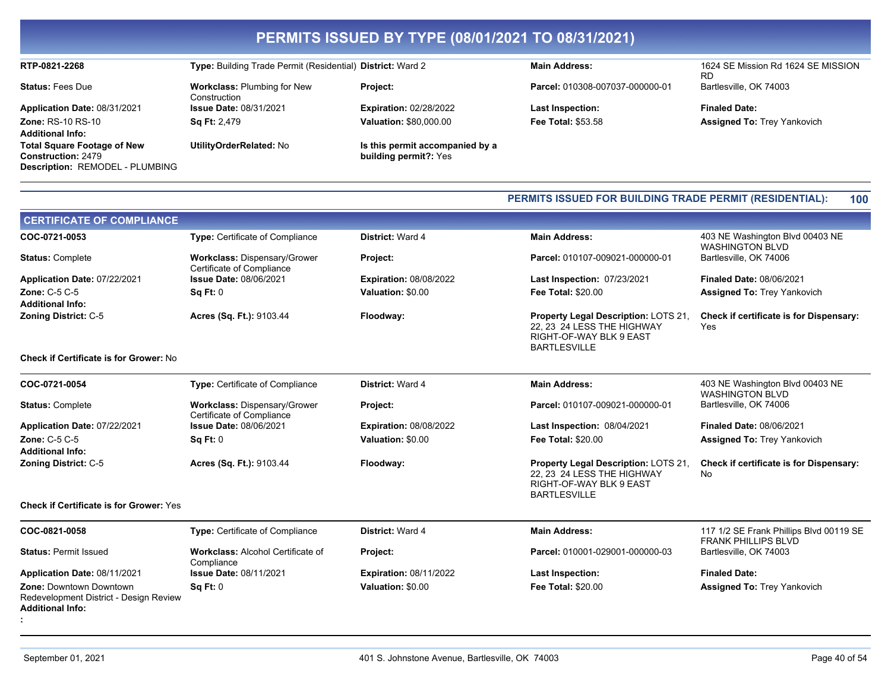# PERMITS ISSUED BY TYPE (08/01/2021 TO 08/31/2021)

| | | | | |
|---|---|---|---|---|
| **RTP-0821-2268** | **Type:** Building Trade Permit (Residential) | **District:** Ward 2 | **Main Address:** | 1624 SE Mission Rd 1624 SE MISSION RD |
| **Status:** Fees Due | **Workclass:** Plumbing for New Construction | **Project:** | **Parcel:** 010308-007037-000000-01 | Bartlesville, OK 74003 |
| **Application Date:** 08/31/2021 | **Issue Date:** 08/31/2021 | **Expiration:** 02/28/2022 | **Last Inspection:** | **Finaled Date:** |
| **Zone:** RS-10 RS-10 | **Sq Ft:** 2,479 | **Valuation:** $80,000.00 | **Fee Total:** $53.58 | **Assigned To:** Trey Yankovich |
| **Additional Info:** | | | | |
| **Total Square Footage of New Construction:** 2479 | **UtilityOrderRelated:** No | **Is this permit accompanied by a building permit?:** Yes | | |
| **Description:** REMODEL - PLUMBING | | | | |

**PERMITS ISSUED FOR BUILDING TRADE PERMIT (RESIDENTIAL): 100**

## CERTIFICATE OF COMPLIANCE

| | | | | |
|---|---|---|---|---|
| **COC-0721-0053** | **Type:** Certificate of Compliance | **District:** Ward 4 | **Main Address:** | 403 NE Washington Blvd 00403 NE WASHINGTON BLVD |
| **Status:** Complete | **Workclass:** Dispensary/Grower Certificate of Compliance | **Project:** | **Parcel:** 010107-009021-000000-01 | Bartlesville, OK 74006 |
| **Application Date:** 07/22/2021 | **Issue Date:** 08/06/2021 | **Expiration:** 08/08/2022 | **Last Inspection:** 07/23/2021 | **Finaled Date:** 08/06/2021 |
| **Zone:** C-5 C-5 | **Sq Ft:** 0 | **Valuation:** $0.00 | **Fee Total:** $20.00 | **Assigned To:** Trey Yankovich |
| **Additional Info:** | | | | |
| **Zoning District:** C-5 | **Acres (Sq. Ft.):** 9103.44 | **Floodway:** | **Property Legal Description:** LOTS 21, 22, 23 24 LESS THE HIGHWAY RIGHT-OF-WAY BLK 9 EAST BARTLESVILLE | **Check if certificate is for Dispensary:** Yes |
| **Check if Certificate is for Grower:** No | | | | |

| | | | | |
|---|---|---|---|---|
| **COC-0721-0054** | **Type:** Certificate of Compliance | **District:** Ward 4 | **Main Address:** | 403 NE Washington Blvd 00403 NE WASHINGTON BLVD |
| **Status:** Complete | **Workclass:** Dispensary/Grower Certificate of Compliance | **Project:** | **Parcel:** 010107-009021-000000-01 | Bartlesville, OK 74006 |
| **Application Date:** 07/22/2021 | **Issue Date:** 08/06/2021 | **Expiration:** 08/08/2022 | **Last Inspection:** 08/04/2021 | **Finaled Date:** 08/06/2021 |
| **Zone:** C-5 C-5 | **Sq Ft:** 0 | **Valuation:** $0.00 | **Fee Total:** $20.00 | **Assigned To:** Trey Yankovich |
| **Additional Info:** | | | | |
| **Zoning District:** C-5 | **Acres (Sq. Ft.):** 9103.44 | **Floodway:** | **Property Legal Description:** LOTS 21, 22, 23 24 LESS THE HIGHWAY RIGHT-OF-WAY BLK 9 EAST BARTLESVILLE | **Check if certificate is for Dispensary:** No |
| **Check if Certificate is for Grower:** Yes | | | | |

| | | | | |
|---|---|---|---|---|
| **COC-0821-0058** | **Type:** Certificate of Compliance | **District:** Ward 4 | **Main Address:** | 117 1/2 SE Frank Phillips Blvd 00119 SE FRANK PHILLIPS BLVD |
| **Status:** Permit Issued | **Workclass:** Alcohol Certificate of Compliance | **Project:** | **Parcel:** 010001-029001-000000-03 | Bartlesville, OK 74003 |
| **Application Date:** 08/11/2021 | **Issue Date:** 08/11/2021 | **Expiration:** 08/11/2022 | **Last Inspection:** | **Finaled Date:** |
| **Zone:** Downtown Downtown Redevelopment District - Design Review | **Sq Ft:** 0 | **Valuation:** $0.00 | **Fee Total:** $20.00 | **Assigned To:** Trey Yankovich |
| **Additional Info:** | | | | |
| **:** | | | | |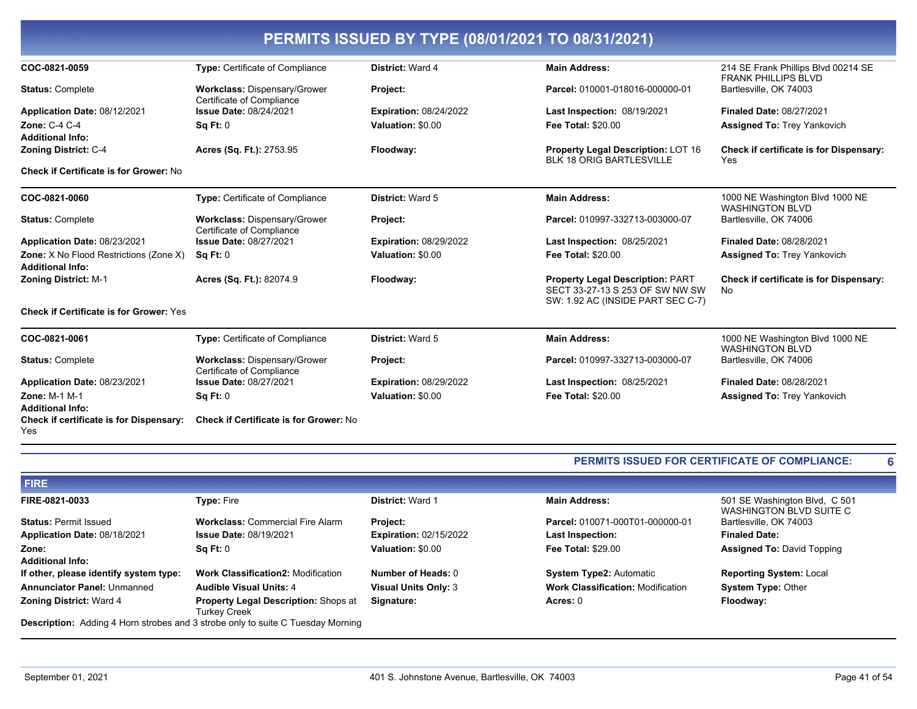# PERMITS ISSUED BY TYPE (08/01/2021 TO 08/31/2021)

**COC-0821-0059**
**Type:** Certificate of Compliance
**District:** Ward 4
**Main Address:** 214 SE Frank Phillips Blvd 00214 SE FRANK PHILLIPS BLVD Bartlesville, OK 74003
**Status:** Complete
**Workclass:** Dispensary/Grower Certificate of Compliance
**Project:**
**Parcel:** 010001-018016-000000-01
**Application Date:** 08/12/2021
**Issue Date:** 08/24/2021
**Expiration:** 08/24/2022
**Last Inspection:** 08/19/2021
**Finaled Date:** 08/27/2021
**Zone:** C-4 C-4
**Sq Ft:** 0
**Valuation:** $0.00
**Fee Total:** $20.00
**Assigned To:** Trey Yankovich
**Additional Info:**
**Zoning District:** C-4
**Acres (Sq. Ft.):** 2753.95
**Floodway:**
**Property Legal Description:** LOT 16 BLK 18 ORIG BARTLESVILLE
**Check if certificate is for Dispensary:** Yes
**Check if Certificate is for Grower:** No

---

**COC-0821-0060**
**Type:** Certificate of Compliance
**District:** Ward 5
**Main Address:** 1000 NE Washington Blvd 1000 NE WASHINGTON BLVD Bartlesville, OK 74006
**Status:** Complete
**Workclass:** Dispensary/Grower Certificate of Compliance
**Project:**
**Parcel:** 010997-332713-003000-07
**Application Date:** 08/23/2021
**Issue Date:** 08/27/2021
**Expiration:** 08/29/2022
**Last Inspection:** 08/25/2021
**Finaled Date:** 08/28/2021
**Zone:** X No Flood Restrictions (Zone X)
**Sq Ft:** 0
**Valuation:** $0.00
**Fee Total:** $20.00
**Assigned To:** Trey Yankovich
**Additional Info:**
**Zoning District:** M-1
**Acres (Sq. Ft.):** 82074.9
**Floodway:**
**Property Legal Description:** PART SECT 33-27-13 S 253 OF SW NW SW SW: 1.92 AC (INSIDE PART SEC C-7)
**Check if certificate is for Dispensary:** No
**Check if Certificate is for Grower:** Yes

---

**COC-0821-0061**
**Type:** Certificate of Compliance
**District:** Ward 5
**Main Address:** 1000 NE Washington Blvd 1000 NE WASHINGTON BLVD Bartlesville, OK 74006
**Status:** Complete
**Workclass:** Dispensary/Grower Certificate of Compliance
**Project:**
**Parcel:** 010997-332713-003000-07
**Application Date:** 08/23/2021
**Issue Date:** 08/27/2021
**Expiration:** 08/29/2022
**Last Inspection:** 08/25/2021
**Finaled Date:** 08/28/2021
**Zone:** M-1 M-1
**Sq Ft:** 0
**Valuation:** $0.00
**Fee Total:** $20.00
**Assigned To:** Trey Yankovich
**Additional Info:**
**Check if certificate is for Dispensary:** Yes
**Check if Certificate is for Grower:** No

---

**PERMITS ISSUED FOR CERTIFICATE OF COMPLIANCE: 6**

## FIRE

**FIRE-0821-0033**
**Type:** Fire
**District:** Ward 1
**Main Address:** 501 SE Washington Blvd, C 501 WASHINGTON BLVD SUITE C Bartlesville, OK 74003
**Status:** Permit Issued
**Workclass:** Commercial Fire Alarm
**Project:**
**Parcel:** 010071-000T01-000000-01
**Application Date:** 08/18/2021
**Issue Date:** 08/19/2021
**Expiration:** 02/15/2022
**Last Inspection:**
**Finaled Date:**
**Zone:**
**Sq Ft:** 0
**Valuation:** $0.00
**Fee Total:** $29.00
**Assigned To:** David Topping
**Additional Info:**
**If other, please identify system type:**
**Work Classification2:** Modification
**Number of Heads:** 0
**System Type2:** Automatic
**Reporting System:** Local
**Annunciator Panel:** Unmanned
**Audible Visual Units:** 4
**Visual Units Only:** 3
**Work Classification:** Modification
**System Type:** Other
**Zoning District:** Ward 4
**Property Legal Description:** Shops at Turkey Creek
**Signature:**
**Acres:** 0
**Floodway:**
**Description:** Adding 4 Horn strobes and 3 strobe only to suite C Tuesday Morning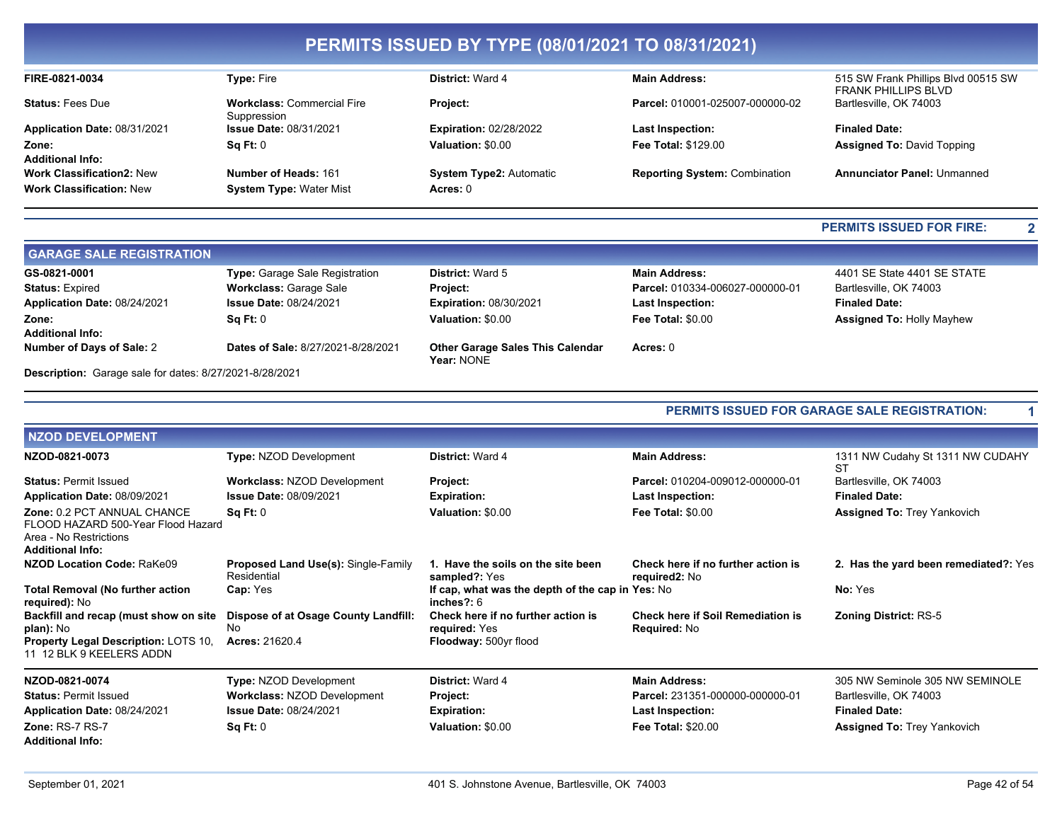# PERMITS ISSUED BY TYPE (08/01/2021 TO 08/31/2021)

| | | | | |
|---|---|---|---|---|
| **FIRE-0821-0034** | **Type:** Fire | **District:** Ward 4 | **Main Address:** | 515 SW Frank Phillips Blvd 00515 SW FRANK PHILLIPS BLVD |
| **Status:** Fees Due | **Workclass:** Commercial Fire Suppression | **Project:** | **Parcel:** 010001-025007-000000-02 | Bartlesville, OK 74003 |
| **Application Date:** 08/31/2021 | **Issue Date:** 08/31/2021 | **Expiration:** 02/28/2022 | **Last Inspection:** | **Finaled Date:** |
| **Zone:** | **Sq Ft:** 0 | **Valuation:** $0.00 | **Fee Total:** $129.00 | **Assigned To:** David Topping |
| **Additional Info:** | | | | |
| **Work Classification2:** New | **Number of Heads:** 161 | **System Type2:** Automatic | **Reporting System:** Combination | **Annunciator Panel:** Unmanned |
| **Work Classification:** New | **System Type:** Water Mist | **Acres:** 0 | | |

**PERMITS ISSUED FOR FIRE: 2**

## GARAGE SALE REGISTRATION

| | | | | |
|---|---|---|---|---|
| **GS-0821-0001** | **Type:** Garage Sale Registration | **District:** Ward 5 | **Main Address:** | 4401 SE State 4401 SE STATE |
| **Status:** Expired | **Workclass:** Garage Sale | **Project:** | **Parcel:** 010334-006027-000000-01 | Bartlesville, OK 74003 |
| **Application Date:** 08/24/2021 | **Issue Date:** 08/24/2021 | **Expiration:** 08/30/2021 | **Last Inspection:** | **Finaled Date:** |
| **Zone:** | **Sq Ft:** 0 | **Valuation:** $0.00 | **Fee Total:** $0.00 | **Assigned To:** Holly Mayhew |
| **Additional Info:** | | | | |
| **Number of Days of Sale:** 2 | **Dates of Sale:** 8/27/2021-8/28/2021 | **Other Garage Sales This Calendar Year:** NONE | **Acres:** 0 | |

**Description:** Garage sale for dates: 8/27/2021-8/28/2021

**PERMITS ISSUED FOR GARAGE SALE REGISTRATION: 1**

## NZOD DEVELOPMENT

| | | | | |
|---|---|---|---|---|
| **NZOD-0821-0073** | **Type:** NZOD Development | **District:** Ward 4 | **Main Address:** | 1311 NW Cudahy St 1311 NW CUDAHY ST |
| **Status:** Permit Issued | **Workclass:** NZOD Development | **Project:** | **Parcel:** 010204-009012-000000-01 | Bartlesville, OK 74003 |
| **Application Date:** 08/09/2021 | **Issue Date:** 08/09/2021 | **Expiration:** | **Last Inspection:** | **Finaled Date:** |
| **Zone:** 0.2 PCT ANNUAL CHANCE FLOOD HAZARD 500-Year Flood Hazard Area - No Restrictions | **Sq Ft:** 0 | **Valuation:** $0.00 | **Fee Total:** $0.00 | **Assigned To:** Trey Yankovich |
| **Additional Info:** | | | | |
| **NZOD Location Code:** RaKe09 | **Proposed Land Use(s):** Single-Family Residential | **1. Have the soils on the site been sampled?:** Yes | **Check here if no further action is required2:** No | **2. Has the yard been remediated?:** Yes |
| **Total Removal (No further action required):** No | **Cap:** Yes | **If cap, what was the depth of the cap in inches?:** 6 | **Yes:** No | **No:** Yes |
| **Backfill and recap (must show on site plan):** No | **Dispose of at Osage County Landfill:** No | **Check here if no further action is required:** Yes | **Check here if Soil Remediation is Required:** No | **Zoning District:** RS-5 |
| **Property Legal Description:** LOTS 10, 11 12 BLK 9 KEELERS ADDN | **Acres:** 21620.4 | **Floodway:** 500yr flood | | |

| | | | | |
|---|---|---|---|---|
| **NZOD-0821-0074** | **Type:** NZOD Development | **District:** Ward 4 | **Main Address:** | 305 NW Seminole 305 NW SEMINOLE |
| **Status:** Permit Issued | **Workclass:** NZOD Development | **Project:** | **Parcel:** 231351-000000-000000-01 | Bartlesville, OK 74003 |
| **Application Date:** 08/24/2021 | **Issue Date:** 08/24/2021 | **Expiration:** | **Last Inspection:** | **Finaled Date:** |
| **Zone:** RS-7 RS-7 | **Sq Ft:** 0 | **Valuation:** $0.00 | **Fee Total:** $20.00 | **Assigned To:** Trey Yankovich |
| **Additional Info:** | | | | |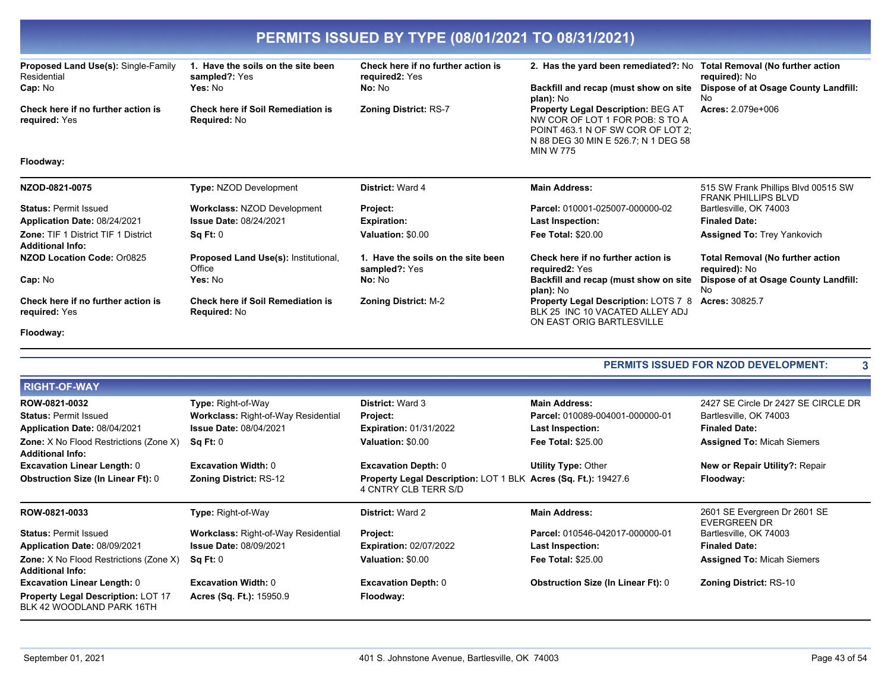# PERMITS ISSUED BY TYPE (08/01/2021 TO 08/31/2021)

| | | | | |
|---|---|---|---|---|
| **Proposed Land Use(s):** Single-Family Residential | **1. Have the soils on the site been sampled?:** Yes | **Check here if no further action is required2:** Yes | **2. Has the yard been remediated?:** No | **Total Removal (No further action required):** No |
| **Cap:** No | **Yes:** No | **No:** No | **Backfill and recap (must show on site plan):** No | **Dispose of at Osage County Landfill:** No |
| **Check here if no further action is required:** Yes | **Check here if Soil Remediation is Required:** No | **Zoning District:** RS-7 | **Property Legal Description:** BEG AT NW COR OF LOT 1 FOR POB: S TO A POINT 463.1 N OF SW COR OF LOT 2; N 88 DEG 30 MIN E 526.7; N 1 DEG 58 MIN W 775 | **Acres:** 2.079e+006 |
| **Floodway:** | | | | |

| | | | | |
|---|---|---|---|---|
| **NZOD-0821-0075** | **Type:** NZOD Development | **District:** Ward 4 | **Main Address:** | 515 SW Frank Phillips Blvd 00515 SW FRANK PHILLIPS BLVD |
| **Status:** Permit Issued | **Workclass:** NZOD Development | **Project:** | **Parcel:** 010001-025007-000000-02 | Bartlesville, OK 74003 |
| **Application Date:** 08/24/2021 | **Issue Date:** 08/24/2021 | **Expiration:** | **Last Inspection:** | **Finaled Date:** |
| **Zone:** TIF 1 District TIF 1 District **Additional Info:** | **Sq Ft:** 0 | **Valuation:** $0.00 | **Fee Total:** $20.00 | **Assigned To:** Trey Yankovich |
| **NZOD Location Code:** Or0825 | **Proposed Land Use(s):** Institutional, Office | **1. Have the soils on the site been sampled?:** Yes | **Check here if no further action is required2:** Yes | **Total Removal (No further action required):** No |
| **Cap:** No | **Yes:** No | **No:** No | **Backfill and recap (must show on site plan):** No | **Dispose of at Osage County Landfill:** No |
| **Check here if no further action is required:** Yes | **Check here if Soil Remediation is Required:** No | **Zoning District:** M-2 | **Property Legal Description:** LOTS 7 8 BLK 25 INC 10 VACATED ALLEY ADJ ON EAST ORIG BARTLESVILLE | **Acres:** 30825.7 |
| **Floodway:** | | | | |

**PERMITS ISSUED FOR NZOD DEVELOPMENT: 3**

## RIGHT-OF-WAY

| | | | | |
|---|---|---|---|---|
| **ROW-0821-0032** | **Type:** Right-of-Way | **District:** Ward 3 | **Main Address:** | 2427 SE Circle Dr 2427 SE CIRCLE DR |
| **Status:** Permit Issued | **Workclass:** Right-of-Way Residential | **Project:** | **Parcel:** 010089-004001-000000-01 | Bartlesville, OK 74003 |
| **Application Date:** 08/04/2021 | **Issue Date:** 08/04/2021 | **Expiration:** 01/31/2022 | **Last Inspection:** | **Finaled Date:** |
| **Zone:** X No Flood Restrictions (Zone X) **Additional Info:** | **Sq Ft:** 0 | **Valuation:** $0.00 | **Fee Total:** $25.00 | **Assigned To:** Micah Siemers |
| **Excavation Linear Length:** 0 | **Excavation Width:** 0 | **Excavation Depth:** 0 | **Utility Type:** Other | **New or Repair Utility?:** Repair |
| **Obstruction Size (In Linear Ft):** 0 | **Zoning District:** RS-12 | **Property Legal Description:** LOT 1 BLK 4 CNTRY CLB TERR S/D | **Acres (Sq. Ft.):** 19427.6 | **Floodway:** |

| | | | | |
|---|---|---|---|---|
| **ROW-0821-0033** | **Type:** Right-of-Way | **District:** Ward 2 | **Main Address:** | 2601 SE Evergreen Dr 2601 SE EVERGREEN DR |
| **Status:** Permit Issued | **Workclass:** Right-of-Way Residential | **Project:** | **Parcel:** 010546-042017-000000-01 | Bartlesville, OK 74003 |
| **Application Date:** 08/09/2021 | **Issue Date:** 08/09/2021 | **Expiration:** 02/07/2022 | **Last Inspection:** | **Finaled Date:** |
| **Zone:** X No Flood Restrictions (Zone X) **Additional Info:** | **Sq Ft:** 0 | **Valuation:** $0.00 | **Fee Total:** $25.00 | **Assigned To:** Micah Siemers |
| **Excavation Linear Length:** 0 | **Excavation Width:** 0 | **Excavation Depth:** 0 | **Obstruction Size (In Linear Ft):** 0 | **Zoning District:** RS-10 |
| **Property Legal Description:** LOT 17 BLK 42 WOODLAND PARK 16TH | **Acres (Sq. Ft.):** 15950.9 | **Floodway:** | | |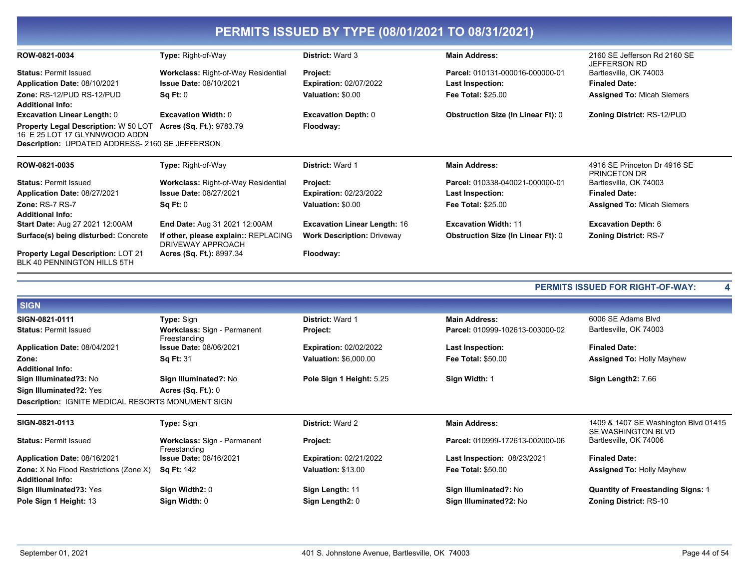# PERMITS ISSUED BY TYPE (08/01/2021 TO 08/31/2021)

| | | | | |
|---|---|---|---|---|
| **ROW-0821-0034** | **Type:** Right-of-Way | **District:** Ward 3 | **Main Address:** | 2160 SE Jefferson Rd 2160 SE JEFFERSON RD |
| **Status:** Permit Issued | **Workclass:** Right-of-Way Residential | **Project:** | **Parcel:** 010131-000016-000000-01 | Bartlesville, OK 74003 |
| **Application Date:** 08/10/2021 | **Issue Date:** 08/10/2021 | **Expiration:** 02/07/2022 | **Last Inspection:** | **Finaled Date:** |
| **Zone:** RS-12/PUD RS-12/PUD | **Sq Ft:** 0 | **Valuation:** $0.00 | **Fee Total:** $25.00 | **Assigned To:** Micah Siemers |
| **Additional Info:** | | | | |
| **Excavation Linear Length:** 0 | **Excavation Width:** 0 | **Excavation Depth:** 0 | **Obstruction Size (In Linear Ft):** 0 | **Zoning District:** RS-12/PUD |
| **Property Legal Description:** W 50 LOT 16 E 25 LOT 17 GLYNNWOOD ADDN | **Acres (Sq. Ft.):** 9783.79 | **Floodway:** | | |

**Description:** UPDATED ADDRESS- 2160 SE JEFFERSON

| | | | | |
|---|---|---|---|---|
| **ROW-0821-0035** | **Type:** Right-of-Way | **District:** Ward 1 | **Main Address:** | 4916 SE Princeton Dr 4916 SE PRINCETON DR |
| **Status:** Permit Issued | **Workclass:** Right-of-Way Residential | **Project:** | **Parcel:** 010338-040021-000000-01 | Bartlesville, OK 74003 |
| **Application Date:** 08/27/2021 | **Issue Date:** 08/27/2021 | **Expiration:** 02/23/2022 | **Last Inspection:** | **Finaled Date:** |
| **Zone:** RS-7 RS-7 | **Sq Ft:** 0 | **Valuation:** $0.00 | **Fee Total:** $25.00 | **Assigned To:** Micah Siemers |
| **Additional Info:** | | | | |
| **Start Date:** Aug 27 2021 12:00AM | **End Date:** Aug 31 2021 12:00AM | **Excavation Linear Length:** 16 | **Excavation Width:** 11 | **Excavation Depth:** 6 |
| **Surface(s) being disturbed:** Concrete | **If other, please explain::** REPLACING DRIVEWAY APPROACH | **Work Description:** Driveway | **Obstruction Size (In Linear Ft):** 0 | **Zoning District:** RS-7 |
| **Property Legal Description:** LOT 21 BLK 40 PENNINGTON HILLS 5TH | **Acres (Sq. Ft.):** 8997.34 | **Floodway:** | | |

**PERMITS ISSUED FOR RIGHT-OF-WAY: 4**

## SIGN

| | | | | |
|---|---|---|---|---|
| **SIGN-0821-0111** | **Type:** Sign | **District:** Ward 1 | **Main Address:** | 6006 SE Adams Blvd |
| **Status:** Permit Issued | **Workclass:** Sign - Permanent Freestanding | **Project:** | **Parcel:** 010999-102613-003000-02 | Bartlesville, OK 74003 |
| **Application Date:** 08/04/2021 | **Issue Date:** 08/06/2021 | **Expiration:** 02/02/2022 | **Last Inspection:** | **Finaled Date:** |
| **Zone:** | **Sq Ft:** 31 | **Valuation:** $6,000.00 | **Fee Total:** $50.00 | **Assigned To:** Holly Mayhew |
| **Additional Info:** | | | | |
| **Sign Illuminated?3:** No | **Sign Illuminated?:** No | **Pole Sign 1 Height:** 5.25 | **Sign Width:** 1 | **Sign Length2:** 7.66 |
| **Sign Illuminated?2:** Yes | **Acres (Sq. Ft.):** 0 | | | |

**Description:** IGNITE MEDICAL RESORTS MONUMENT SIGN

| | | | | |
|---|---|---|---|---|
| **SIGN-0821-0113** | **Type:** Sign | **District:** Ward 2 | **Main Address:** | 1409 & 1407 SE Washington Blvd 01415 SE WASHINGTON BLVD |
| **Status:** Permit Issued | **Workclass:** Sign - Permanent Freestanding | **Project:** | **Parcel:** 010999-172613-002000-06 | Bartlesville, OK 74006 |
| **Application Date:** 08/16/2021 | **Issue Date:** 08/16/2021 | **Expiration:** 02/21/2022 | **Last Inspection:** 08/23/2021 | **Finaled Date:** |
| **Zone:** X No Flood Restrictions (Zone X) | **Sq Ft:** 142 | **Valuation:** $13.00 | **Fee Total:** $50.00 | **Assigned To:** Holly Mayhew |
| **Additional Info:** | | | | |
| **Sign Illuminated?3:** Yes | **Sign Width2:** 0 | **Sign Length:** 11 | **Sign Illuminated?:** No | **Quantity of Freestanding Signs:** 1 |
| **Pole Sign 1 Height:** 13 | **Sign Width:** 0 | **Sign Length2:** 0 | **Sign Illuminated?2:** No | **Zoning District:** RS-10 |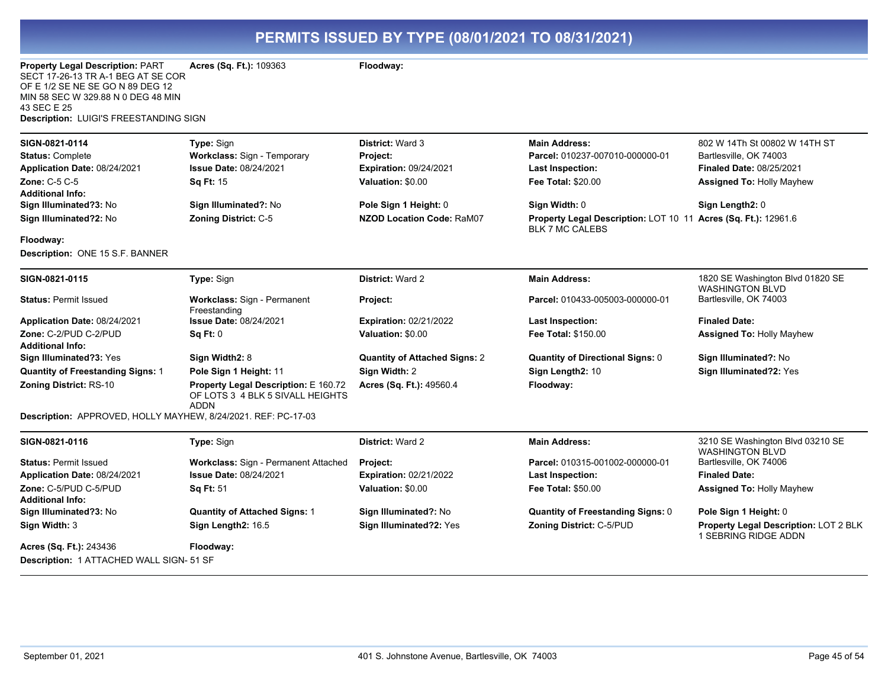# PERMITS ISSUED BY TYPE (08/01/2021 TO 08/31/2021)

**Property Legal Description:** PART SECT 17-26-13 TR A-1 BEG AT SE COR OF E 1/2 SE NE SE GO N 89 DEG 12 MIN 58 SEC W 329.88 N 0 DEG 48 MIN 43 SEC E 25
**Acres (Sq. Ft.):** 109363
**Floodway:**
**Description:** LUIGI'S FREESTANDING SIGN

---

**SIGN-0821-0114**
**Type:** Sign
**District:** Ward 3
**Main Address:** 802 W 14Th St 00802 W 14TH ST Bartlesville, OK 74003
**Status:** Complete
**Workclass:** Sign - Temporary
**Project:**
**Parcel:** 010237-007010-000000-01
**Application Date:** 08/24/2021
**Issue Date:** 08/24/2021
**Expiration:** 09/24/2021
**Last Inspection:**
**Finaled Date:** 08/25/2021
**Zone:** C-5 C-5
**Sq Ft:** 15
**Valuation:** $0.00
**Fee Total:** $20.00
**Assigned To:** Holly Mayhew
**Additional Info:**
**Sign Illuminated?3:** No
**Sign Illuminated?:** No
**Pole Sign 1 Height:** 0
**Sign Width:** 0
**Sign Length2:** 0
**Sign Illuminated?2:** No
**Zoning District:** C-5
**NZOD Location Code:** RaM07
**Property Legal Description:** LOT 10 11 BLK 7 MC CALEBS
**Acres (Sq. Ft.):** 12961.6
**Floodway:**
**Description:** ONE 15 S.F. BANNER

---

**SIGN-0821-0115**
**Type:** Sign
**District:** Ward 2
**Main Address:** 1820 SE Washington Blvd 01820 SE WASHINGTON BLVD Bartlesville, OK 74003
**Status:** Permit Issued
**Workclass:** Sign - Permanent Freestanding
**Project:**
**Parcel:** 010433-005003-000000-01
**Application Date:** 08/24/2021
**Issue Date:** 08/24/2021
**Expiration:** 02/21/2022
**Last Inspection:**
**Finaled Date:**
**Zone:** C-2/PUD C-2/PUD
**Sq Ft:** 0
**Valuation:** $0.00
**Fee Total:** $150.00
**Assigned To:** Holly Mayhew
**Additional Info:**
**Sign Illuminated?3:** Yes
**Sign Width2:** 8
**Quantity of Attached Signs:** 2
**Quantity of Directional Signs:** 0
**Sign Illuminated?:** No
**Quantity of Freestanding Signs:** 1
**Pole Sign 1 Height:** 11
**Sign Width:** 2
**Sign Length2:** 10
**Sign Illuminated?2:** Yes
**Zoning District:** RS-10
**Property Legal Description:** E 160.72 OF LOTS 3 4 BLK 5 SIVALL HEIGHTS ADDN
**Acres (Sq. Ft.):** 49560.4
**Floodway:**
**Description:** APPROVED, HOLLY MAYHEW, 8/24/2021. REF: PC-17-03

---

**SIGN-0821-0116**
**Type:** Sign
**District:** Ward 2
**Main Address:** 3210 SE Washington Blvd 03210 SE WASHINGTON BLVD Bartlesville, OK 74006
**Status:** Permit Issued
**Workclass:** Sign - Permanent Attached
**Project:**
**Parcel:** 010315-001002-000000-01
**Application Date:** 08/24/2021
**Issue Date:** 08/24/2021
**Expiration:** 02/21/2022
**Last Inspection:**
**Finaled Date:**
**Zone:** C-5/PUD C-5/PUD
**Sq Ft:** 51
**Valuation:** $0.00
**Fee Total:** $50.00
**Assigned To:** Holly Mayhew
**Additional Info:**
**Sign Illuminated?3:** No
**Quantity of Attached Signs:** 1
**Sign Illuminated?:** No
**Quantity of Freestanding Signs:** 0
**Pole Sign 1 Height:** 0
**Sign Width:** 3
**Sign Length2:** 16.5
**Sign Illuminated?2:** Yes
**Zoning District:** C-5/PUD
**Property Legal Description:** LOT 2 BLK 1 SEBRING RIDGE ADDN
**Acres (Sq. Ft.):** 243436
**Floodway:**
**Description:** 1 ATTACHED WALL SIGN- 51 SF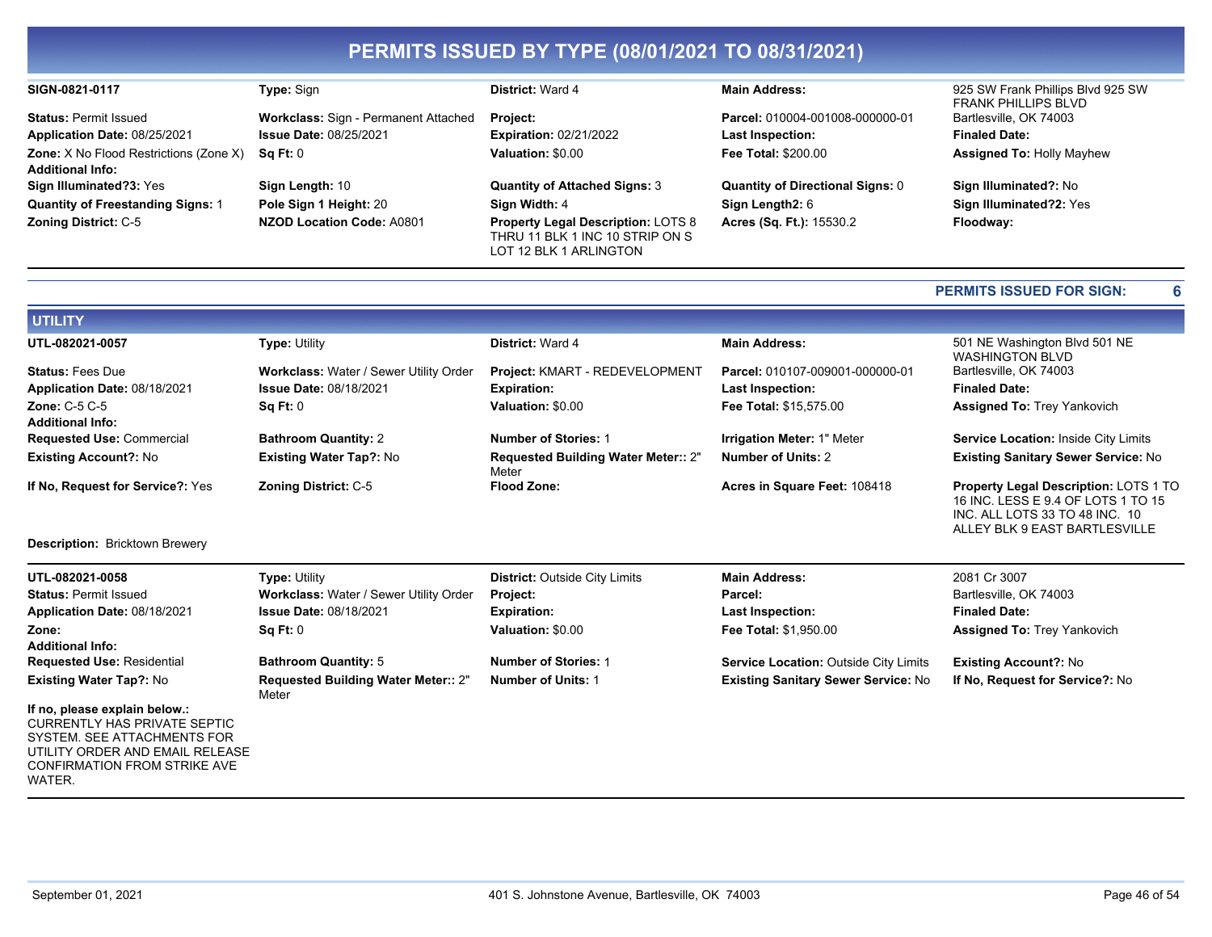# PERMITS ISSUED BY TYPE (08/01/2021 TO 08/31/2021)

| | | | | |
|---|---|---|---|---|
| **SIGN-0821-0117** | **Type:** Sign | **District:** Ward 4 | **Main Address:** | 925 SW Frank Phillips Blvd 925 SW FRANK PHILLIPS BLVD Bartlesville, OK 74003 |
| **Status:** Permit Issued | **Workclass:** Sign - Permanent Attached | **Project:** | **Parcel:** 010004-001008-000000-01 | |
| **Application Date:** 08/25/2021 | **Issue Date:** 08/25/2021 | **Expiration:** 02/21/2022 | **Last Inspection:** | **Finaled Date:** |
| **Zone:** X No Flood Restrictions (Zone X) | **Sq Ft:** 0 | **Valuation:** $0.00 | **Fee Total:** $200.00 | **Assigned To:** Holly Mayhew |
| **Additional Info:** | | | | |
| **Sign Illuminated?3:** Yes | **Sign Length:** 10 | **Quantity of Attached Signs:** 3 | **Quantity of Directional Signs:** 0 | **Sign Illuminated?:** No |
| **Quantity of Freestanding Signs:** 1 | **Pole Sign 1 Height:** 20 | **Sign Width:** 4 | **Sign Length2:** 6 | **Sign Illuminated?2:** Yes |
| **Zoning District:** C-5 | **NZOD Location Code:** A0801 | **Property Legal Description:** LOTS 8 THRU 11 BLK 1 INC 10 STRIP ON S LOT 12 BLK 1 ARLINGTON | **Acres (Sq. Ft.):** 15530.2 | **Floodway:** |

**PERMITS ISSUED FOR SIGN: 6**

## UTILITY

| | | | | |
|---|---|---|---|---|
| **UTL-082021-0057** | **Type:** Utility | **District:** Ward 4 | **Main Address:** | 501 NE Washington Blvd 501 NE WASHINGTON BLVD Bartlesville, OK 74003 |
| **Status:** Fees Due | **Workclass:** Water / Sewer Utility Order | **Project:** KMART - REDEVELOPMENT | **Parcel:** 010107-009001-000000-01 | |
| **Application Date:** 08/18/2021 | **Issue Date:** 08/18/2021 | **Expiration:** | **Last Inspection:** | **Finaled Date:** |
| **Zone:** C-5 C-5 | **Sq Ft:** 0 | **Valuation:** $0.00 | **Fee Total:** $15,575.00 | **Assigned To:** Trey Yankovich |
| **Additional Info:** | | | | |
| **Requested Use:** Commercial | **Bathroom Quantity:** 2 | **Number of Stories:** 1 | **Irrigation Meter:** 1" Meter | **Service Location:** Inside City Limits |
| **Existing Account?:** No | **Existing Water Tap?:** No | **Requested Building Water Meter::** 2" Meter | **Number of Units:** 2 | **Existing Sanitary Sewer Service:** No |
| **If No, Request for Service?:** Yes | **Zoning District:** C-5 | **Flood Zone:** | **Acres in Square Feet:** 108418 | **Property Legal Description:** LOTS 1 TO 16 INC. LESS E 9.4 OF LOTS 1 TO 15 INC. ALL LOTS 33 TO 48 INC. 10 ALLEY BLK 9 EAST BARTLESVILLE |

**Description:** Bricktown Brewery

| | | | | |
|---|---|---|---|---|
| **UTL-082021-0058** | **Type:** Utility | **District:** Outside City Limits | **Main Address:** | 2081 Cr 3007 Bartlesville, OK 74003 |
| **Status:** Permit Issued | **Workclass:** Water / Sewer Utility Order | **Project:** | **Parcel:** | |
| **Application Date:** 08/18/2021 | **Issue Date:** 08/18/2021 | **Expiration:** | **Last Inspection:** | **Finaled Date:** |
| **Zone:** | **Sq Ft:** 0 | **Valuation:** $0.00 | **Fee Total:** $1,950.00 | **Assigned To:** Trey Yankovich |
| **Additional Info:** | | | | |
| **Requested Use:** Residential | **Bathroom Quantity:** 5 | **Number of Stories:** 1 | **Service Location:** Outside City Limits | **Existing Account?:** No |
| **Existing Water Tap?:** No | **Requested Building Water Meter::** 2" Meter | **Number of Units:** 1 | **Existing Sanitary Sewer Service:** No | **If No, Request for Service?:** No |

**If no, please explain below.:**
CURRENTLY HAS PRIVATE SEPTIC SYSTEM. SEE ATTACHMENTS FOR UTILITY ORDER AND EMAIL RELEASE CONFIRMATION FROM STRIKE AVE WATER.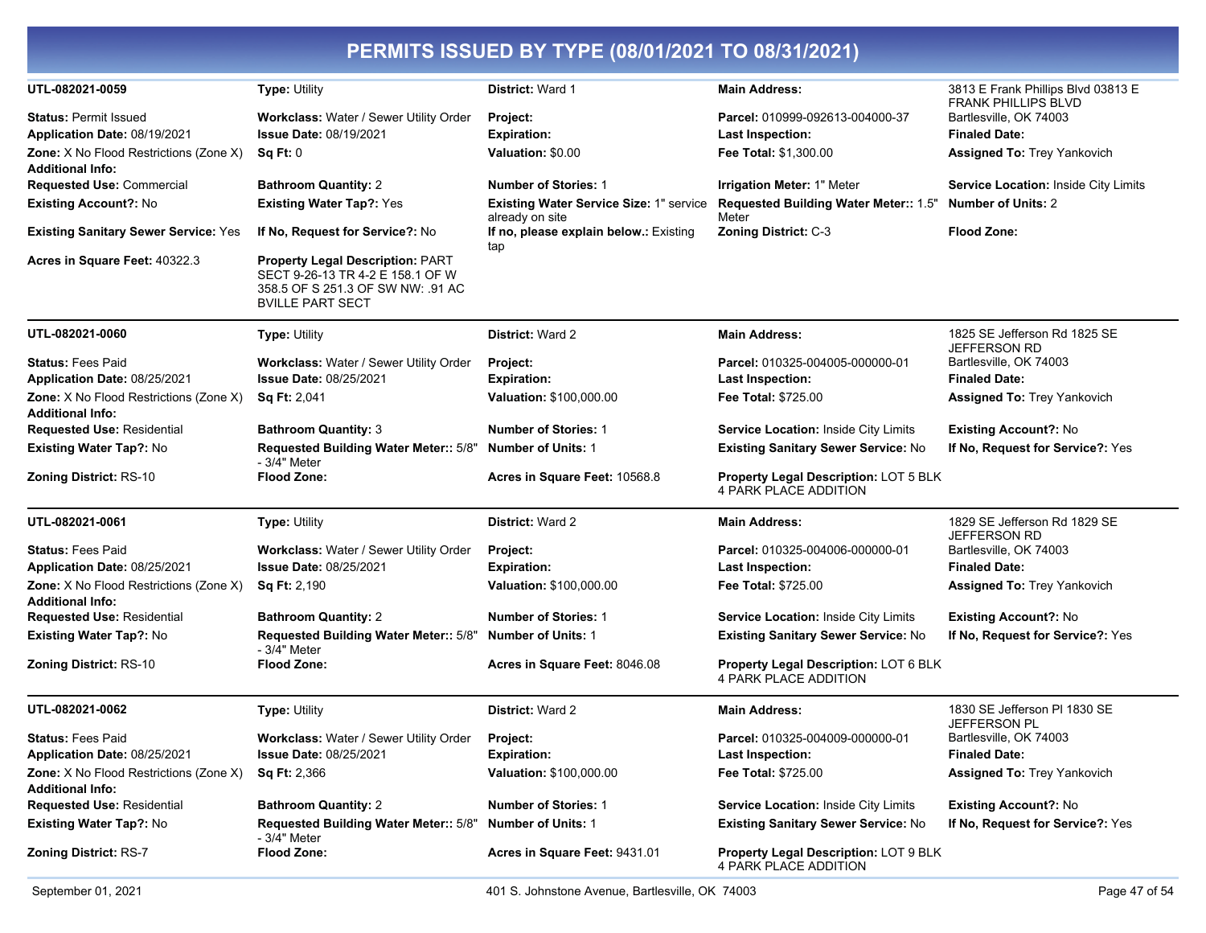# PERMITS ISSUED BY TYPE (08/01/2021 TO 08/31/2021)

| | | | | |
|---|---|---|---|---|
| **UTL-082021-0059** | **Type:** Utility | **District:** Ward 1 | **Main Address:** | 3813 E Frank Phillips Blvd 03813 E FRANK PHILLIPS BLVD |
| **Status:** Permit Issued | **Workclass:** Water / Sewer Utility Order | **Project:** | **Parcel:** 010999-092613-004000-37 | Bartlesville, OK 74003 |
| **Application Date:** 08/19/2021 | **Issue Date:** 08/19/2021 | **Expiration:** | **Last Inspection:** | **Finaled Date:** |
| **Zone:** X No Flood Restrictions (Zone X) | **Sq Ft:** 0 | **Valuation:** $0.00 | **Fee Total:** $1,300.00 | **Assigned To:** Trey Yankovich |
| **Additional Info:** | | | | |
| **Requested Use:** Commercial | **Bathroom Quantity:** 2 | **Number of Stories:** 1 | **Irrigation Meter:** 1" Meter | **Service Location:** Inside City Limits |
| **Existing Account?:** No | **Existing Water Tap?:** Yes | **Existing Water Service Size:** 1" service already on site | **Requested Building Water Meter::** 1.5" Meter | **Number of Units:** 2 |
| **Existing Sanitary Sewer Service:** Yes | **If No, Request for Service?:** No | **If no, please explain below.:** Existing tap | **Zoning District:** C-3 | **Flood Zone:** |
| **Acres in Square Feet:** 40322.3 | **Property Legal Description:** PART SECT 9-26-13 TR 4-2 E 158.1 OF W 358.5 OF S 251.3 OF SW NW: .91 AC BVILLE PART SECT | | | |

| | | | | |
|---|---|---|---|---|
| **UTL-082021-0060** | **Type:** Utility | **District:** Ward 2 | **Main Address:** | 1825 SE Jefferson Rd 1825 SE JEFFERSON RD |
| **Status:** Fees Paid | **Workclass:** Water / Sewer Utility Order | **Project:** | **Parcel:** 010325-004005-000000-01 | Bartlesville, OK 74003 |
| **Application Date:** 08/25/2021 | **Issue Date:** 08/25/2021 | **Expiration:** | **Last Inspection:** | **Finaled Date:** |
| **Zone:** X No Flood Restrictions (Zone X) | **Sq Ft:** 2,041 | **Valuation:** $100,000.00 | **Fee Total:** $725.00 | **Assigned To:** Trey Yankovich |
| **Additional Info:** | | | | |
| **Requested Use:** Residential | **Bathroom Quantity:** 3 | **Number of Stories:** 1 | **Service Location:** Inside City Limits | **Existing Account?:** No |
| **Existing Water Tap?:** No | **Requested Building Water Meter::** 5/8" - 3/4" Meter | **Number of Units:** 1 | **Existing Sanitary Sewer Service:** No | **If No, Request for Service?:** Yes |
| **Zoning District:** RS-10 | **Flood Zone:** | **Acres in Square Feet:** 10568.8 | **Property Legal Description:** LOT 5 BLK 4 PARK PLACE ADDITION | |

| | | | | |
|---|---|---|---|---|
| **UTL-082021-0061** | **Type:** Utility | **District:** Ward 2 | **Main Address:** | 1829 SE Jefferson Rd 1829 SE JEFFERSON RD |
| **Status:** Fees Paid | **Workclass:** Water / Sewer Utility Order | **Project:** | **Parcel:** 010325-004006-000000-01 | Bartlesville, OK 74003 |
| **Application Date:** 08/25/2021 | **Issue Date:** 08/25/2021 | **Expiration:** | **Last Inspection:** | **Finaled Date:** |
| **Zone:** X No Flood Restrictions (Zone X) | **Sq Ft:** 2,190 | **Valuation:** $100,000.00 | **Fee Total:** $725.00 | **Assigned To:** Trey Yankovich |
| **Additional Info:** | | | | |
| **Requested Use:** Residential | **Bathroom Quantity:** 2 | **Number of Stories:** 1 | **Service Location:** Inside City Limits | **Existing Account?:** No |
| **Existing Water Tap?:** No | **Requested Building Water Meter::** 5/8" - 3/4" Meter | **Number of Units:** 1 | **Existing Sanitary Sewer Service:** No | **If No, Request for Service?:** Yes |
| **Zoning District:** RS-10 | **Flood Zone:** | **Acres in Square Feet:** 8046.08 | **Property Legal Description:** LOT 6 BLK 4 PARK PLACE ADDITION | |

| | | | | |
|---|---|---|---|---|
| **UTL-082021-0062** | **Type:** Utility | **District:** Ward 2 | **Main Address:** | 1830 SE Jefferson Pl 1830 SE JEFFERSON PL |
| **Status:** Fees Paid | **Workclass:** Water / Sewer Utility Order | **Project:** | **Parcel:** 010325-004009-000000-01 | Bartlesville, OK 74003 |
| **Application Date:** 08/25/2021 | **Issue Date:** 08/25/2021 | **Expiration:** | **Last Inspection:** | **Finaled Date:** |
| **Zone:** X No Flood Restrictions (Zone X) | **Sq Ft:** 2,366 | **Valuation:** $100,000.00 | **Fee Total:** $725.00 | **Assigned To:** Trey Yankovich |
| **Additional Info:** | | | | |
| **Requested Use:** Residential | **Bathroom Quantity:** 2 | **Number of Stories:** 1 | **Service Location:** Inside City Limits | **Existing Account?:** No |
| **Existing Water Tap?:** No | **Requested Building Water Meter::** 5/8" - 3/4" Meter | **Number of Units:** 1 | **Existing Sanitary Sewer Service:** No | **If No, Request for Service?:** Yes |
| **Zoning District:** RS-7 | **Flood Zone:** | **Acres in Square Feet:** 9431.01 | **Property Legal Description:** LOT 9 BLK 4 PARK PLACE ADDITION | |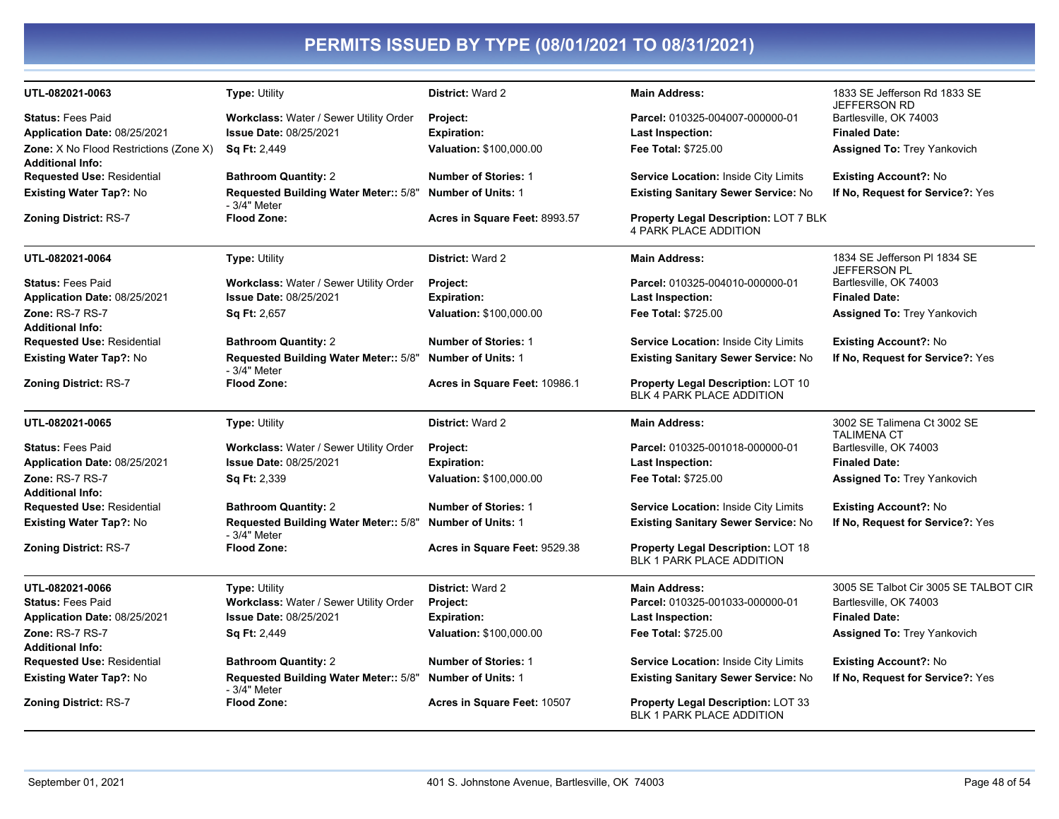# PERMITS ISSUED BY TYPE (08/01/2021 TO 08/31/2021)

| | | | | |
|---|---|---|---|---|
| **UTL-082021-0063** | **Type:** Utility | **District:** Ward 2 | **Main Address:** | 1833 SE Jefferson Rd 1833 SE JEFFERSON RD |
| **Status:** Fees Paid | **Workclass:** Water / Sewer Utility Order | **Project:** | **Parcel:** 010325-004007-000000-01 | Bartlesville, OK 74003 |
| **Application Date:** 08/25/2021 | **Issue Date:** 08/25/2021 | **Expiration:** | **Last Inspection:** | **Finaled Date:** |
| **Zone:** X No Flood Restrictions (Zone X) | **Sq Ft:** 2,449 | **Valuation:** $100,000.00 | **Fee Total:** $725.00 | **Assigned To:** Trey Yankovich |
| **Additional Info:** | | | | |
| **Requested Use:** Residential | **Bathroom Quantity:** 2 | **Number of Stories:** 1 | **Service Location:** Inside City Limits | **Existing Account?:** No |
| **Existing Water Tap?:** No | **Requested Building Water Meter::** 5/8" - 3/4" Meter | **Number of Units:** 1 | **Existing Sanitary Sewer Service:** No | **If No, Request for Service?:** Yes |
| **Zoning District:** RS-7 | **Flood Zone:** | **Acres in Square Feet:** 8993.57 | **Property Legal Description:** LOT 7 BLK 4 PARK PLACE ADDITION | |

| | | | | |
|---|---|---|---|---|
| **UTL-082021-0064** | **Type:** Utility | **District:** Ward 2 | **Main Address:** | 1834 SE Jefferson Pl 1834 SE JEFFERSON PL |
| **Status:** Fees Paid | **Workclass:** Water / Sewer Utility Order | **Project:** | **Parcel:** 010325-004010-000000-01 | Bartlesville, OK 74003 |
| **Application Date:** 08/25/2021 | **Issue Date:** 08/25/2021 | **Expiration:** | **Last Inspection:** | **Finaled Date:** |
| **Zone:** RS-7 RS-7 | **Sq Ft:** 2,657 | **Valuation:** $100,000.00 | **Fee Total:** $725.00 | **Assigned To:** Trey Yankovich |
| **Additional Info:** | | | | |
| **Requested Use:** Residential | **Bathroom Quantity:** 2 | **Number of Stories:** 1 | **Service Location:** Inside City Limits | **Existing Account?:** No |
| **Existing Water Tap?:** No | **Requested Building Water Meter::** 5/8" - 3/4" Meter | **Number of Units:** 1 | **Existing Sanitary Sewer Service:** No | **If No, Request for Service?:** Yes |
| **Zoning District:** RS-7 | **Flood Zone:** | **Acres in Square Feet:** 10986.1 | **Property Legal Description:** LOT 10 BLK 4 PARK PLACE ADDITION | |

| | | | | |
|---|---|---|---|---|
| **UTL-082021-0065** | **Type:** Utility | **District:** Ward 2 | **Main Address:** | 3002 SE Talimena Ct 3002 SE TALIMENA CT |
| **Status:** Fees Paid | **Workclass:** Water / Sewer Utility Order | **Project:** | **Parcel:** 010325-001018-000000-01 | Bartlesville, OK 74003 |
| **Application Date:** 08/25/2021 | **Issue Date:** 08/25/2021 | **Expiration:** | **Last Inspection:** | **Finaled Date:** |
| **Zone:** RS-7 RS-7 | **Sq Ft:** 2,339 | **Valuation:** $100,000.00 | **Fee Total:** $725.00 | **Assigned To:** Trey Yankovich |
| **Additional Info:** | | | | |
| **Requested Use:** Residential | **Bathroom Quantity:** 2 | **Number of Stories:** 1 | **Service Location:** Inside City Limits | **Existing Account?:** No |
| **Existing Water Tap?:** No | **Requested Building Water Meter::** 5/8" - 3/4" Meter | **Number of Units:** 1 | **Existing Sanitary Sewer Service:** No | **If No, Request for Service?:** Yes |
| **Zoning District:** RS-7 | **Flood Zone:** | **Acres in Square Feet:** 9529.38 | **Property Legal Description:** LOT 18 BLK 1 PARK PLACE ADDITION | |

| | | | | |
|---|---|---|---|---|
| **UTL-082021-0066** | **Type:** Utility | **District:** Ward 2 | **Main Address:** | 3005 SE Talbot Cir 3005 SE TALBOT CIR |
| **Status:** Fees Paid | **Workclass:** Water / Sewer Utility Order | **Project:** | **Parcel:** 010325-001033-000000-01 | Bartlesville, OK 74003 |
| **Application Date:** 08/25/2021 | **Issue Date:** 08/25/2021 | **Expiration:** | **Last Inspection:** | **Finaled Date:** |
| **Zone:** RS-7 RS-7 | **Sq Ft:** 2,449 | **Valuation:** $100,000.00 | **Fee Total:** $725.00 | **Assigned To:** Trey Yankovich |
| **Additional Info:** | | | | |
| **Requested Use:** Residential | **Bathroom Quantity:** 2 | **Number of Stories:** 1 | **Service Location:** Inside City Limits | **Existing Account?:** No |
| **Existing Water Tap?:** No | **Requested Building Water Meter::** 5/8" - 3/4" Meter | **Number of Units:** 1 | **Existing Sanitary Sewer Service:** No | **If No, Request for Service?:** Yes |
| **Zoning District:** RS-7 | **Flood Zone:** | **Acres in Square Feet:** 10507 | **Property Legal Description:** LOT 33 BLK 1 PARK PLACE ADDITION | |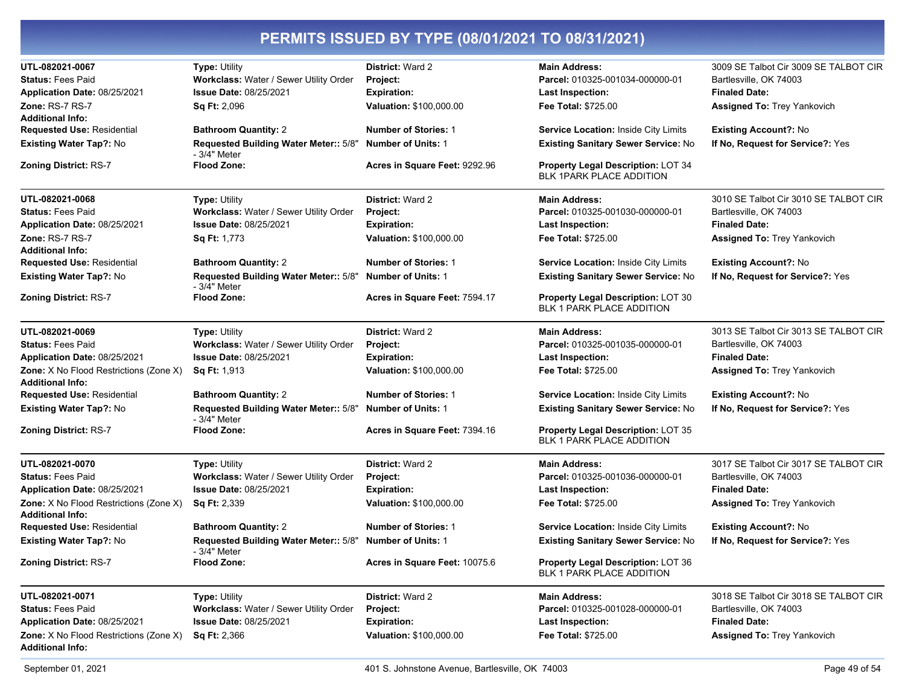# PERMITS ISSUED BY TYPE (08/01/2021 TO 08/31/2021)

| | | | | |
|---|---|---|---|---|
| **UTL-082021-0067** | **Type:** Utility | **District:** Ward 2 | **Main Address:** | 3009 SE Talbot Cir 3009 SE TALBOT CIR |
| **Status:** Fees Paid | **Workclass:** Water / Sewer Utility Order | **Project:** | **Parcel:** 010325-001034-000000-01 | Bartlesville, OK 74003 |
| **Application Date:** 08/25/2021 | **Issue Date:** 08/25/2021 | **Expiration:** | **Last Inspection:** | **Finaled Date:** |
| **Zone:** RS-7 RS-7 | **Sq Ft:** 2,096 | **Valuation:** $100,000.00 | **Fee Total:** $725.00 | **Assigned To:** Trey Yankovich |
| **Additional Info:** | | | | |
| **Requested Use:** Residential | **Bathroom Quantity:** 2 | **Number of Stories:** 1 | **Service Location:** Inside City Limits | **Existing Account?:** No |
| **Existing Water Tap?:** No | **Requested Building Water Meter::** 5/8" - 3/4" Meter | **Number of Units:** 1 | **Existing Sanitary Sewer Service:** No | **If No, Request for Service?:** Yes |
| **Zoning District:** RS-7 | **Flood Zone:** | **Acres in Square Feet:** 9292.96 | **Property Legal Description:** LOT 34 BLK 1PARK PLACE ADDITION | |

| | | | | |
|---|---|---|---|---|
| **UTL-082021-0068** | **Type:** Utility | **District:** Ward 2 | **Main Address:** | 3010 SE Talbot Cir 3010 SE TALBOT CIR |
| **Status:** Fees Paid | **Workclass:** Water / Sewer Utility Order | **Project:** | **Parcel:** 010325-001030-000000-01 | Bartlesville, OK 74003 |
| **Application Date:** 08/25/2021 | **Issue Date:** 08/25/2021 | **Expiration:** | **Last Inspection:** | **Finaled Date:** |
| **Zone:** RS-7 RS-7 | **Sq Ft:** 1,773 | **Valuation:** $100,000.00 | **Fee Total:** $725.00 | **Assigned To:** Trey Yankovich |
| **Additional Info:** | | | | |
| **Requested Use:** Residential | **Bathroom Quantity:** 2 | **Number of Stories:** 1 | **Service Location:** Inside City Limits | **Existing Account?:** No |
| **Existing Water Tap?:** No | **Requested Building Water Meter::** 5/8" - 3/4" Meter | **Number of Units:** 1 | **Existing Sanitary Sewer Service:** No | **If No, Request for Service?:** Yes |
| **Zoning District:** RS-7 | **Flood Zone:** | **Acres in Square Feet:** 7594.17 | **Property Legal Description:** LOT 30 BLK 1 PARK PLACE ADDITION | |

| | | | | |
|---|---|---|---|---|
| **UTL-082021-0069** | **Type:** Utility | **District:** Ward 2 | **Main Address:** | 3013 SE Talbot Cir 3013 SE TALBOT CIR |
| **Status:** Fees Paid | **Workclass:** Water / Sewer Utility Order | **Project:** | **Parcel:** 010325-001035-000000-01 | Bartlesville, OK 74003 |
| **Application Date:** 08/25/2021 | **Issue Date:** 08/25/2021 | **Expiration:** | **Last Inspection:** | **Finaled Date:** |
| **Zone:** X No Flood Restrictions (Zone X) | **Sq Ft:** 1,913 | **Valuation:** $100,000.00 | **Fee Total:** $725.00 | **Assigned To:** Trey Yankovich |
| **Additional Info:** | | | | |
| **Requested Use:** Residential | **Bathroom Quantity:** 2 | **Number of Stories:** 1 | **Service Location:** Inside City Limits | **Existing Account?:** No |
| **Existing Water Tap?:** No | **Requested Building Water Meter::** 5/8" - 3/4" Meter | **Number of Units:** 1 | **Existing Sanitary Sewer Service:** No | **If No, Request for Service?:** Yes |
| **Zoning District:** RS-7 | **Flood Zone:** | **Acres in Square Feet:** 7394.16 | **Property Legal Description:** LOT 35 BLK 1 PARK PLACE ADDITION | |

| | | | | |
|---|---|---|---|---|
| **UTL-082021-0070** | **Type:** Utility | **District:** Ward 2 | **Main Address:** | 3017 SE Talbot Cir 3017 SE TALBOT CIR |
| **Status:** Fees Paid | **Workclass:** Water / Sewer Utility Order | **Project:** | **Parcel:** 010325-001036-000000-01 | Bartlesville, OK 74003 |
| **Application Date:** 08/25/2021 | **Issue Date:** 08/25/2021 | **Expiration:** | **Last Inspection:** | **Finaled Date:** |
| **Zone:** X No Flood Restrictions (Zone X) | **Sq Ft:** 2,339 | **Valuation:** $100,000.00 | **Fee Total:** $725.00 | **Assigned To:** Trey Yankovich |
| **Additional Info:** | | | | |
| **Requested Use:** Residential | **Bathroom Quantity:** 2 | **Number of Stories:** 1 | **Service Location:** Inside City Limits | **Existing Account?:** No |
| **Existing Water Tap?:** No | **Requested Building Water Meter::** 5/8" - 3/4" Meter | **Number of Units:** 1 | **Existing Sanitary Sewer Service:** No | **If No, Request for Service?:** Yes |
| **Zoning District:** RS-7 | **Flood Zone:** | **Acres in Square Feet:** 10075.6 | **Property Legal Description:** LOT 36 BLK 1 PARK PLACE ADDITION | |

| | | | | |
|---|---|---|---|---|
| **UTL-082021-0071** | **Type:** Utility | **District:** Ward 2 | **Main Address:** | 3018 SE Talbot Cir 3018 SE TALBOT CIR |
| **Status:** Fees Paid | **Workclass:** Water / Sewer Utility Order | **Project:** | **Parcel:** 010325-001028-000000-01 | Bartlesville, OK 74003 |
| **Application Date:** 08/25/2021 | **Issue Date:** 08/25/2021 | **Expiration:** | **Last Inspection:** | **Finaled Date:** |
| **Zone:** X No Flood Restrictions (Zone X) | **Sq Ft:** 2,366 | **Valuation:** $100,000.00 | **Fee Total:** $725.00 | **Assigned To:** Trey Yankovich |
| **Additional Info:** | | | | |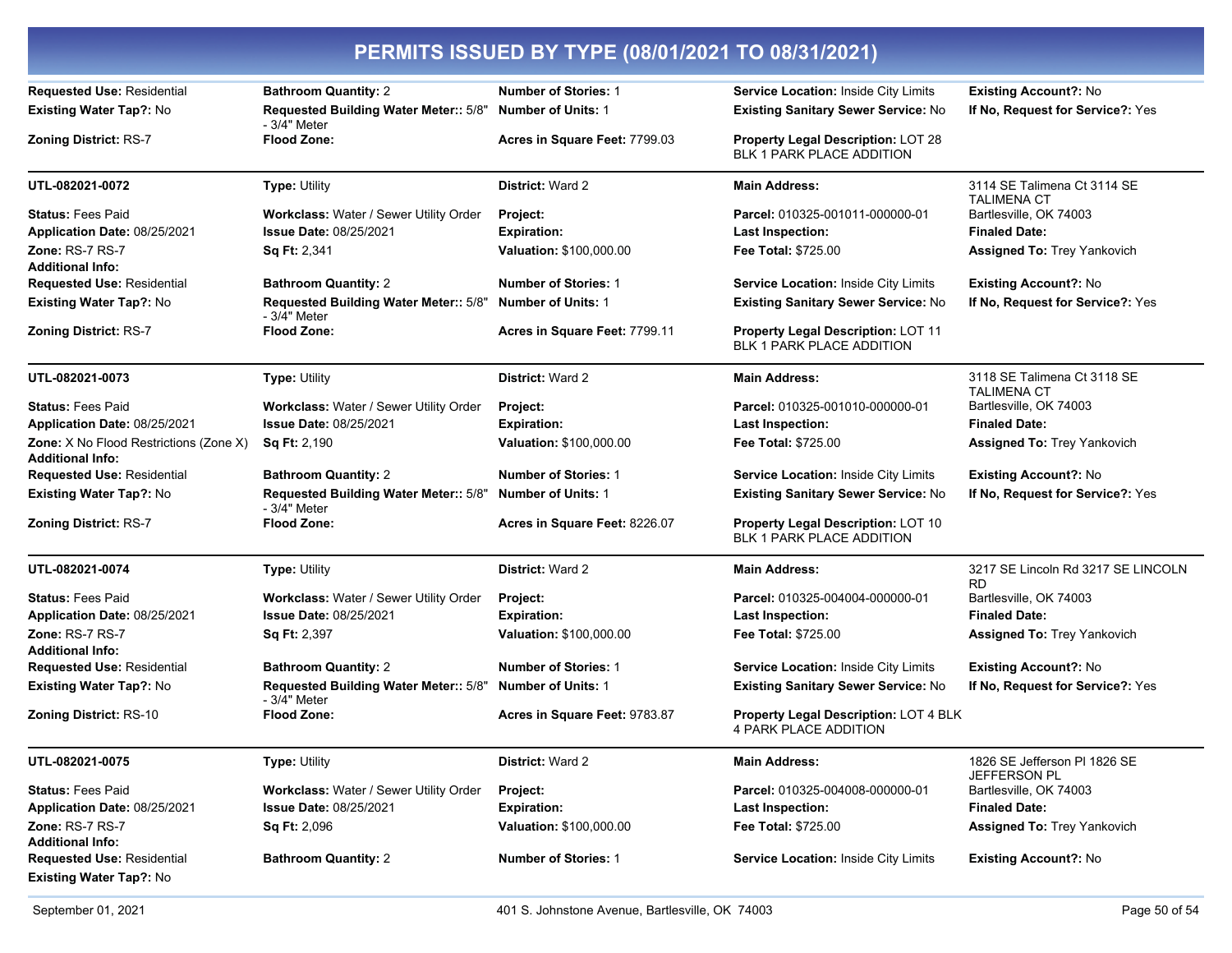# PERMITS ISSUED BY TYPE (08/01/2021 TO 08/31/2021)

| | | | | |
|---|---|---|---|---|
| **Requested Use:** Residential | **Bathroom Quantity:** 2 | **Number of Stories:** 1 | **Service Location:** Inside City Limits | **Existing Account?:** No |
| **Existing Water Tap?:** No | **Requested Building Water Meter::** 5/8" - 3/4" Meter | **Number of Units:** 1 | **Existing Sanitary Sewer Service:** No | **If No, Request for Service?:** Yes |
| **Zoning District:** RS-7 | **Flood Zone:** | **Acres in Square Feet:** 7799.03 | **Property Legal Description:** LOT 28 BLK 1 PARK PLACE ADDITION | |

| | | | | |
|---|---|---|---|---|
| **UTL-082021-0072** | **Type:** Utility | **District:** Ward 2 | **Main Address:** | 3114 SE Talimena Ct 3114 SE TALIMENA CT |
| **Status:** Fees Paid | **Workclass:** Water / Sewer Utility Order | **Project:** | **Parcel:** 010325-001011-000000-01 | Bartlesville, OK 74003 |
| **Application Date:** 08/25/2021 | **Issue Date:** 08/25/2021 | **Expiration:** | **Last Inspection:** | **Finaled Date:** |
| **Zone:** RS-7 RS-7 | **Sq Ft:** 2,341 | **Valuation:** $100,000.00 | **Fee Total:** $725.00 | **Assigned To:** Trey Yankovich |
| **Additional Info:** | | | | |
| **Requested Use:** Residential | **Bathroom Quantity:** 2 | **Number of Stories:** 1 | **Service Location:** Inside City Limits | **Existing Account?:** No |
| **Existing Water Tap?:** No | **Requested Building Water Meter::** 5/8" - 3/4" Meter | **Number of Units:** 1 | **Existing Sanitary Sewer Service:** No | **If No, Request for Service?:** Yes |
| **Zoning District:** RS-7 | **Flood Zone:** | **Acres in Square Feet:** 7799.11 | **Property Legal Description:** LOT 11 BLK 1 PARK PLACE ADDITION | |

| | | | | |
|---|---|---|---|---|
| **UTL-082021-0073** | **Type:** Utility | **District:** Ward 2 | **Main Address:** | 3118 SE Talimena Ct 3118 SE TALIMENA CT |
| **Status:** Fees Paid | **Workclass:** Water / Sewer Utility Order | **Project:** | **Parcel:** 010325-001010-000000-01 | Bartlesville, OK 74003 |
| **Application Date:** 08/25/2021 | **Issue Date:** 08/25/2021 | **Expiration:** | **Last Inspection:** | **Finaled Date:** |
| **Zone:** X No Flood Restrictions (Zone X) | **Sq Ft:** 2,190 | **Valuation:** $100,000.00 | **Fee Total:** $725.00 | **Assigned To:** Trey Yankovich |
| **Additional Info:** | | | | |
| **Requested Use:** Residential | **Bathroom Quantity:** 2 | **Number of Stories:** 1 | **Service Location:** Inside City Limits | **Existing Account?:** No |
| **Existing Water Tap?:** No | **Requested Building Water Meter::** 5/8" - 3/4" Meter | **Number of Units:** 1 | **Existing Sanitary Sewer Service:** No | **If No, Request for Service?:** Yes |
| **Zoning District:** RS-7 | **Flood Zone:** | **Acres in Square Feet:** 8226.07 | **Property Legal Description:** LOT 10 BLK 1 PARK PLACE ADDITION | |

| | | | | |
|---|---|---|---|---|
| **UTL-082021-0074** | **Type:** Utility | **District:** Ward 2 | **Main Address:** | 3217 SE Lincoln Rd 3217 SE LINCOLN RD |
| **Status:** Fees Paid | **Workclass:** Water / Sewer Utility Order | **Project:** | **Parcel:** 010325-004004-000000-01 | Bartlesville, OK 74003 |
| **Application Date:** 08/25/2021 | **Issue Date:** 08/25/2021 | **Expiration:** | **Last Inspection:** | **Finaled Date:** |
| **Zone:** RS-7 RS-7 | **Sq Ft:** 2,397 | **Valuation:** $100,000.00 | **Fee Total:** $725.00 | **Assigned To:** Trey Yankovich |
| **Additional Info:** | | | | |
| **Requested Use:** Residential | **Bathroom Quantity:** 2 | **Number of Stories:** 1 | **Service Location:** Inside City Limits | **Existing Account?:** No |
| **Existing Water Tap?:** No | **Requested Building Water Meter::** 5/8" - 3/4" Meter | **Number of Units:** 1 | **Existing Sanitary Sewer Service:** No | **If No, Request for Service?:** Yes |
| **Zoning District:** RS-10 | **Flood Zone:** | **Acres in Square Feet:** 9783.87 | **Property Legal Description:** LOT 4 BLK 4 PARK PLACE ADDITION | |

| | | | | |
|---|---|---|---|---|
| **UTL-082021-0075** | **Type:** Utility | **District:** Ward 2 | **Main Address:** | 1826 SE Jefferson Pl 1826 SE JEFFERSON PL |
| **Status:** Fees Paid | **Workclass:** Water / Sewer Utility Order | **Project:** | **Parcel:** 010325-004008-000000-01 | Bartlesville, OK 74003 |
| **Application Date:** 08/25/2021 | **Issue Date:** 08/25/2021 | **Expiration:** | **Last Inspection:** | **Finaled Date:** |
| **Zone:** RS-7 RS-7 | **Sq Ft:** 2,096 | **Valuation:** $100,000.00 | **Fee Total:** $725.00 | **Assigned To:** Trey Yankovich |
| **Additional Info:** | | | | |
| **Requested Use:** Residential | **Bathroom Quantity:** 2 | **Number of Stories:** 1 | **Service Location:** Inside City Limits | **Existing Account?:** No |
| **Existing Water Tap?:** No | | | | |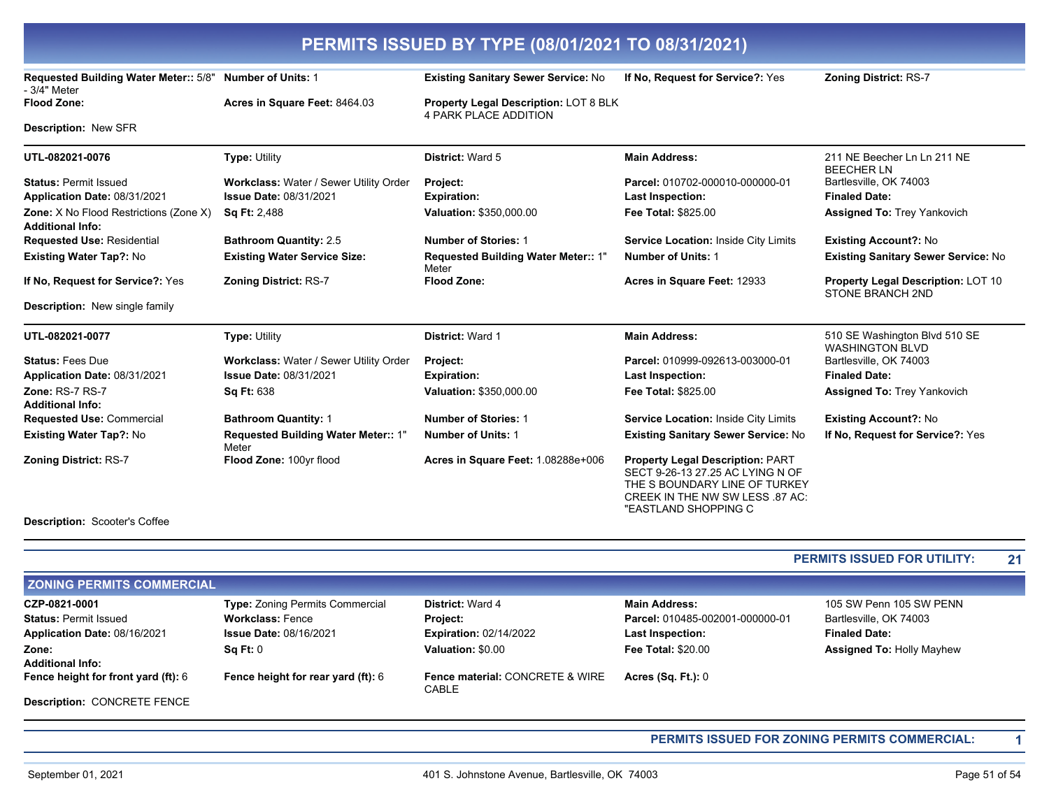# PERMITS ISSUED BY TYPE (08/01/2021 TO 08/31/2021)

**Requested Building Water Meter::** 5/8" - 3/4" Meter | **Number of Units:** 1 | **Existing Sanitary Sewer Service:** No | **If No, Request for Service?:** Yes | **Zoning District:** RS-7

**Flood Zone:** | **Acres in Square Feet:** 8464.03 | **Property Legal Description:** LOT 8 BLK 4 PARK PLACE ADDITION

**Description:** New SFR

---

| | | | | |
|---|---|---|---|---|
| **UTL-082021-0076** | **Type:** Utility | **District:** Ward 5 | **Main Address:** | 211 NE Beecher Ln Ln 211 NE BEECHER LN |
| **Status:** Permit Issued | **Workclass:** Water / Sewer Utility Order | **Project:** | **Parcel:** 010702-000010-000000-01 | Bartlesville, OK 74003 |
| **Application Date:** 08/31/2021 | **Issue Date:** 08/31/2021 | **Expiration:** | **Last Inspection:** | **Finaled Date:** |
| **Zone:** X No Flood Restrictions (Zone X) | **Sq Ft:** 2,488 | **Valuation:** $350,000.00 | **Fee Total:** $825.00 | **Assigned To:** Trey Yankovich |
| **Additional Info:** | | | | |
| **Requested Use:** Residential | **Bathroom Quantity:** 2.5 | **Number of Stories:** 1 | **Service Location:** Inside City Limits | **Existing Account?:** No |
| **Existing Water Tap?:** No | **Existing Water Service Size:** | **Requested Building Water Meter::** 1" Meter | **Number of Units:** 1 | **Existing Sanitary Sewer Service:** No |
| **If No, Request for Service?:** Yes | **Zoning District:** RS-7 | **Flood Zone:** | **Acres in Square Feet:** 12933 | **Property Legal Description:** LOT 10 STONE BRANCH 2ND |

**Description:** New single family

---

| | | | | |
|---|---|---|---|---|
| **UTL-082021-0077** | **Type:** Utility | **District:** Ward 1 | **Main Address:** | 510 SE Washington Blvd 510 SE WASHINGTON BLVD |
| **Status:** Fees Due | **Workclass:** Water / Sewer Utility Order | **Project:** | **Parcel:** 010999-092613-003000-01 | Bartlesville, OK 74003 |
| **Application Date:** 08/31/2021 | **Issue Date:** 08/31/2021 | **Expiration:** | **Last Inspection:** | **Finaled Date:** |
| **Zone:** RS-7 RS-7 | **Sq Ft:** 638 | **Valuation:** $350,000.00 | **Fee Total:** $825.00 | **Assigned To:** Trey Yankovich |
| **Additional Info:** | | | | |
| **Requested Use:** Commercial | **Bathroom Quantity:** 1 | **Number of Stories:** 1 | **Service Location:** Inside City Limits | **Existing Account?:** No |
| **Existing Water Tap?:** No | **Requested Building Water Meter::** 1" Meter | **Number of Units:** 1 | **Existing Sanitary Sewer Service:** No | **If No, Request for Service?:** Yes |
| **Zoning District:** RS-7 | **Flood Zone:** 100yr flood | **Acres in Square Feet:** 1.08288e+006 | **Property Legal Description:** PART SECT 9-26-13 27.25 AC LYING N OF THE S BOUNDARY LINE OF TURKEY CREEK IN THE NW SW LESS .87 AC: "EASTLAND SHOPPING C | |

**Description:** Scooter's Coffee

---

**PERMITS ISSUED FOR UTILITY: 21**

## ZONING PERMITS COMMERCIAL

| | | | | |
|---|---|---|---|---|
| **CZP-0821-0001** | **Type:** Zoning Permits Commercial | **District:** Ward 4 | **Main Address:** | 105 SW Penn 105 SW PENN |
| **Status:** Permit Issued | **Workclass:** Fence | **Project:** | **Parcel:** 010485-002001-000000-01 | Bartlesville, OK 74003 |
| **Application Date:** 08/16/2021 | **Issue Date:** 08/16/2021 | **Expiration:** 02/14/2022 | **Last Inspection:** | **Finaled Date:** |
| **Zone:** | **Sq Ft:** 0 | **Valuation:** $0.00 | **Fee Total:** $20.00 | **Assigned To:** Holly Mayhew |
| **Additional Info:** | | | | |
| **Fence height for front yard (ft):** 6 | **Fence height for rear yard (ft):** 6 | **Fence material:** CONCRETE & WIRE CABLE | **Acres (Sq. Ft.):** 0 | |

**Description:** CONCRETE FENCE

---

**PERMITS ISSUED FOR ZONING PERMITS COMMERCIAL: 1**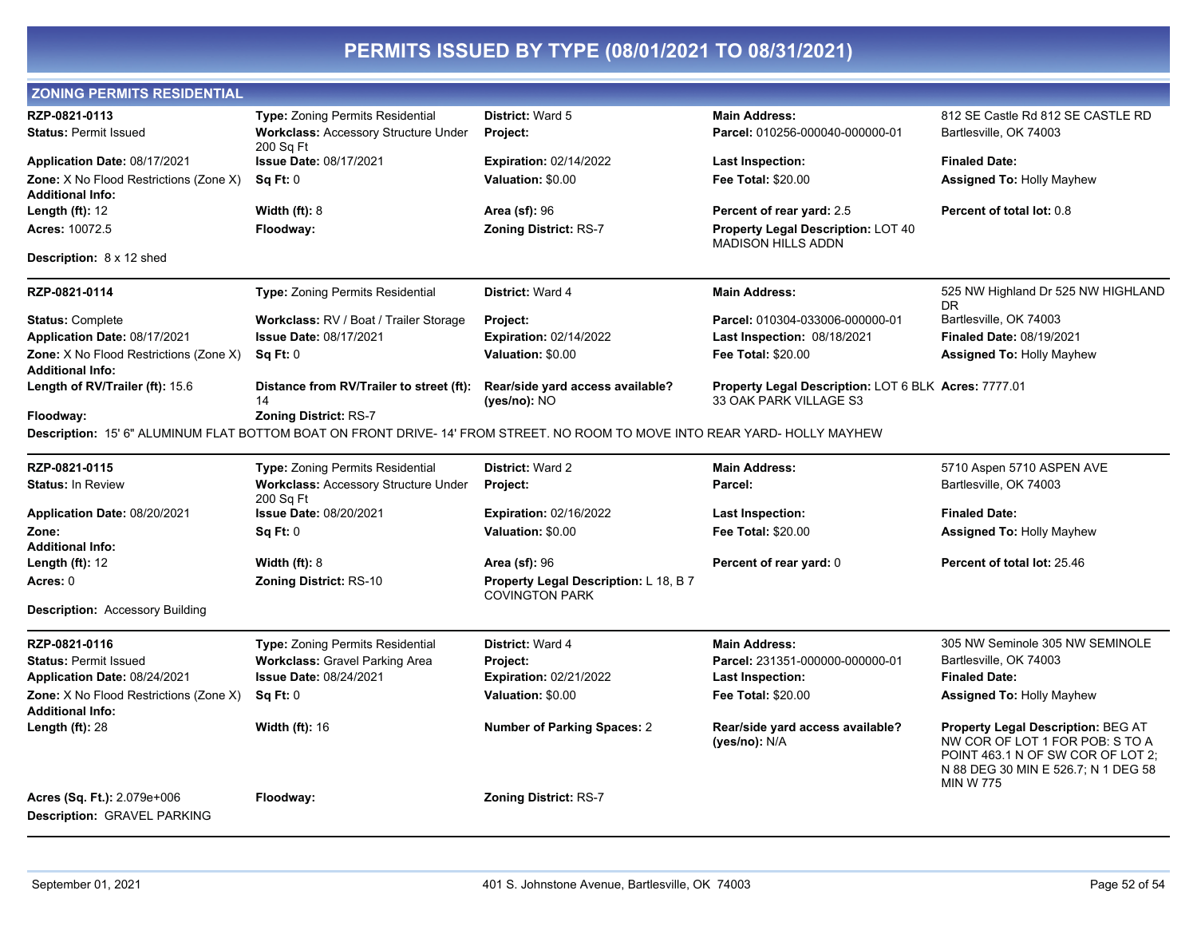# PERMITS ISSUED BY TYPE (08/01/2021 TO 08/31/2021)

## ZONING PERMITS RESIDENTIAL

**RZP-0821-0113**
**Status:** Permit Issued
**Application Date:** 08/17/2021
**Zone:** X No Flood Restrictions (Zone X)
**Additional Info:**
**Length (ft):** 12
**Acres:** 10072.5
**Description:** 8 x 12 shed

**Type:** Zoning Permits Residential
**Workclass:** Accessory Structure Under 200 Sq Ft
**Issue Date:** 08/17/2021
**Sq Ft:** 0
**Width (ft):** 8
**Floodway:**

**District:** Ward 5
**Project:**
**Expiration:** 02/14/2022
**Valuation:** $0.00
**Area (sf):** 96
**Zoning District:** RS-7

**Main Address:** 812 SE Castle Rd 812 SE CASTLE RD Bartlesville, OK 74003
**Parcel:** 010256-000040-000000-01
**Last Inspection:**
**Fee Total:** $20.00
**Percent of rear yard:** 2.5
**Property Legal Description:** LOT 40 MADISON HILLS ADDN

**Finaled Date:**
**Assigned To:** Holly Mayhew
**Percent of total lot:** 0.8

---

**RZP-0821-0114**
**Status:** Complete
**Application Date:** 08/17/2021
**Zone:** X No Flood Restrictions (Zone X)
**Additional Info:**
**Length of RV/Trailer (ft):** 15.6
**Floodway:**

**Type:** Zoning Permits Residential
**Workclass:** RV / Boat / Trailer Storage
**Issue Date:** 08/17/2021
**Sq Ft:** 0
**Distance from RV/Trailer to street (ft):** 14
**Zoning District:** RS-7

**District:** Ward 4
**Project:**
**Expiration:** 02/14/2022
**Valuation:** $0.00
**Rear/side yard access available? (yes/no):** NO

**Main Address:** 525 NW Highland Dr 525 NW HIGHLAND DR Bartlesville, OK 74003
**Parcel:** 010304-033006-000000-01
**Last Inspection:** 08/18/2021
**Fee Total:** $20.00
**Property Legal Description:** LOT 6 BLK 33 OAK PARK VILLAGE S3

**Finaled Date:** 08/19/2021
**Assigned To:** Holly Mayhew
**Acres:** 7777.01

**Description:** 15' 6" ALUMINUM FLAT BOTTOM BOAT ON FRONT DRIVE- 14' FROM STREET. NO ROOM TO MOVE INTO REAR YARD- HOLLY MAYHEW

---

**RZP-0821-0115**
**Status:** In Review
**Application Date:** 08/20/2021
**Zone:**
**Additional Info:**
**Length (ft):** 12
**Acres:** 0
**Description:** Accessory Building

**Type:** Zoning Permits Residential
**Workclass:** Accessory Structure Under 200 Sq Ft
**Issue Date:** 08/20/2021
**Sq Ft:** 0
**Width (ft):** 8
**Zoning District:** RS-10

**District:** Ward 2
**Project:**
**Expiration:** 02/16/2022
**Valuation:** $0.00
**Area (sf):** 96
**Property Legal Description:** L 18, B 7 COVINGTON PARK

**Main Address:** 5710 Aspen 5710 ASPEN AVE Bartlesville, OK 74003
**Parcel:**
**Last Inspection:**
**Fee Total:** $20.00
**Percent of rear yard:** 0

**Finaled Date:**
**Assigned To:** Holly Mayhew
**Percent of total lot:** 25.46

---

**RZP-0821-0116**
**Status:** Permit Issued
**Application Date:** 08/24/2021
**Zone:** X No Flood Restrictions (Zone X)
**Additional Info:**
**Length (ft):** 28
**Acres (Sq. Ft.):** 2.079e+006
**Description:** GRAVEL PARKING

**Type:** Zoning Permits Residential
**Workclass:** Gravel Parking Area
**Issue Date:** 08/24/2021
**Sq Ft:** 0
**Width (ft):** 16
**Floodway:**

**District:** Ward 4
**Project:**
**Expiration:** 02/21/2022
**Valuation:** $0.00
**Number of Parking Spaces:** 2
**Zoning District:** RS-7

**Main Address:** 305 NW Seminole 305 NW SEMINOLE Bartlesville, OK 74003
**Parcel:** 231351-000000-000000-01
**Last Inspection:**
**Fee Total:** $20.00
**Rear/side yard access available? (yes/no):** N/A

**Finaled Date:**
**Assigned To:** Holly Mayhew
**Property Legal Description:** BEG AT NW COR OF LOT 1 FOR POB: S TO A POINT 463.1 N OF SW COR OF LOT 2; N 88 DEG 30 MIN E 526.7; N 1 DEG 58 MIN W 775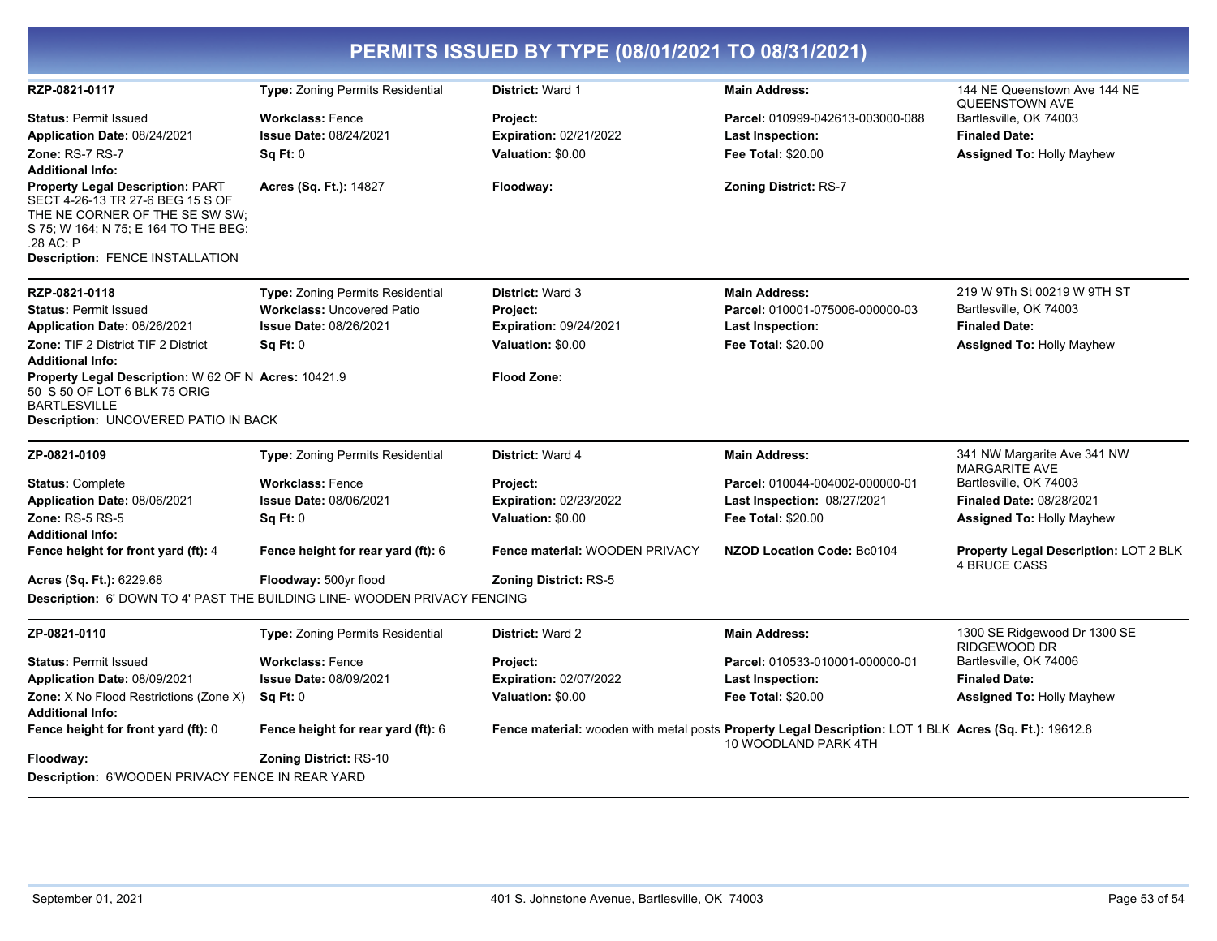# PERMITS ISSUED BY TYPE (08/01/2021 TO 08/31/2021)

**RZP-0821-0117** | **Type:** Zoning Permits Residential | **District:** Ward 1 | **Main Address:** 144 NE Queenstown Ave 144 NE QUEENSTOWN AVE Bartlesville, OK 74003

**Status:** Permit Issued
**Workclass:** Fence
**Project:**
**Parcel:** 010999-042613-003000-088
**Application Date:** 08/24/2021
**Issue Date:** 08/24/2021
**Expiration:** 02/21/2022
**Last Inspection:**
**Finaled Date:**
**Zone:** RS-7 RS-7
**Sq Ft:** 0
**Valuation:** $0.00
**Fee Total:** $20.00
**Assigned To:** Holly Mayhew
**Additional Info:**
**Property Legal Description:** PART SECT 4-26-13 TR 27-6 BEG 15 S OF THE NE CORNER OF THE SE SW SW; S 75; W 164; N 75; E 164 TO THE BEG: .28 AC: P
**Acres (Sq. Ft.):** 14827
**Floodway:**
**Zoning District:** RS-7
**Description:** FENCE INSTALLATION

---

**RZP-0821-0118** | **Type:** Zoning Permits Residential | **District:** Ward 3 | **Main Address:** 219 W 9Th St 00219 W 9TH ST Bartlesville, OK 74003

**Status:** Permit Issued
**Workclass:** Uncovered Patio
**Project:**
**Parcel:** 010001-075006-000000-03
**Application Date:** 08/26/2021
**Issue Date:** 08/26/2021
**Expiration:** 09/24/2021
**Last Inspection:**
**Finaled Date:**
**Zone:** TIF 2 District TIF 2 District
**Sq Ft:** 0
**Valuation:** $0.00
**Fee Total:** $20.00
**Assigned To:** Holly Mayhew
**Additional Info:**
**Property Legal Description:** W 62 OF N 50 S 50 OF LOT 6 BLK 75 ORIG BARTLESVILLE
**Acres:** 10421.9
**Flood Zone:**
**Description:** UNCOVERED PATIO IN BACK

---

**ZP-0821-0109** | **Type:** Zoning Permits Residential | **District:** Ward 4 | **Main Address:** 341 NW Margarite Ave 341 NW MARGARITE AVE Bartlesville, OK 74003

**Status:** Complete
**Workclass:** Fence
**Project:**
**Parcel:** 010044-004002-000000-01
**Application Date:** 08/06/2021
**Issue Date:** 08/06/2021
**Expiration:** 02/23/2022
**Last Inspection:** 08/27/2021
**Finaled Date:** 08/28/2021
**Zone:** RS-5 RS-5
**Sq Ft:** 0
**Valuation:** $0.00
**Fee Total:** $20.00
**Assigned To:** Holly Mayhew
**Additional Info:**
**Fence height for front yard (ft):** 4
**Fence height for rear yard (ft):** 6
**Fence material:** WOODEN PRIVACY
**NZOD Location Code:** Bc0104
**Property Legal Description:** LOT 2 BLK 4 BRUCE CASS
**Acres (Sq. Ft.):** 6229.68
**Floodway:** 500yr flood
**Zoning District:** RS-5
**Description:** 6' DOWN TO 4' PAST THE BUILDING LINE- WOODEN PRIVACY FENCING

---

**ZP-0821-0110** | **Type:** Zoning Permits Residential | **District:** Ward 2 | **Main Address:** 1300 SE Ridgewood Dr 1300 SE RIDGEWOOD DR Bartlesville, OK 74006

**Status:** Permit Issued
**Workclass:** Fence
**Project:**
**Parcel:** 010533-010001-000000-01
**Application Date:** 08/09/2021
**Issue Date:** 08/09/2021
**Expiration:** 02/07/2022
**Last Inspection:**
**Finaled Date:**
**Zone:** X No Flood Restrictions (Zone X)
**Sq Ft:** 0
**Valuation:** $0.00
**Fee Total:** $20.00
**Assigned To:** Holly Mayhew
**Additional Info:**
**Fence height for front yard (ft):** 0
**Fence height for rear yard (ft):** 6
**Fence material:** wooden with metal posts
**Property Legal Description:** LOT 1 BLK 10 WOODLAND PARK 4TH
**Acres (Sq. Ft.):** 19612.8
**Floodway:**
**Zoning District:** RS-10
**Description:** 6'WOODEN PRIVACY FENCE IN REAR YARD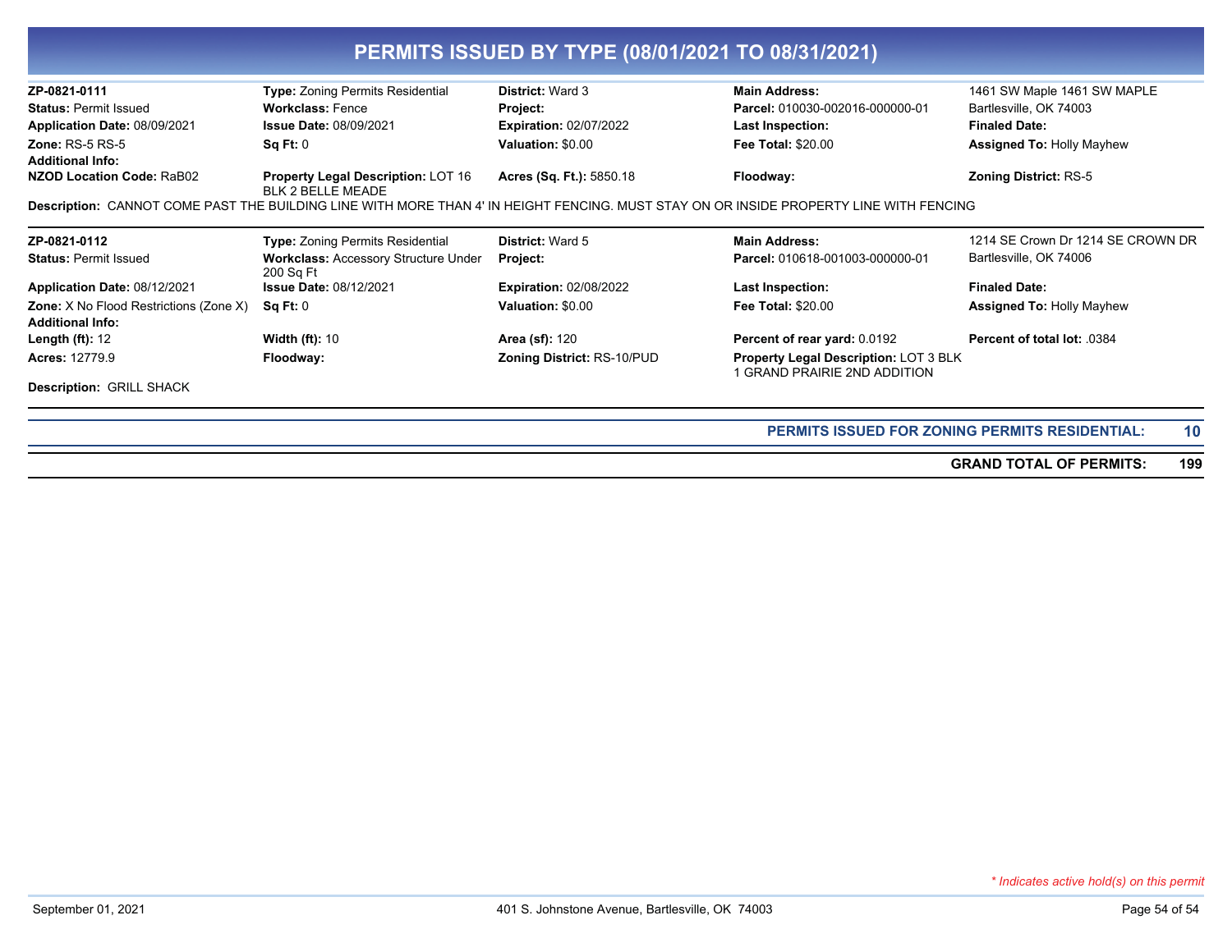# PERMITS ISSUED BY TYPE (08/01/2021 TO 08/31/2021)

| | | | | |
|---|---|---|---|---|
| **ZP-0821-0111** | **Type:** Zoning Permits Residential | **District:** Ward 3 | **Main Address:** | 1461 SW Maple 1461 SW MAPLE |
| **Status:** Permit Issued | **Workclass:** Fence | **Project:** | **Parcel:** 010030-002016-000000-01 | Bartlesville, OK 74003 |
| **Application Date:** 08/09/2021 | **Issue Date:** 08/09/2021 | **Expiration:** 02/07/2022 | **Last Inspection:** | **Finaled Date:** |
| **Zone:** RS-5 RS-5 | **Sq Ft:** 0 | **Valuation:** $0.00 | **Fee Total:** $20.00 | **Assigned To:** Holly Mayhew |
| **Additional Info:** | | | | |
| **NZOD Location Code:** RaB02 | **Property Legal Description:** LOT 16 BLK 2 BELLE MEADE | **Acres (Sq. Ft.):** 5850.18 | **Floodway:** | **Zoning District:** RS-5 |

**Description:** CANNOT COME PAST THE BUILDING LINE WITH MORE THAN 4' IN HEIGHT FENCING. MUST STAY ON OR INSIDE PROPERTY LINE WITH FENCING

| | | | | |
|---|---|---|---|---|
| **ZP-0821-0112** | **Type:** Zoning Permits Residential | **District:** Ward 5 | **Main Address:** | 1214 SE Crown Dr 1214 SE CROWN DR |
| **Status:** Permit Issued | **Workclass:** Accessory Structure Under 200 Sq Ft | **Project:** | **Parcel:** 010618-001003-000000-01 | Bartlesville, OK 74006 |
| **Application Date:** 08/12/2021 | **Issue Date:** 08/12/2021 | **Expiration:** 02/08/2022 | **Last Inspection:** | **Finaled Date:** |
| **Zone:** X No Flood Restrictions (Zone X) | **Sq Ft:** 0 | **Valuation:** $0.00 | **Fee Total:** $20.00 | **Assigned To:** Holly Mayhew |
| **Additional Info:** | | | | |
| **Length (ft):** 12 | **Width (ft):** 10 | **Area (sf):** 120 | **Percent of rear yard:** 0.0192 | **Percent of total lot:** .0384 |
| **Acres:** 12779.9 | **Floodway:** | **Zoning District:** RS-10/PUD | **Property Legal Description:** LOT 3 BLK 1 GRAND PRAIRIE 2ND ADDITION | |

**Description:** GRILL SHACK

**PERMITS ISSUED FOR ZONING PERMITS RESIDENTIAL: 10**

**GRAND TOTAL OF PERMITS: 199**

*\* Indicates active hold(s) on this permit*

September 01, 2021 — 401 S. Johnstone Avenue, Bartlesville, OK 74003